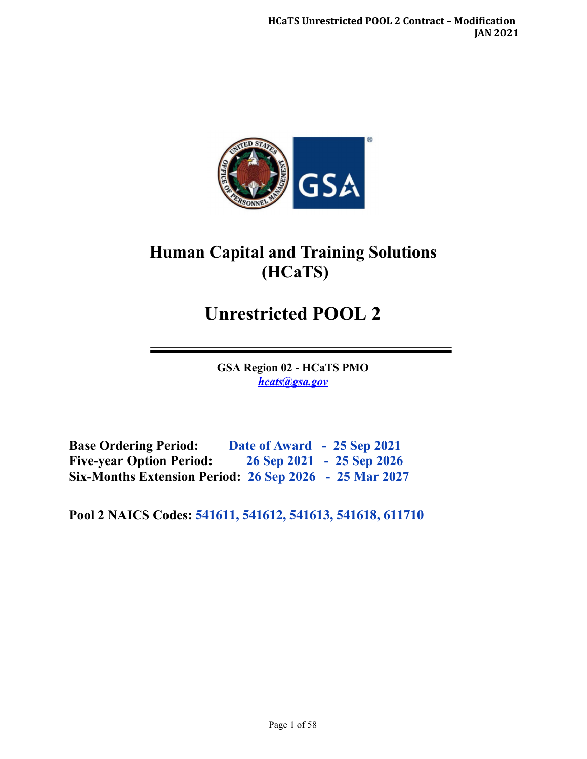# Human Capital and Training Solutions (HCaTS)

# Unrestricted POOL 2

**GSA Region 02 - HCaTS PMO**
*hcats@gsa.gov*

**Base Ordering Period:** Date of Award - 25 Sep 2021
**Five-year Option Period:** 26 Sep 2021 - 25 Sep 2026
**Six-Months Extension Period:** 26 Sep 2026 - 25 Mar 2027

**Pool 2 NAICS Codes:** 541611, 541612, 541613, 541618, 611710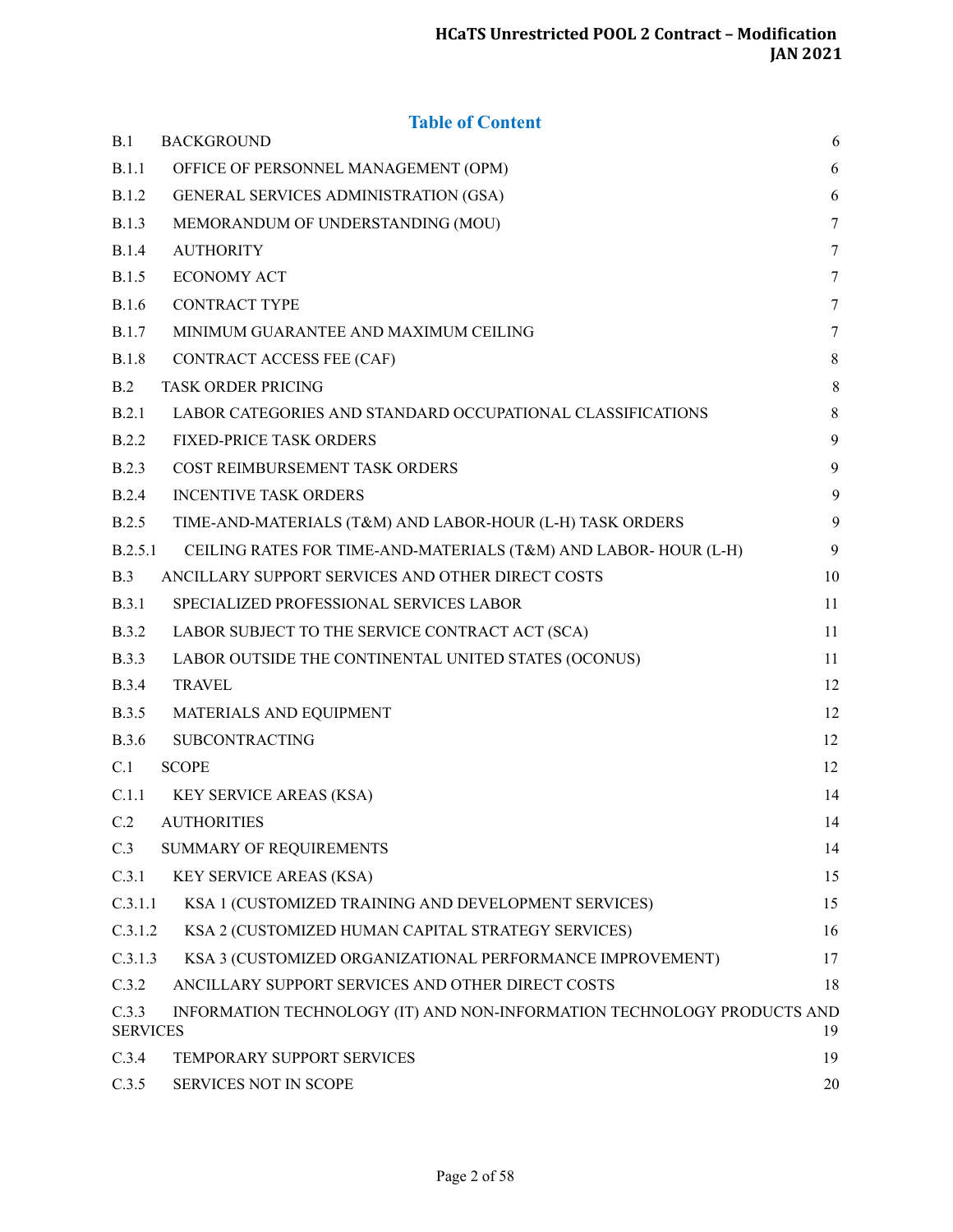## Table of Content

| | | |
|---|---|---|
| B.1 | BACKGROUND | 6 |
| B.1.1 | OFFICE OF PERSONNEL MANAGEMENT (OPM) | 6 |
| B.1.2 | GENERAL SERVICES ADMINISTRATION (GSA) | 6 |
| B.1.3 | MEMORANDUM OF UNDERSTANDING (MOU) | 7 |
| B.1.4 | AUTHORITY | 7 |
| B.1.5 | ECONOMY ACT | 7 |
| B.1.6 | CONTRACT TYPE | 7 |
| B.1.7 | MINIMUM GUARANTEE AND MAXIMUM CEILING | 7 |
| B.1.8 | CONTRACT ACCESS FEE (CAF) | 8 |
| B.2 | TASK ORDER PRICING | 8 |
| B.2.1 | LABOR CATEGORIES AND STANDARD OCCUPATIONAL CLASSIFICATIONS | 8 |
| B.2.2 | FIXED-PRICE TASK ORDERS | 9 |
| B.2.3 | COST REIMBURSEMENT TASK ORDERS | 9 |
| B.2.4 | INCENTIVE TASK ORDERS | 9 |
| B.2.5 | TIME-AND-MATERIALS (T&M) AND LABOR-HOUR (L-H) TASK ORDERS | 9 |
| B.2.5.1 | CEILING RATES FOR TIME-AND-MATERIALS (T&M) AND LABOR- HOUR (L-H) | 9 |
| B.3 | ANCILLARY SUPPORT SERVICES AND OTHER DIRECT COSTS | 10 |
| B.3.1 | SPECIALIZED PROFESSIONAL SERVICES LABOR | 11 |
| B.3.2 | LABOR SUBJECT TO THE SERVICE CONTRACT ACT (SCA) | 11 |
| B.3.3 | LABOR OUTSIDE THE CONTINENTAL UNITED STATES (OCONUS) | 11 |
| B.3.4 | TRAVEL | 12 |
| B.3.5 | MATERIALS AND EQUIPMENT | 12 |
| B.3.6 | SUBCONTRACTING | 12 |
| C.1 | SCOPE | 12 |
| C.1.1 | KEY SERVICE AREAS (KSA) | 14 |
| C.2 | AUTHORITIES | 14 |
| C.3 | SUMMARY OF REQUIREMENTS | 14 |
| C.3.1 | KEY SERVICE AREAS (KSA) | 15 |
| C.3.1.1 | KSA 1 (CUSTOMIZED TRAINING AND DEVELOPMENT SERVICES) | 15 |
| C.3.1.2 | KSA 2 (CUSTOMIZED HUMAN CAPITAL STRATEGY SERVICES) | 16 |
| C.3.1.3 | KSA 3 (CUSTOMIZED ORGANIZATIONAL PERFORMANCE IMPROVEMENT) | 17 |
| C.3.2 | ANCILLARY SUPPORT SERVICES AND OTHER DIRECT COSTS | 18 |
| C.3.3 | INFORMATION TECHNOLOGY (IT) AND NON-INFORMATION TECHNOLOGY PRODUCTS AND SERVICES | 19 |
| C.3.4 | TEMPORARY SUPPORT SERVICES | 19 |
| C.3.5 | SERVICES NOT IN SCOPE | 20 |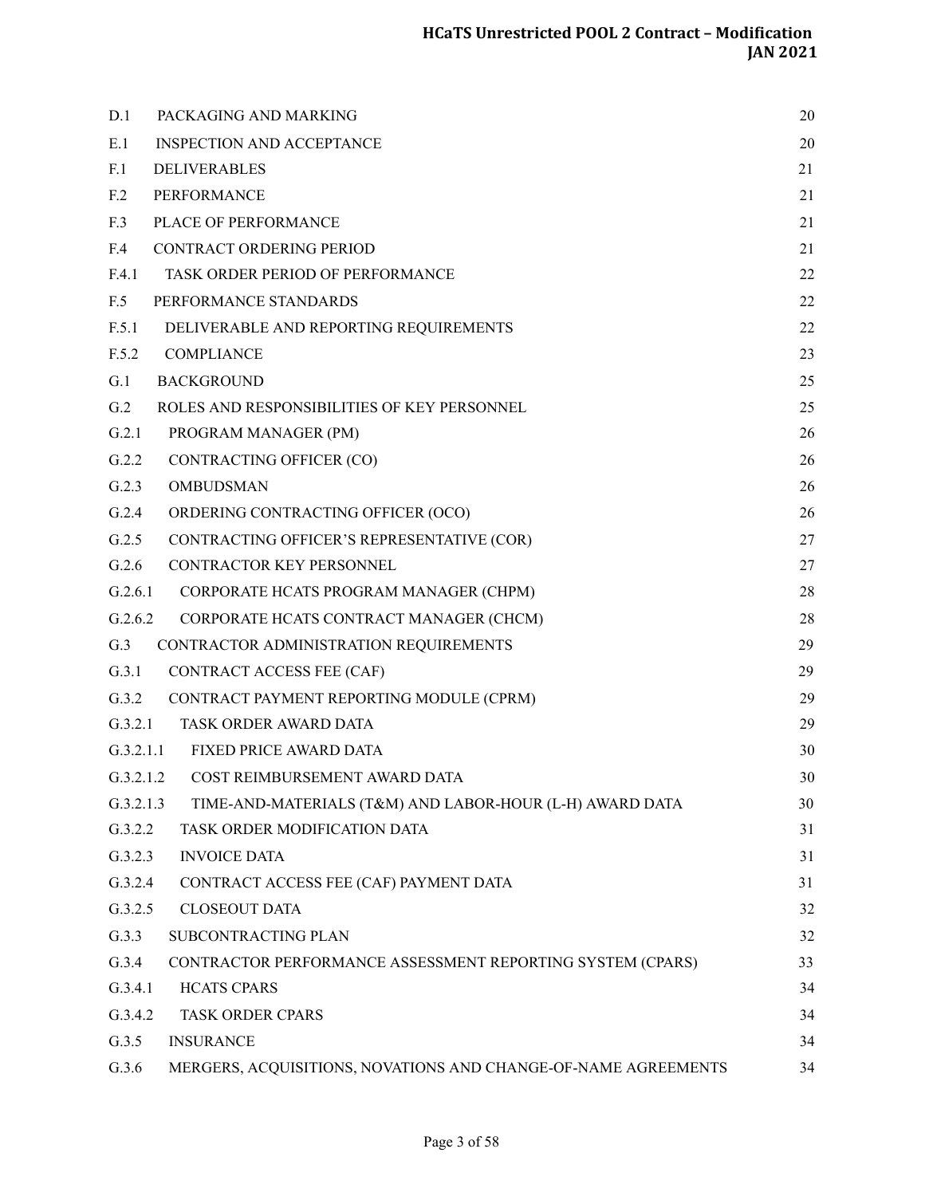| | | |
|---|---|---|
| D.1 | PACKAGING AND MARKING | 20 |
| E.1 | INSPECTION AND ACCEPTANCE | 20 |
| F.1 | DELIVERABLES | 21 |
| F.2 | PERFORMANCE | 21 |
| F.3 | PLACE OF PERFORMANCE | 21 |
| F.4 | CONTRACT ORDERING PERIOD | 21 |
| F.4.1 | TASK ORDER PERIOD OF PERFORMANCE | 22 |
| F.5 | PERFORMANCE STANDARDS | 22 |
| F.5.1 | DELIVERABLE AND REPORTING REQUIREMENTS | 22 |
| F.5.2 | COMPLIANCE | 23 |
| G.1 | BACKGROUND | 25 |
| G.2 | ROLES AND RESPONSIBILITIES OF KEY PERSONNEL | 25 |
| G.2.1 | PROGRAM MANAGER (PM) | 26 |
| G.2.2 | CONTRACTING OFFICER (CO) | 26 |
| G.2.3 | OMBUDSMAN | 26 |
| G.2.4 | ORDERING CONTRACTING OFFICER (OCO) | 26 |
| G.2.5 | CONTRACTING OFFICER'S REPRESENTATIVE (COR) | 27 |
| G.2.6 | CONTRACTOR KEY PERSONNEL | 27 |
| G.2.6.1 | CORPORATE HCATS PROGRAM MANAGER (CHPM) | 28 |
| G.2.6.2 | CORPORATE HCATS CONTRACT MANAGER (CHCM) | 28 |
| G.3 | CONTRACTOR ADMINISTRATION REQUIREMENTS | 29 |
| G.3.1 | CONTRACT ACCESS FEE (CAF) | 29 |
| G.3.2 | CONTRACT PAYMENT REPORTING MODULE (CPRM) | 29 |
| G.3.2.1 | TASK ORDER AWARD DATA | 29 |
| G.3.2.1.1 | FIXED PRICE AWARD DATA | 30 |
| G.3.2.1.2 | COST REIMBURSEMENT AWARD DATA | 30 |
| G.3.2.1.3 | TIME-AND-MATERIALS (T&M) AND LABOR-HOUR (L-H) AWARD DATA | 30 |
| G.3.2.2 | TASK ORDER MODIFICATION DATA | 31 |
| G.3.2.3 | INVOICE DATA | 31 |
| G.3.2.4 | CONTRACT ACCESS FEE (CAF) PAYMENT DATA | 31 |
| G.3.2.5 | CLOSEOUT DATA | 32 |
| G.3.3 | SUBCONTRACTING PLAN | 32 |
| G.3.4 | CONTRACTOR PERFORMANCE ASSESSMENT REPORTING SYSTEM (CPARS) | 33 |
| G.3.4.1 | HCATS CPARS | 34 |
| G.3.4.2 | TASK ORDER CPARS | 34 |
| G.3.5 | INSURANCE | 34 |
| G.3.6 | MERGERS, ACQUISITIONS, NOVATIONS AND CHANGE-OF-NAME AGREEMENTS | 34 |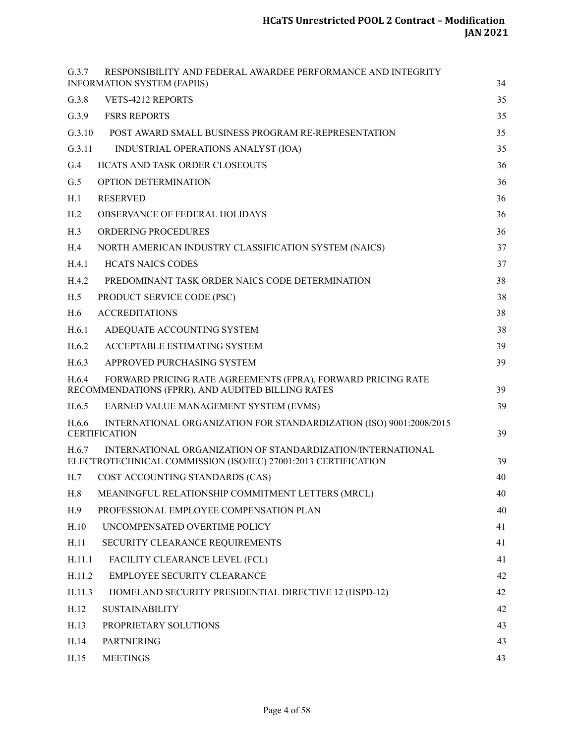| | | |
|---|---|---|
| G.3.7 | RESPONSIBILITY AND FEDERAL AWARDEE PERFORMANCE AND INTEGRITY INFORMATION SYSTEM (FAPIIS) | 34 |
| G.3.8 | VETS-4212 REPORTS | 35 |
| G.3.9 | FSRS REPORTS | 35 |
| G.3.10 | POST AWARD SMALL BUSINESS PROGRAM RE-REPRESENTATION | 35 |
| G.3.11 | INDUSTRIAL OPERATIONS ANALYST (IOA) | 35 |
| G.4 | HCATS AND TASK ORDER CLOSEOUTS | 36 |
| G.5 | OPTION DETERMINATION | 36 |
| H.1 | RESERVED | 36 |
| H.2 | OBSERVANCE OF FEDERAL HOLIDAYS | 36 |
| H.3 | ORDERING PROCEDURES | 36 |
| H.4 | NORTH AMERICAN INDUSTRY CLASSIFICATION SYSTEM (NAICS) | 37 |
| H.4.1 | HCATS NAICS CODES | 37 |
| H.4.2 | PREDOMINANT TASK ORDER NAICS CODE DETERMINATION | 38 |
| H.5 | PRODUCT SERVICE CODE (PSC) | 38 |
| H.6 | ACCREDITATIONS | 38 |
| H.6.1 | ADEQUATE ACCOUNTING SYSTEM | 38 |
| H.6.2 | ACCEPTABLE ESTIMATING SYSTEM | 39 |
| H.6.3 | APPROVED PURCHASING SYSTEM | 39 |
| H.6.4 | FORWARD PRICING RATE AGREEMENTS (FPRA), FORWARD PRICING RATE RECOMMENDATIONS (FPRR), AND AUDITED BILLING RATES | 39 |
| H.6.5 | EARNED VALUE MANAGEMENT SYSTEM (EVMS) | 39 |
| H.6.6 | INTERNATIONAL ORGANIZATION FOR STANDARDIZATION (ISO) 9001:2008/2015 CERTIFICATION | 39 |
| H.6.7 | INTERNATIONAL ORGANIZATION OF STANDARDIZATION/INTERNATIONAL ELECTROTECHNICAL COMMISSION (ISO/IEC) 27001:2013 CERTIFICATION | 39 |
| H.7 | COST ACCOUNTING STANDARDS (CAS) | 40 |
| H.8 | MEANINGFUL RELATIONSHIP COMMITMENT LETTERS (MRCL) | 40 |
| H.9 | PROFESSIONAL EMPLOYEE COMPENSATION PLAN | 40 |
| H.10 | UNCOMPENSATED OVERTIME POLICY | 41 |
| H.11 | SECURITY CLEARANCE REQUIREMENTS | 41 |
| H.11.1 | FACILITY CLEARANCE LEVEL (FCL) | 41 |
| H.11.2 | EMPLOYEE SECURITY CLEARANCE | 42 |
| H.11.3 | HOMELAND SECURITY PRESIDENTIAL DIRECTIVE 12 (HSPD-12) | 42 |
| H.12 | SUSTAINABILITY | 42 |
| H.13 | PROPRIETARY SOLUTIONS | 43 |
| H.14 | PARTNERING | 43 |
| H.15 | MEETINGS | 43 |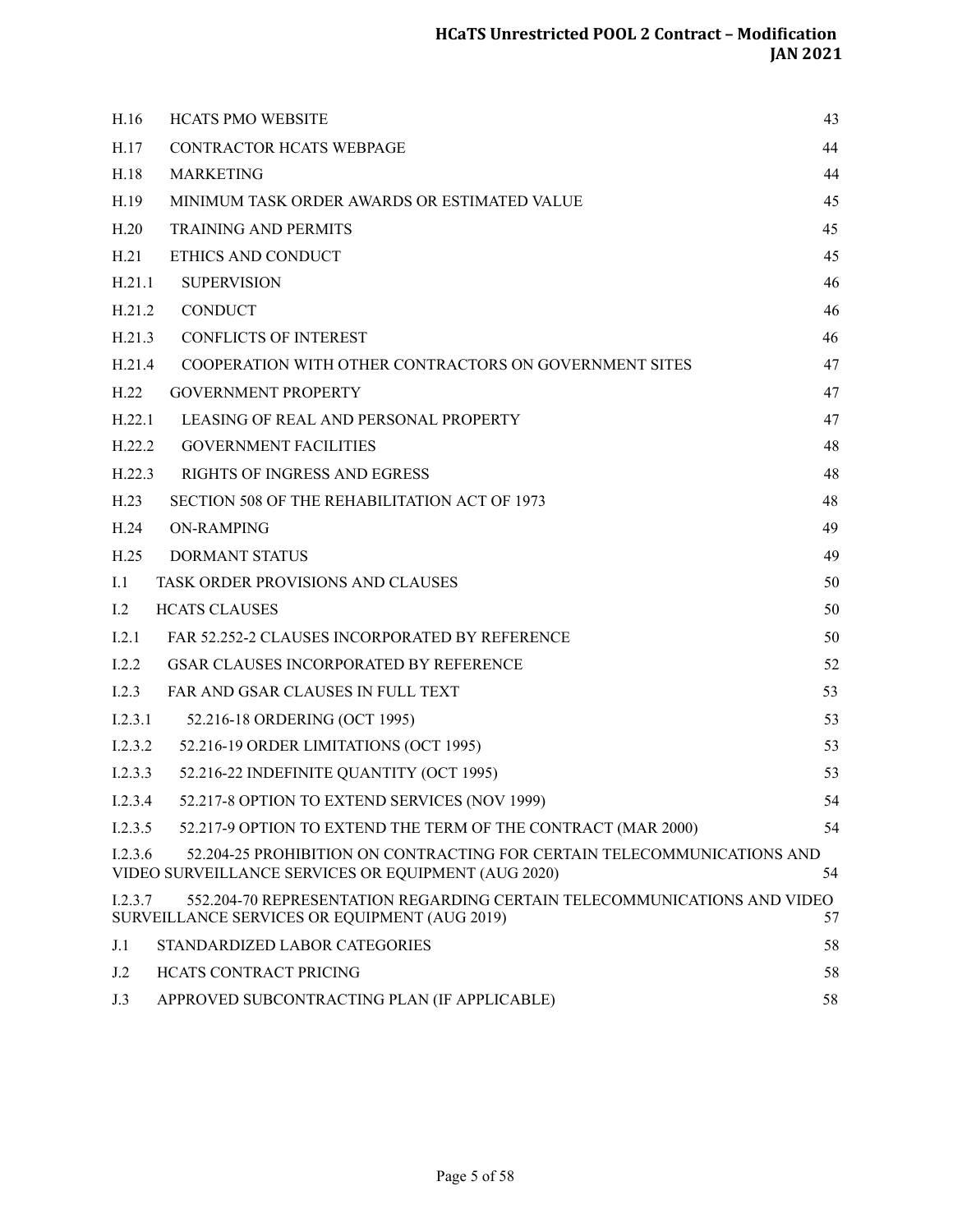| | | |
|---|---|---|
| H.16 | HCATS PMO WEBSITE | 43 |
| H.17 | CONTRACTOR HCATS WEBPAGE | 44 |
| H.18 | MARKETING | 44 |
| H.19 | MINIMUM TASK ORDER AWARDS OR ESTIMATED VALUE | 45 |
| H.20 | TRAINING AND PERMITS | 45 |
| H.21 | ETHICS AND CONDUCT | 45 |
| H.21.1 | SUPERVISION | 46 |
| H.21.2 | CONDUCT | 46 |
| H.21.3 | CONFLICTS OF INTEREST | 46 |
| H.21.4 | COOPERATION WITH OTHER CONTRACTORS ON GOVERNMENT SITES | 47 |
| H.22 | GOVERNMENT PROPERTY | 47 |
| H.22.1 | LEASING OF REAL AND PERSONAL PROPERTY | 47 |
| H.22.2 | GOVERNMENT FACILITIES | 48 |
| H.22.3 | RIGHTS OF INGRESS AND EGRESS | 48 |
| H.23 | SECTION 508 OF THE REHABILITATION ACT OF 1973 | 48 |
| H.24 | ON-RAMPING | 49 |
| H.25 | DORMANT STATUS | 49 |
| I.1 | TASK ORDER PROVISIONS AND CLAUSES | 50 |
| I.2 | HCATS CLAUSES | 50 |
| I.2.1 | FAR 52.252-2 CLAUSES INCORPORATED BY REFERENCE | 50 |
| I.2.2 | GSAR CLAUSES INCORPORATED BY REFERENCE | 52 |
| I.2.3 | FAR AND GSAR CLAUSES IN FULL TEXT | 53 |
| I.2.3.1 | 52.216-18 ORDERING (OCT 1995) | 53 |
| I.2.3.2 | 52.216-19 ORDER LIMITATIONS (OCT 1995) | 53 |
| I.2.3.3 | 52.216-22 INDEFINITE QUANTITY (OCT 1995) | 53 |
| I.2.3.4 | 52.217-8 OPTION TO EXTEND SERVICES (NOV 1999) | 54 |
| I.2.3.5 | 52.217-9 OPTION TO EXTEND THE TERM OF THE CONTRACT (MAR 2000) | 54 |
| I.2.3.6 | 52.204-25 PROHIBITION ON CONTRACTING FOR CERTAIN TELECOMMUNICATIONS AND VIDEO SURVEILLANCE SERVICES OR EQUIPMENT (AUG 2020) | 54 |
| I.2.3.7 | 552.204-70 REPRESENTATION REGARDING CERTAIN TELECOMMUNICATIONS AND VIDEO SURVEILLANCE SERVICES OR EQUIPMENT (AUG 2019) | 57 |
| J.1 | STANDARDIZED LABOR CATEGORIES | 58 |
| J.2 | HCATS CONTRACT PRICING | 58 |
| J.3 | APPROVED SUBCONTRACTING PLAN (IF APPLICABLE) | 58 |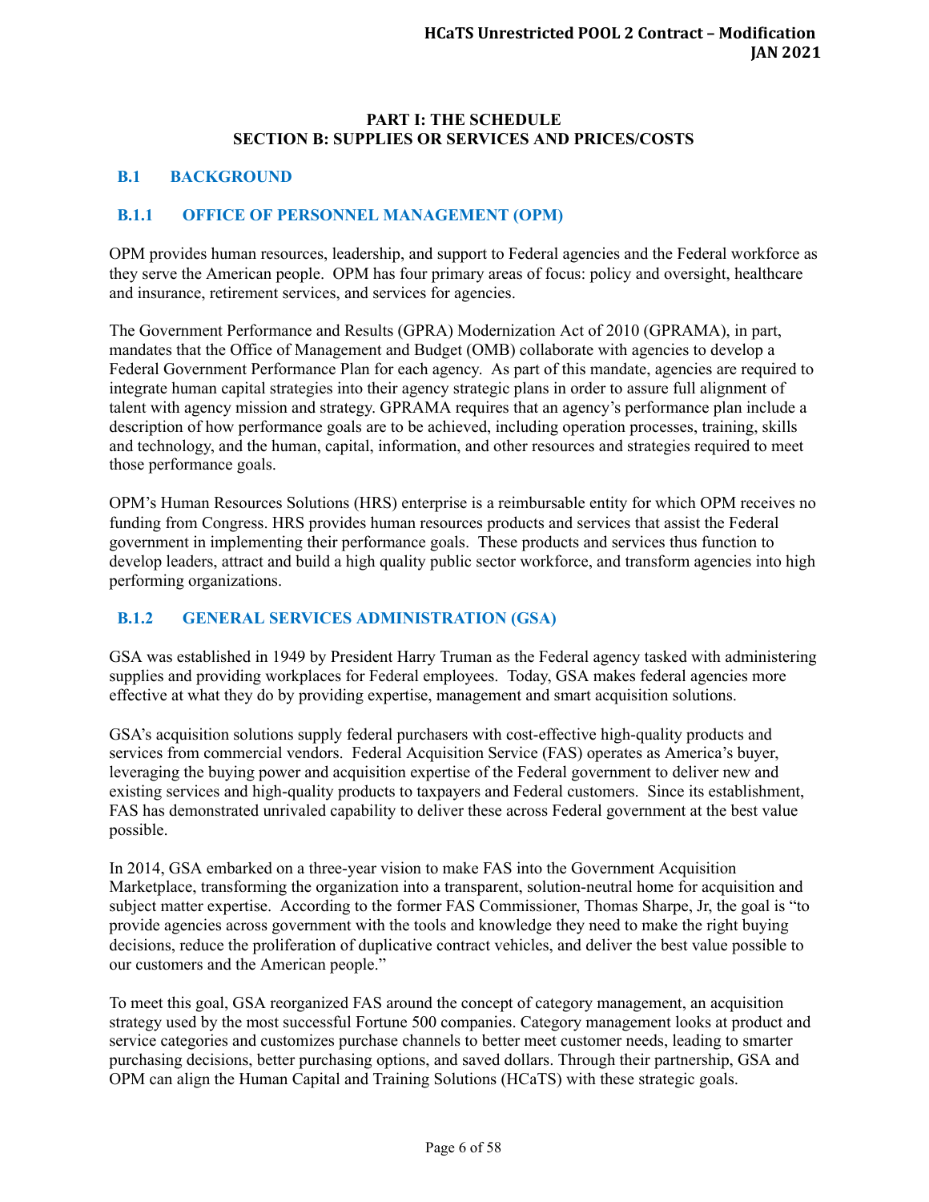# PART I: THE SCHEDULE
# SECTION B: SUPPLIES OR SERVICES AND PRICES/COSTS

## B.1 BACKGROUND

### B.1.1 OFFICE OF PERSONNEL MANAGEMENT (OPM)

OPM provides human resources, leadership, and support to Federal agencies and the Federal workforce as they serve the American people. OPM has four primary areas of focus: policy and oversight, healthcare and insurance, retirement services, and services for agencies.

The Government Performance and Results (GPRA) Modernization Act of 2010 (GPRAMA), in part, mandates that the Office of Management and Budget (OMB) collaborate with agencies to develop a Federal Government Performance Plan for each agency. As part of this mandate, agencies are required to integrate human capital strategies into their agency strategic plans in order to assure full alignment of talent with agency mission and strategy. GPRAMA requires that an agency's performance plan include a description of how performance goals are to be achieved, including operation processes, training, skills and technology, and the human, capital, information, and other resources and strategies required to meet those performance goals.

OPM's Human Resources Solutions (HRS) enterprise is a reimbursable entity for which OPM receives no funding from Congress. HRS provides human resources products and services that assist the Federal government in implementing their performance goals. These products and services thus function to develop leaders, attract and build a high quality public sector workforce, and transform agencies into high performing organizations.

### B.1.2 GENERAL SERVICES ADMINISTRATION (GSA)

GSA was established in 1949 by President Harry Truman as the Federal agency tasked with administering supplies and providing workplaces for Federal employees. Today, GSA makes federal agencies more effective at what they do by providing expertise, management and smart acquisition solutions.

GSA's acquisition solutions supply federal purchasers with cost-effective high-quality products and services from commercial vendors. Federal Acquisition Service (FAS) operates as America's buyer, leveraging the buying power and acquisition expertise of the Federal government to deliver new and existing services and high-quality products to taxpayers and Federal customers. Since its establishment, FAS has demonstrated unrivaled capability to deliver these across Federal government at the best value possible.

In 2014, GSA embarked on a three-year vision to make FAS into the Government Acquisition Marketplace, transforming the organization into a transparent, solution-neutral home for acquisition and subject matter expertise. According to the former FAS Commissioner, Thomas Sharpe, Jr, the goal is "to provide agencies across government with the tools and knowledge they need to make the right buying decisions, reduce the proliferation of duplicative contract vehicles, and deliver the best value possible to our customers and the American people."

To meet this goal, GSA reorganized FAS around the concept of category management, an acquisition strategy used by the most successful Fortune 500 companies. Category management looks at product and service categories and customizes purchase channels to better meet customer needs, leading to smarter purchasing decisions, better purchasing options, and saved dollars. Through their partnership, GSA and OPM can align the Human Capital and Training Solutions (HCaTS) with these strategic goals.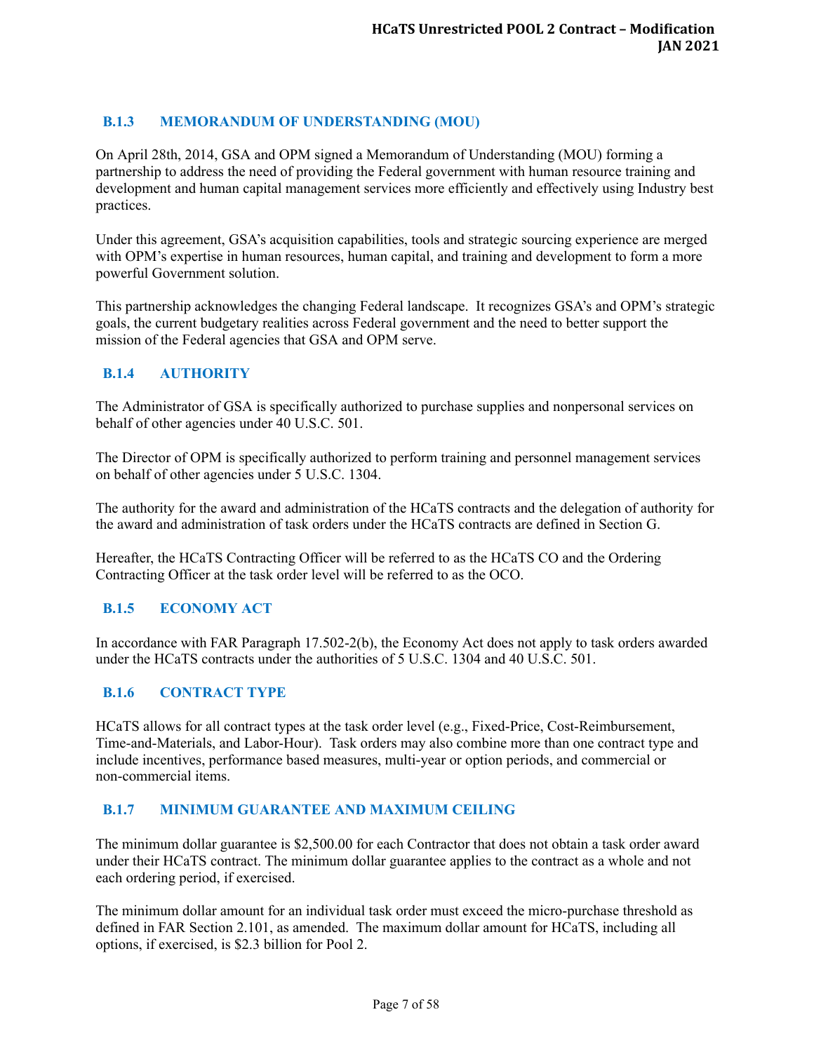### B.1.3 MEMORANDUM OF UNDERSTANDING (MOU)

On April 28th, 2014, GSA and OPM signed a Memorandum of Understanding (MOU) forming a partnership to address the need of providing the Federal government with human resource training and development and human capital management services more efficiently and effectively using Industry best practices.

Under this agreement, GSA's acquisition capabilities, tools and strategic sourcing experience are merged with OPM's expertise in human resources, human capital, and training and development to form a more powerful Government solution.

This partnership acknowledges the changing Federal landscape. It recognizes GSA's and OPM's strategic goals, the current budgetary realities across Federal government and the need to better support the mission of the Federal agencies that GSA and OPM serve.

### B.1.4 AUTHORITY

The Administrator of GSA is specifically authorized to purchase supplies and nonpersonal services on behalf of other agencies under 40 U.S.C. 501.

The Director of OPM is specifically authorized to perform training and personnel management services on behalf of other agencies under 5 U.S.C. 1304.

The authority for the award and administration of the HCaTS contracts and the delegation of authority for the award and administration of task orders under the HCaTS contracts are defined in Section G.

Hereafter, the HCaTS Contracting Officer will be referred to as the HCaTS CO and the Ordering Contracting Officer at the task order level will be referred to as the OCO.

### B.1.5 ECONOMY ACT

In accordance with FAR Paragraph 17.502-2(b), the Economy Act does not apply to task orders awarded under the HCaTS contracts under the authorities of 5 U.S.C. 1304 and 40 U.S.C. 501.

### B.1.6 CONTRACT TYPE

HCaTS allows for all contract types at the task order level (e.g., Fixed-Price, Cost-Reimbursement, Time-and-Materials, and Labor-Hour). Task orders may also combine more than one contract type and include incentives, performance based measures, multi-year or option periods, and commercial or non-commercial items.

### B.1.7 MINIMUM GUARANTEE AND MAXIMUM CEILING

The minimum dollar guarantee is $2,500.00 for each Contractor that does not obtain a task order award under their HCaTS contract. The minimum dollar guarantee applies to the contract as a whole and not each ordering period, if exercised.

The minimum dollar amount for an individual task order must exceed the micro-purchase threshold as defined in FAR Section 2.101, as amended. The maximum dollar amount for HCaTS, including all options, if exercised, is $2.3 billion for Pool 2.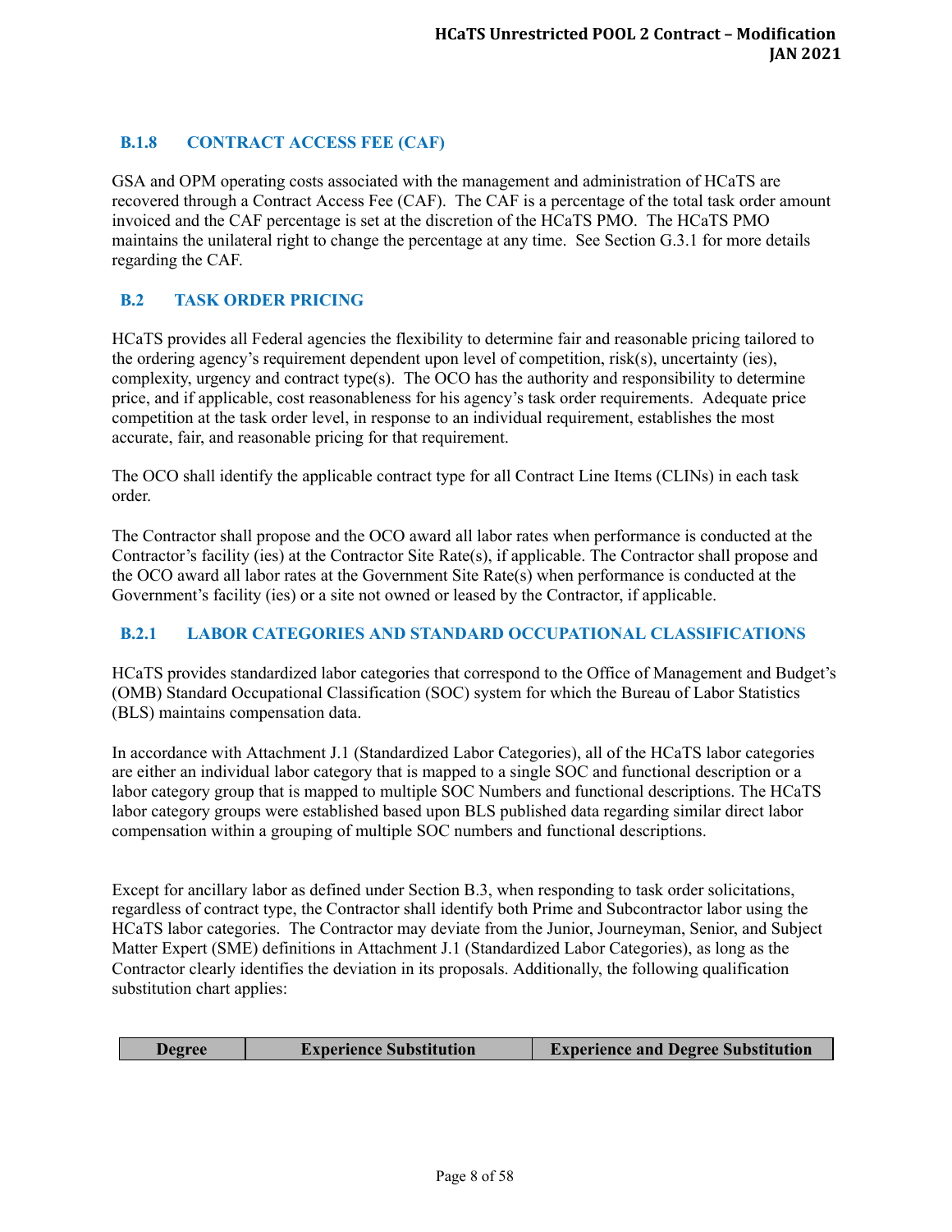### B.1.8 CONTRACT ACCESS FEE (CAF)

GSA and OPM operating costs associated with the management and administration of HCaTS are recovered through a Contract Access Fee (CAF). The CAF is a percentage of the total task order amount invoiced and the CAF percentage is set at the discretion of the HCaTS PMO. The HCaTS PMO maintains the unilateral right to change the percentage at any time. See Section G.3.1 for more details regarding the CAF.

## B.2 TASK ORDER PRICING

HCaTS provides all Federal agencies the flexibility to determine fair and reasonable pricing tailored to the ordering agency's requirement dependent upon level of competition, risk(s), uncertainty (ies), complexity, urgency and contract type(s). The OCO has the authority and responsibility to determine price, and if applicable, cost reasonableness for his agency's task order requirements. Adequate price competition at the task order level, in response to an individual requirement, establishes the most accurate, fair, and reasonable pricing for that requirement.

The OCO shall identify the applicable contract type for all Contract Line Items (CLINs) in each task order.

The Contractor shall propose and the OCO award all labor rates when performance is conducted at the Contractor's facility (ies) at the Contractor Site Rate(s), if applicable. The Contractor shall propose and the OCO award all labor rates at the Government Site Rate(s) when performance is conducted at the Government's facility (ies) or a site not owned or leased by the Contractor, if applicable.

### B.2.1 LABOR CATEGORIES AND STANDARD OCCUPATIONAL CLASSIFICATIONS

HCaTS provides standardized labor categories that correspond to the Office of Management and Budget's (OMB) Standard Occupational Classification (SOC) system for which the Bureau of Labor Statistics (BLS) maintains compensation data.

In accordance with Attachment J.1 (Standardized Labor Categories), all of the HCaTS labor categories are either an individual labor category that is mapped to a single SOC and functional description or a labor category group that is mapped to multiple SOC Numbers and functional descriptions. The HCaTS labor category groups were established based upon BLS published data regarding similar direct labor compensation within a grouping of multiple SOC numbers and functional descriptions.

Except for ancillary labor as defined under Section B.3, when responding to task order solicitations, regardless of contract type, the Contractor shall identify both Prime and Subcontractor labor using the HCaTS labor categories. The Contractor may deviate from the Junior, Journeyman, Senior, and Subject Matter Expert (SME) definitions in Attachment J.1 (Standardized Labor Categories), as long as the Contractor clearly identifies the deviation in its proposals. Additionally, the following qualification substitution chart applies:

| Degree | Experience Substitution | Experience and Degree Substitution |
|---|---|---|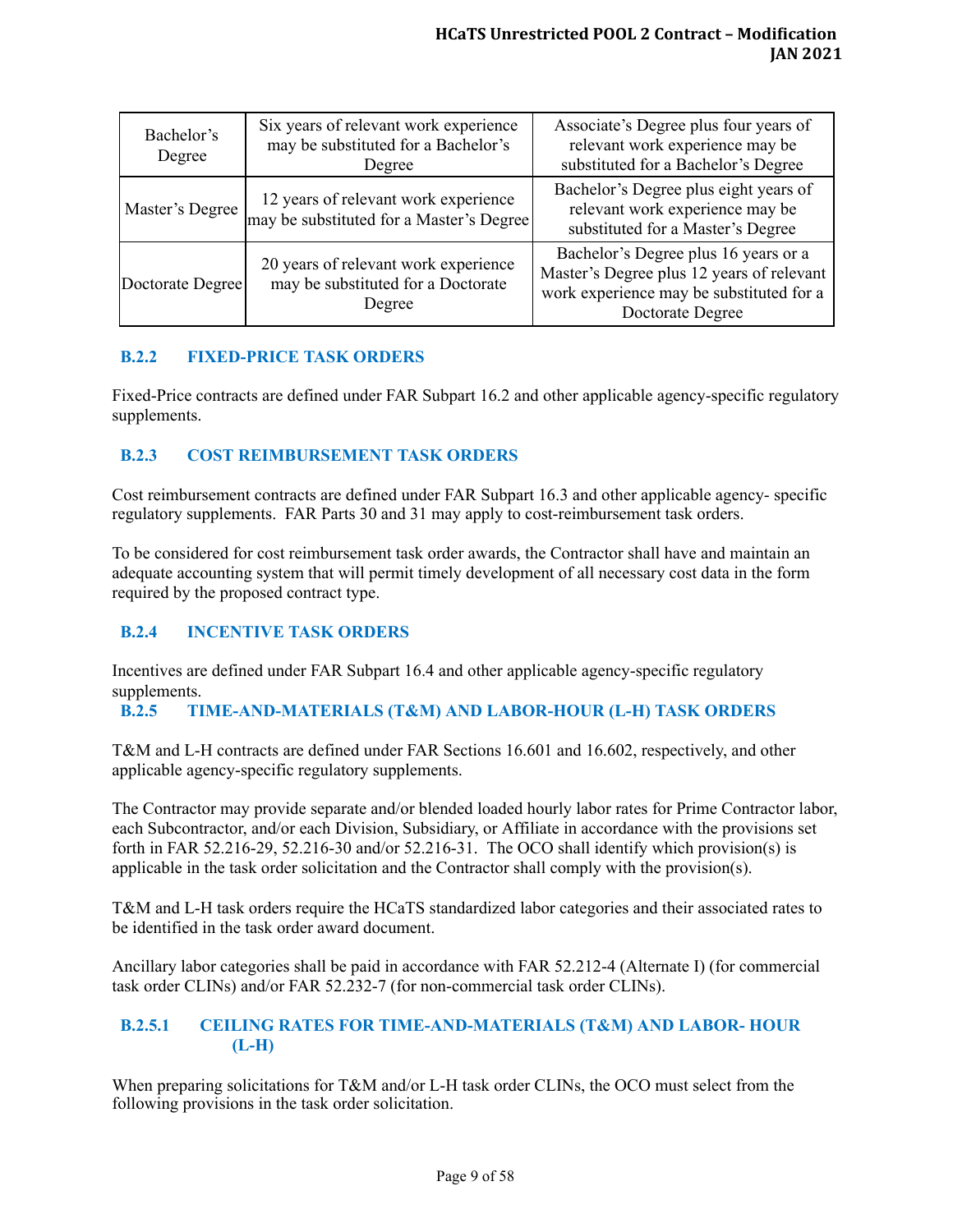| Bachelor's Degree | Six years of relevant work experience may be substituted for a Bachelor's Degree | Associate's Degree plus four years of relevant work experience may be substituted for a Bachelor's Degree |
|---|---|---|
| Master's Degree | 12 years of relevant work experience may be substituted for a Master's Degree | Bachelor's Degree plus eight years of relevant work experience may be substituted for a Master's Degree |
| Doctorate Degree | 20 years of relevant work experience may be substituted for a Doctorate Degree | Bachelor's Degree plus 16 years or a Master's Degree plus 12 years of relevant work experience may be substituted for a Doctorate Degree |

### B.2.2 FIXED-PRICE TASK ORDERS

Fixed-Price contracts are defined under FAR Subpart 16.2 and other applicable agency-specific regulatory supplements.

### B.2.3 COST REIMBURSEMENT TASK ORDERS

Cost reimbursement contracts are defined under FAR Subpart 16.3 and other applicable agency- specific regulatory supplements. FAR Parts 30 and 31 may apply to cost-reimbursement task orders.

To be considered for cost reimbursement task order awards, the Contractor shall have and maintain an adequate accounting system that will permit timely development of all necessary cost data in the form required by the proposed contract type.

### B.2.4 INCENTIVE TASK ORDERS

Incentives are defined under FAR Subpart 16.4 and other applicable agency-specific regulatory supplements.

### B.2.5 TIME-AND-MATERIALS (T&M) AND LABOR-HOUR (L-H) TASK ORDERS

T&M and L-H contracts are defined under FAR Sections 16.601 and 16.602, respectively, and other applicable agency-specific regulatory supplements.

The Contractor may provide separate and/or blended loaded hourly labor rates for Prime Contractor labor, each Subcontractor, and/or each Division, Subsidiary, or Affiliate in accordance with the provisions set forth in FAR 52.216-29, 52.216-30 and/or 52.216-31. The OCO shall identify which provision(s) is applicable in the task order solicitation and the Contractor shall comply with the provision(s).

T&M and L-H task orders require the HCaTS standardized labor categories and their associated rates to be identified in the task order award document.

Ancillary labor categories shall be paid in accordance with FAR 52.212-4 (Alternate I) (for commercial task order CLINs) and/or FAR 52.232-7 (for non-commercial task order CLINs).

#### B.2.5.1 CEILING RATES FOR TIME-AND-MATERIALS (T&M) AND LABOR- HOUR (L-H)

When preparing solicitations for T&M and/or L-H task order CLINs, the OCO must select from the following provisions in the task order solicitation.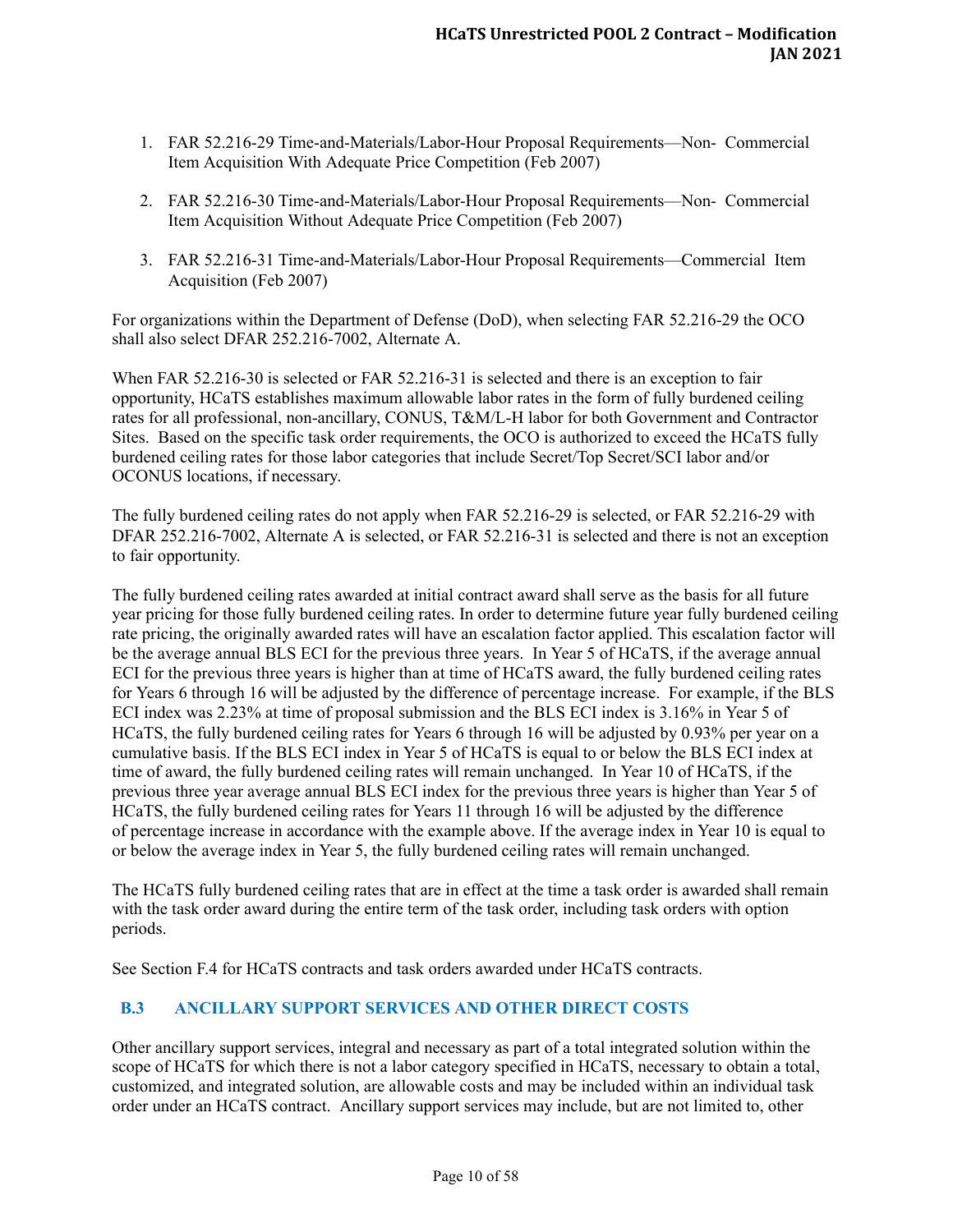1. FAR 52.216-29 Time-and-Materials/Labor-Hour Proposal Requirements—Non- Commercial Item Acquisition With Adequate Price Competition (Feb 2007)

2. FAR 52.216-30 Time-and-Materials/Labor-Hour Proposal Requirements—Non- Commercial Item Acquisition Without Adequate Price Competition (Feb 2007)

3. FAR 52.216-31 Time-and-Materials/Labor-Hour Proposal Requirements—Commercial Item Acquisition (Feb 2007)

For organizations within the Department of Defense (DoD), when selecting FAR 52.216-29 the OCO shall also select DFAR 252.216-7002, Alternate A.

When FAR 52.216-30 is selected or FAR 52.216-31 is selected and there is an exception to fair opportunity, HCaTS establishes maximum allowable labor rates in the form of fully burdened ceiling rates for all professional, non-ancillary, CONUS, T&M/L-H labor for both Government and Contractor Sites. Based on the specific task order requirements, the OCO is authorized to exceed the HCaTS fully burdened ceiling rates for those labor categories that include Secret/Top Secret/SCI labor and/or OCONUS locations, if necessary.

The fully burdened ceiling rates do not apply when FAR 52.216-29 is selected, or FAR 52.216-29 with DFAR 252.216-7002, Alternate A is selected, or FAR 52.216-31 is selected and there is not an exception to fair opportunity.

The fully burdened ceiling rates awarded at initial contract award shall serve as the basis for all future year pricing for those fully burdened ceiling rates. In order to determine future year fully burdened ceiling rate pricing, the originally awarded rates will have an escalation factor applied. This escalation factor will be the average annual BLS ECI for the previous three years. In Year 5 of HCaTS, if the average annual ECI for the previous three years is higher than at time of HCaTS award, the fully burdened ceiling rates for Years 6 through 16 will be adjusted by the difference of percentage increase. For example, if the BLS ECI index was 2.23% at time of proposal submission and the BLS ECI index is 3.16% in Year 5 of HCaTS, the fully burdened ceiling rates for Years 6 through 16 will be adjusted by 0.93% per year on a cumulative basis. If the BLS ECI index in Year 5 of HCaTS is equal to or below the BLS ECI index at time of award, the fully burdened ceiling rates will remain unchanged. In Year 10 of HCaTS, if the previous three year average annual BLS ECI index for the previous three years is higher than Year 5 of HCaTS, the fully burdened ceiling rates for Years 11 through 16 will be adjusted by the difference of percentage increase in accordance with the example above. If the average index in Year 10 is equal to or below the average index in Year 5, the fully burdened ceiling rates will remain unchanged.

The HCaTS fully burdened ceiling rates that are in effect at the time a task order is awarded shall remain with the task order award during the entire term of the task order, including task orders with option periods.

See Section F.4 for HCaTS contracts and task orders awarded under HCaTS contracts.

## B.3 ANCILLARY SUPPORT SERVICES AND OTHER DIRECT COSTS

Other ancillary support services, integral and necessary as part of a total integrated solution within the scope of HCaTS for which there is not a labor category specified in HCaTS, necessary to obtain a total, customized, and integrated solution, are allowable costs and may be included within an individual task order under an HCaTS contract. Ancillary support services may include, but are not limited to, other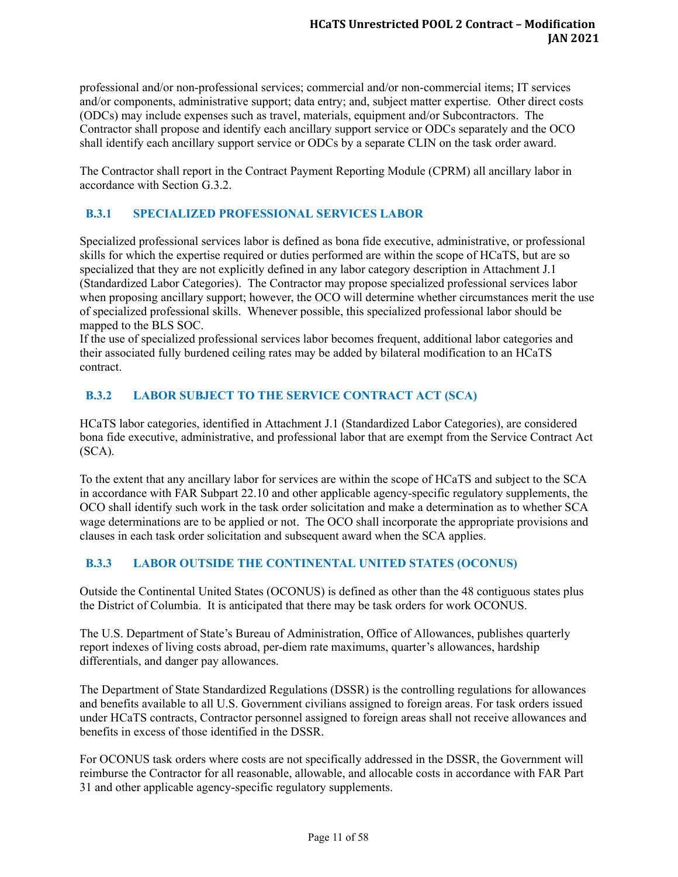professional and/or non-professional services; commercial and/or non-commercial items; IT services and/or components, administrative support; data entry; and, subject matter expertise. Other direct costs (ODCs) may include expenses such as travel, materials, equipment and/or Subcontractors. The Contractor shall propose and identify each ancillary support service or ODCs separately and the OCO shall identify each ancillary support service or ODCs by a separate CLIN on the task order award.

The Contractor shall report in the Contract Payment Reporting Module (CPRM) all ancillary labor in accordance with Section G.3.2.

### B.3.1 SPECIALIZED PROFESSIONAL SERVICES LABOR

Specialized professional services labor is defined as bona fide executive, administrative, or professional skills for which the expertise required or duties performed are within the scope of HCaTS, but are so specialized that they are not explicitly defined in any labor category description in Attachment J.1 (Standardized Labor Categories). The Contractor may propose specialized professional services labor when proposing ancillary support; however, the OCO will determine whether circumstances merit the use of specialized professional skills. Whenever possible, this specialized professional labor should be mapped to the BLS SOC.

If the use of specialized professional services labor becomes frequent, additional labor categories and their associated fully burdened ceiling rates may be added by bilateral modification to an HCaTS contract.

### B.3.2 LABOR SUBJECT TO THE SERVICE CONTRACT ACT (SCA)

HCaTS labor categories, identified in Attachment J.1 (Standardized Labor Categories), are considered bona fide executive, administrative, and professional labor that are exempt from the Service Contract Act (SCA).

To the extent that any ancillary labor for services are within the scope of HCaTS and subject to the SCA in accordance with FAR Subpart 22.10 and other applicable agency-specific regulatory supplements, the OCO shall identify such work in the task order solicitation and make a determination as to whether SCA wage determinations are to be applied or not. The OCO shall incorporate the appropriate provisions and clauses in each task order solicitation and subsequent award when the SCA applies.

### B.3.3 LABOR OUTSIDE THE CONTINENTAL UNITED STATES (OCONUS)

Outside the Continental United States (OCONUS) is defined as other than the 48 contiguous states plus the District of Columbia. It is anticipated that there may be task orders for work OCONUS.

The U.S. Department of State's Bureau of Administration, Office of Allowances, publishes quarterly report indexes of living costs abroad, per-diem rate maximums, quarter's allowances, hardship differentials, and danger pay allowances.

The Department of State Standardized Regulations (DSSR) is the controlling regulations for allowances and benefits available to all U.S. Government civilians assigned to foreign areas. For task orders issued under HCaTS contracts, Contractor personnel assigned to foreign areas shall not receive allowances and benefits in excess of those identified in the DSSR.

For OCONUS task orders where costs are not specifically addressed in the DSSR, the Government will reimburse the Contractor for all reasonable, allowable, and allocable costs in accordance with FAR Part 31 and other applicable agency-specific regulatory supplements.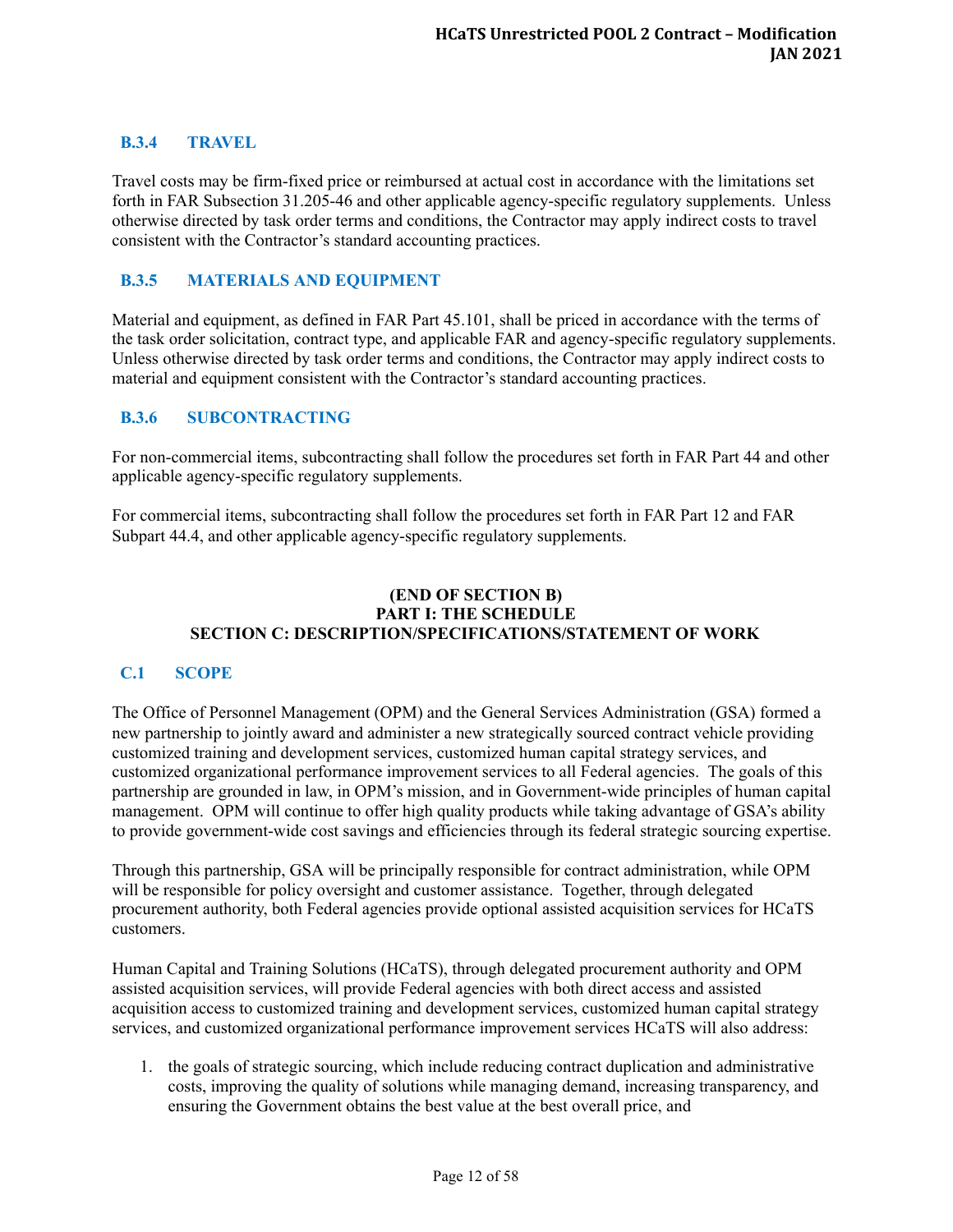### B.3.4 TRAVEL

Travel costs may be firm-fixed price or reimbursed at actual cost in accordance with the limitations set forth in FAR Subsection 31.205-46 and other applicable agency-specific regulatory supplements. Unless otherwise directed by task order terms and conditions, the Contractor may apply indirect costs to travel consistent with the Contractor's standard accounting practices.

### B.3.5 MATERIALS AND EQUIPMENT

Material and equipment, as defined in FAR Part 45.101, shall be priced in accordance with the terms of the task order solicitation, contract type, and applicable FAR and agency-specific regulatory supplements. Unless otherwise directed by task order terms and conditions, the Contractor may apply indirect costs to material and equipment consistent with the Contractor's standard accounting practices.

### B.3.6 SUBCONTRACTING

For non-commercial items, subcontracting shall follow the procedures set forth in FAR Part 44 and other applicable agency-specific regulatory supplements.

For commercial items, subcontracting shall follow the procedures set forth in FAR Part 12 and FAR Subpart 44.4, and other applicable agency-specific regulatory supplements.

**(END OF SECTION B)**

# PART I: THE SCHEDULE

# SECTION C: DESCRIPTION/SPECIFICATIONS/STATEMENT OF WORK

## C.1 SCOPE

The Office of Personnel Management (OPM) and the General Services Administration (GSA) formed a new partnership to jointly award and administer a new strategically sourced contract vehicle providing customized training and development services, customized human capital strategy services, and customized organizational performance improvement services to all Federal agencies. The goals of this partnership are grounded in law, in OPM's mission, and in Government-wide principles of human capital management. OPM will continue to offer high quality products while taking advantage of GSA's ability to provide government-wide cost savings and efficiencies through its federal strategic sourcing expertise.

Through this partnership, GSA will be principally responsible for contract administration, while OPM will be responsible for policy oversight and customer assistance. Together, through delegated procurement authority, both Federal agencies provide optional assisted acquisition services for HCaTS customers.

Human Capital and Training Solutions (HCaTS), through delegated procurement authority and OPM assisted acquisition services, will provide Federal agencies with both direct access and assisted acquisition access to customized training and development services, customized human capital strategy services, and customized organizational performance improvement services HCaTS will also address:

1. the goals of strategic sourcing, which include reducing contract duplication and administrative costs, improving the quality of solutions while managing demand, increasing transparency, and ensuring the Government obtains the best value at the best overall price, and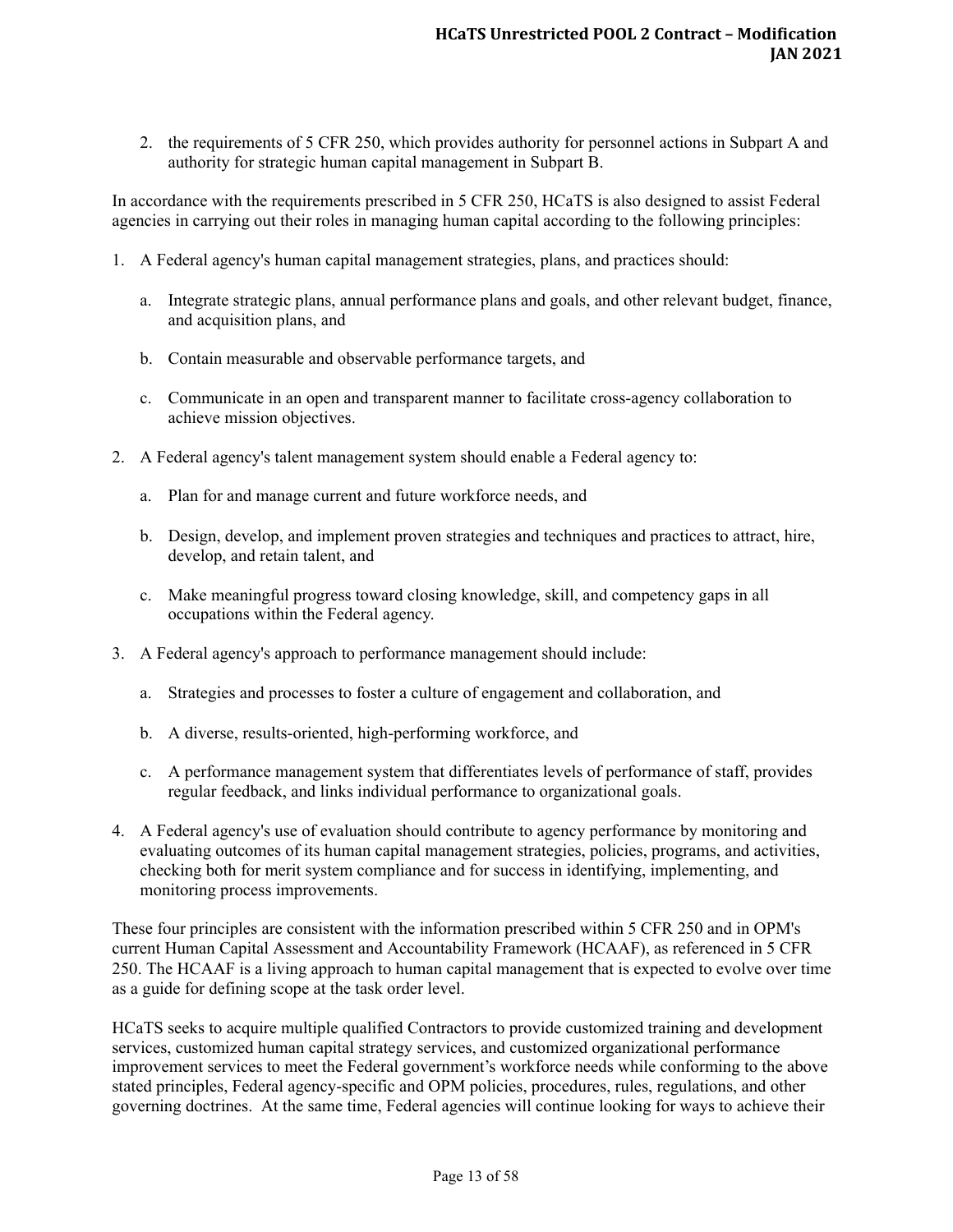2. the requirements of 5 CFR 250, which provides authority for personnel actions in Subpart A and authority for strategic human capital management in Subpart B.

In accordance with the requirements prescribed in 5 CFR 250, HCaTS is also designed to assist Federal agencies in carrying out their roles in managing human capital according to the following principles:

1. A Federal agency's human capital management strategies, plans, and practices should:

   a. Integrate strategic plans, annual performance plans and goals, and other relevant budget, finance, and acquisition plans, and

   b. Contain measurable and observable performance targets, and

   c. Communicate in an open and transparent manner to facilitate cross-agency collaboration to achieve mission objectives.

2. A Federal agency's talent management system should enable a Federal agency to:

   a. Plan for and manage current and future workforce needs, and

   b. Design, develop, and implement proven strategies and techniques and practices to attract, hire, develop, and retain talent, and

   c. Make meaningful progress toward closing knowledge, skill, and competency gaps in all occupations within the Federal agency.

3. A Federal agency's approach to performance management should include:

   a. Strategies and processes to foster a culture of engagement and collaboration, and

   b. A diverse, results-oriented, high-performing workforce, and

   c. A performance management system that differentiates levels of performance of staff, provides regular feedback, and links individual performance to organizational goals.

4. A Federal agency's use of evaluation should contribute to agency performance by monitoring and evaluating outcomes of its human capital management strategies, policies, programs, and activities, checking both for merit system compliance and for success in identifying, implementing, and monitoring process improvements.

These four principles are consistent with the information prescribed within 5 CFR 250 and in OPM's current Human Capital Assessment and Accountability Framework (HCAAF), as referenced in 5 CFR 250. The HCAAF is a living approach to human capital management that is expected to evolve over time as a guide for defining scope at the task order level.

HCaTS seeks to acquire multiple qualified Contractors to provide customized training and development services, customized human capital strategy services, and customized organizational performance improvement services to meet the Federal government's workforce needs while conforming to the above stated principles, Federal agency-specific and OPM policies, procedures, rules, regulations, and other governing doctrines. At the same time, Federal agencies will continue looking for ways to achieve their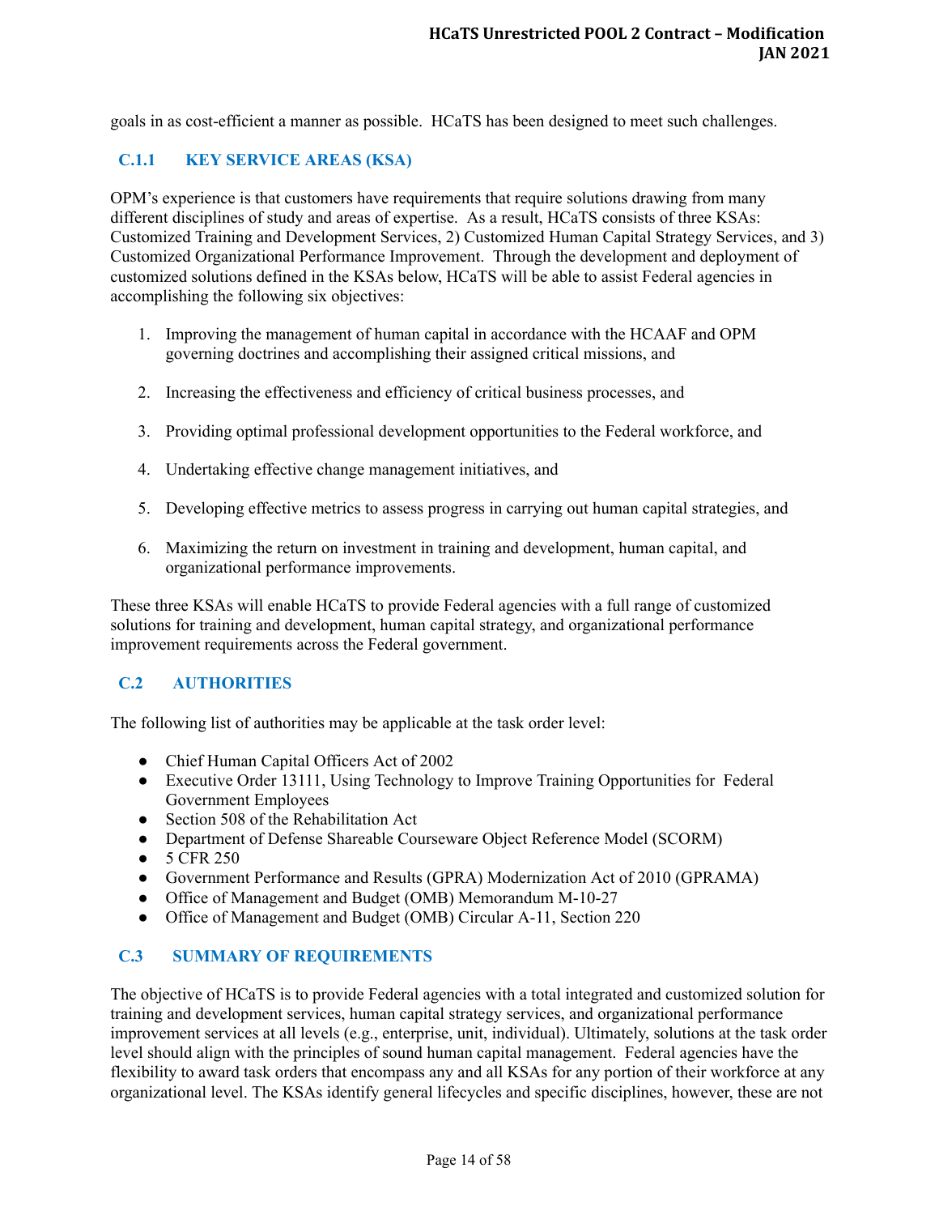goals in as cost-efficient a manner as possible. HCaTS has been designed to meet such challenges.

### C.1.1 KEY SERVICE AREAS (KSA)

OPM's experience is that customers have requirements that require solutions drawing from many different disciplines of study and areas of expertise. As a result, HCaTS consists of three KSAs: Customized Training and Development Services, 2) Customized Human Capital Strategy Services, and 3) Customized Organizational Performance Improvement. Through the development and deployment of customized solutions defined in the KSAs below, HCaTS will be able to assist Federal agencies in accomplishing the following six objectives:

1. Improving the management of human capital in accordance with the HCAAF and OPM governing doctrines and accomplishing their assigned critical missions, and
2. Increasing the effectiveness and efficiency of critical business processes, and
3. Providing optimal professional development opportunities to the Federal workforce, and
4. Undertaking effective change management initiatives, and
5. Developing effective metrics to assess progress in carrying out human capital strategies, and
6. Maximizing the return on investment in training and development, human capital, and organizational performance improvements.

These three KSAs will enable HCaTS to provide Federal agencies with a full range of customized solutions for training and development, human capital strategy, and organizational performance improvement requirements across the Federal government.

## C.2 AUTHORITIES

The following list of authorities may be applicable at the task order level:

- Chief Human Capital Officers Act of 2002
- Executive Order 13111, Using Technology to Improve Training Opportunities for Federal Government Employees
- Section 508 of the Rehabilitation Act
- Department of Defense Shareable Courseware Object Reference Model (SCORM)
- 5 CFR 250
- Government Performance and Results (GPRA) Modernization Act of 2010 (GPRAMA)
- Office of Management and Budget (OMB) Memorandum M-10-27
- Office of Management and Budget (OMB) Circular A-11, Section 220

## C.3 SUMMARY OF REQUIREMENTS

The objective of HCaTS is to provide Federal agencies with a total integrated and customized solution for training and development services, human capital strategy services, and organizational performance improvement services at all levels (e.g., enterprise, unit, individual). Ultimately, solutions at the task order level should align with the principles of sound human capital management. Federal agencies have the flexibility to award task orders that encompass any and all KSAs for any portion of their workforce at any organizational level. The KSAs identify general lifecycles and specific disciplines, however, these are not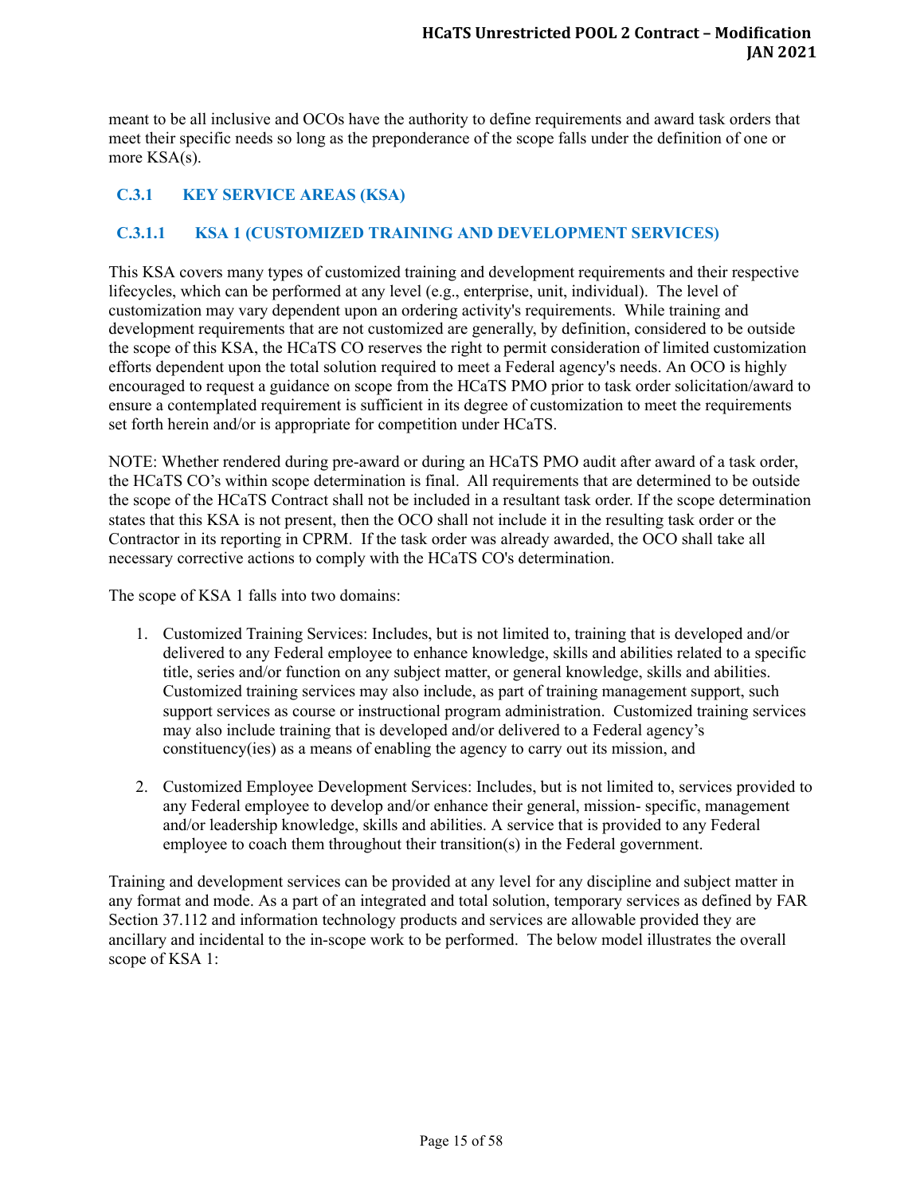meant to be all inclusive and OCOs have the authority to define requirements and award task orders that meet their specific needs so long as the preponderance of the scope falls under the definition of one or more KSA(s).

### C.3.1 KEY SERVICE AREAS (KSA)

#### C.3.1.1 KSA 1 (CUSTOMIZED TRAINING AND DEVELOPMENT SERVICES)

This KSA covers many types of customized training and development requirements and their respective lifecycles, which can be performed at any level (e.g., enterprise, unit, individual). The level of customization may vary dependent upon an ordering activity's requirements. While training and development requirements that are not customized are generally, by definition, considered to be outside the scope of this KSA, the HCaTS CO reserves the right to permit consideration of limited customization efforts dependent upon the total solution required to meet a Federal agency's needs. An OCO is highly encouraged to request a guidance on scope from the HCaTS PMO prior to task order solicitation/award to ensure a contemplated requirement is sufficient in its degree of customization to meet the requirements set forth herein and/or is appropriate for competition under HCaTS.

NOTE: Whether rendered during pre-award or during an HCaTS PMO audit after award of a task order, the HCaTS CO's within scope determination is final. All requirements that are determined to be outside the scope of the HCaTS Contract shall not be included in a resultant task order. If the scope determination states that this KSA is not present, then the OCO shall not include it in the resulting task order or the Contractor in its reporting in CPRM. If the task order was already awarded, the OCO shall take all necessary corrective actions to comply with the HCaTS CO's determination.

The scope of KSA 1 falls into two domains:

1. Customized Training Services: Includes, but is not limited to, training that is developed and/or delivered to any Federal employee to enhance knowledge, skills and abilities related to a specific title, series and/or function on any subject matter, or general knowledge, skills and abilities. Customized training services may also include, as part of training management support, such support services as course or instructional program administration. Customized training services may also include training that is developed and/or delivered to a Federal agency's constituency(ies) as a means of enabling the agency to carry out its mission, and

2. Customized Employee Development Services: Includes, but is not limited to, services provided to any Federal employee to develop and/or enhance their general, mission- specific, management and/or leadership knowledge, skills and abilities. A service that is provided to any Federal employee to coach them throughout their transition(s) in the Federal government.

Training and development services can be provided at any level for any discipline and subject matter in any format and mode. As a part of an integrated and total solution, temporary services as defined by FAR Section 37.112 and information technology products and services are allowable provided they are ancillary and incidental to the in-scope work to be performed. The below model illustrates the overall scope of KSA 1: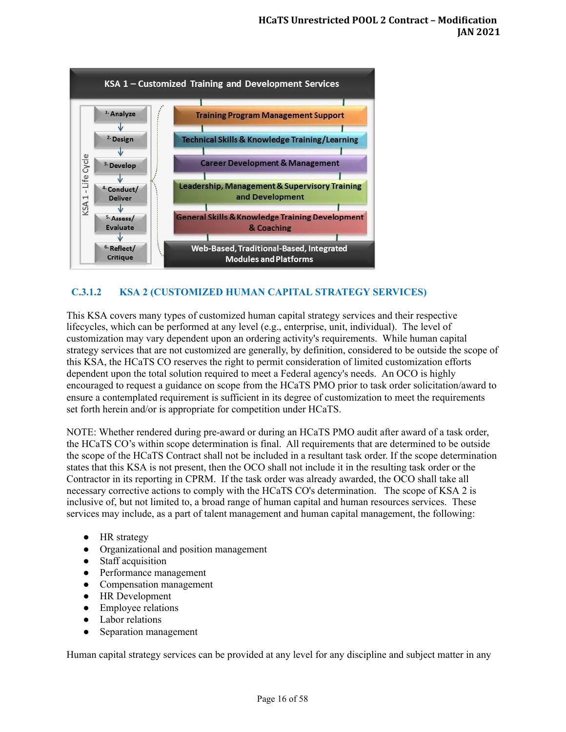**KSA 1 – Customized Training and Development Services**

KSA 1 - Life Cycle:

1. Analyze
2. Design
3. Develop
4. Conduct/ Deliver
5. Assess/ Evaluate
6. Reflect/ Critique

- Training Program Management Support
- Technical Skills & Knowledge Training/Learning
- Career Development & Management
- Leadership, Management & Supervisory Training and Development
- General Skills & Knowledge Training Development & Coaching
- Web-Based, Traditional-Based, Integrated Modules and Platforms

### C.3.1.2 KSA 2 (CUSTOMIZED HUMAN CAPITAL STRATEGY SERVICES)

This KSA covers many types of customized human capital strategy services and their respective lifecycles, which can be performed at any level (e.g., enterprise, unit, individual). The level of customization may vary dependent upon an ordering activity's requirements. While human capital strategy services that are not customized are generally, by definition, considered to be outside the scope of this KSA, the HCaTS CO reserves the right to permit consideration of limited customization efforts dependent upon the total solution required to meet a Federal agency's needs. An OCO is highly encouraged to request a guidance on scope from the HCaTS PMO prior to task order solicitation/award to ensure a contemplated requirement is sufficient in its degree of customization to meet the requirements set forth herein and/or is appropriate for competition under HCaTS.

NOTE: Whether rendered during pre-award or during an HCaTS PMO audit after award of a task order, the HCaTS CO's within scope determination is final. All requirements that are determined to be outside the scope of the HCaTS Contract shall not be included in a resultant task order. If the scope determination states that this KSA is not present, then the OCO shall not include it in the resulting task order or the Contractor in its reporting in CPRM. If the task order was already awarded, the OCO shall take all necessary corrective actions to comply with the HCaTS CO's determination. The scope of KSA 2 is inclusive of, but not limited to, a broad range of human capital and human resources services. These services may include, as a part of talent management and human capital management, the following:

- HR strategy
- Organizational and position management
- Staff acquisition
- Performance management
- Compensation management
- HR Development
- Employee relations
- Labor relations
- Separation management

Human capital strategy services can be provided at any level for any discipline and subject matter in any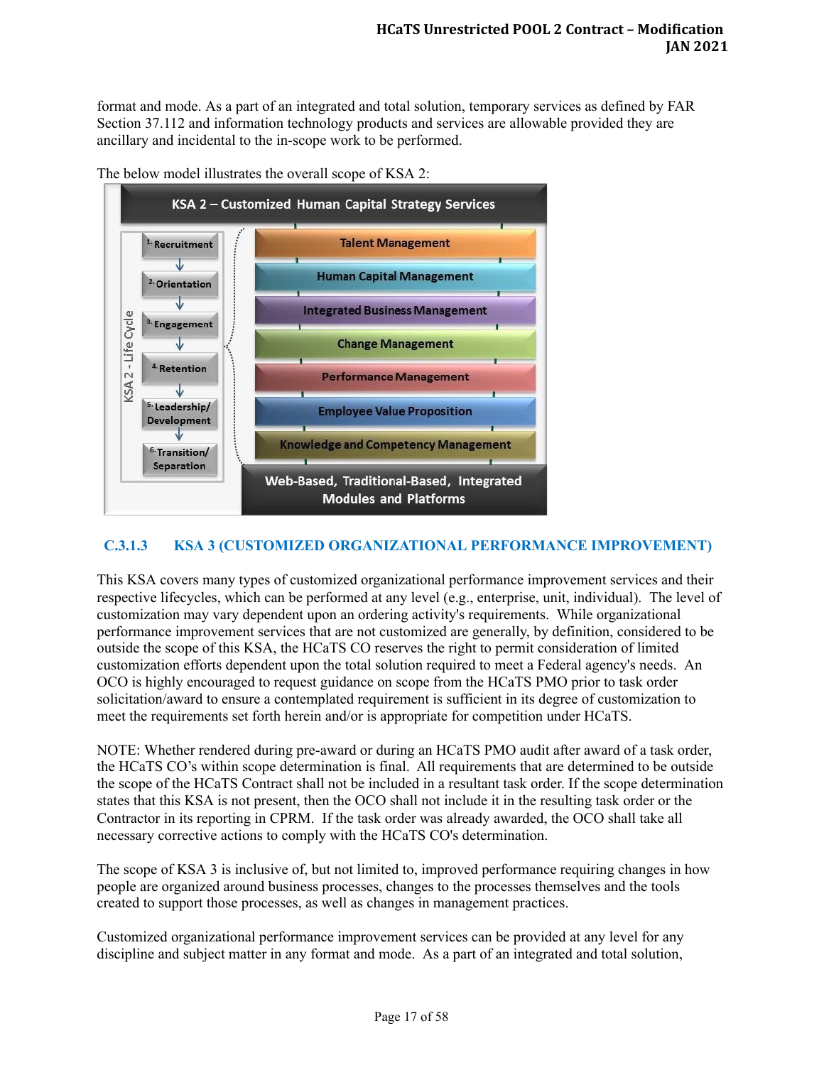format and mode. As a part of an integrated and total solution, temporary services as defined by FAR Section 37.112 and information technology products and services are allowable provided they are ancillary and incidental to the in-scope work to be performed.

The below model illustrates the overall scope of KSA 2:

**KSA 2 – Customized Human Capital Strategy Services**

KSA 2 - Life Cycle:

1. Recruitment
2. Orientation
3. Engagement
4. Retention
5. Leadership/ Development
6. Transition/ Separation

- Talent Management
- Human Capital Management
- Integrated Business Management
- Change Management
- Performance Management
- Employee Value Proposition
- Knowledge and Competency Management

**Web-Based, Traditional-Based, Integrated Modules and Platforms**

### C.3.1.3 KSA 3 (CUSTOMIZED ORGANIZATIONAL PERFORMANCE IMPROVEMENT)

This KSA covers many types of customized organizational performance improvement services and their respective lifecycles, which can be performed at any level (e.g., enterprise, unit, individual). The level of customization may vary dependent upon an ordering activity's requirements. While organizational performance improvement services that are not customized are generally, by definition, considered to be outside the scope of this KSA, the HCaTS CO reserves the right to permit consideration of limited customization efforts dependent upon the total solution required to meet a Federal agency's needs. An OCO is highly encouraged to request guidance on scope from the HCaTS PMO prior to task order solicitation/award to ensure a contemplated requirement is sufficient in its degree of customization to meet the requirements set forth herein and/or is appropriate for competition under HCaTS.

NOTE: Whether rendered during pre-award or during an HCaTS PMO audit after award of a task order, the HCaTS CO's within scope determination is final. All requirements that are determined to be outside the scope of the HCaTS Contract shall not be included in a resultant task order. If the scope determination states that this KSA is not present, then the OCO shall not include it in the resulting task order or the Contractor in its reporting in CPRM. If the task order was already awarded, the OCO shall take all necessary corrective actions to comply with the HCaTS CO's determination.

The scope of KSA 3 is inclusive of, but not limited to, improved performance requiring changes in how people are organized around business processes, changes to the processes themselves and the tools created to support those processes, as well as changes in management practices.

Customized organizational performance improvement services can be provided at any level for any discipline and subject matter in any format and mode. As a part of an integrated and total solution,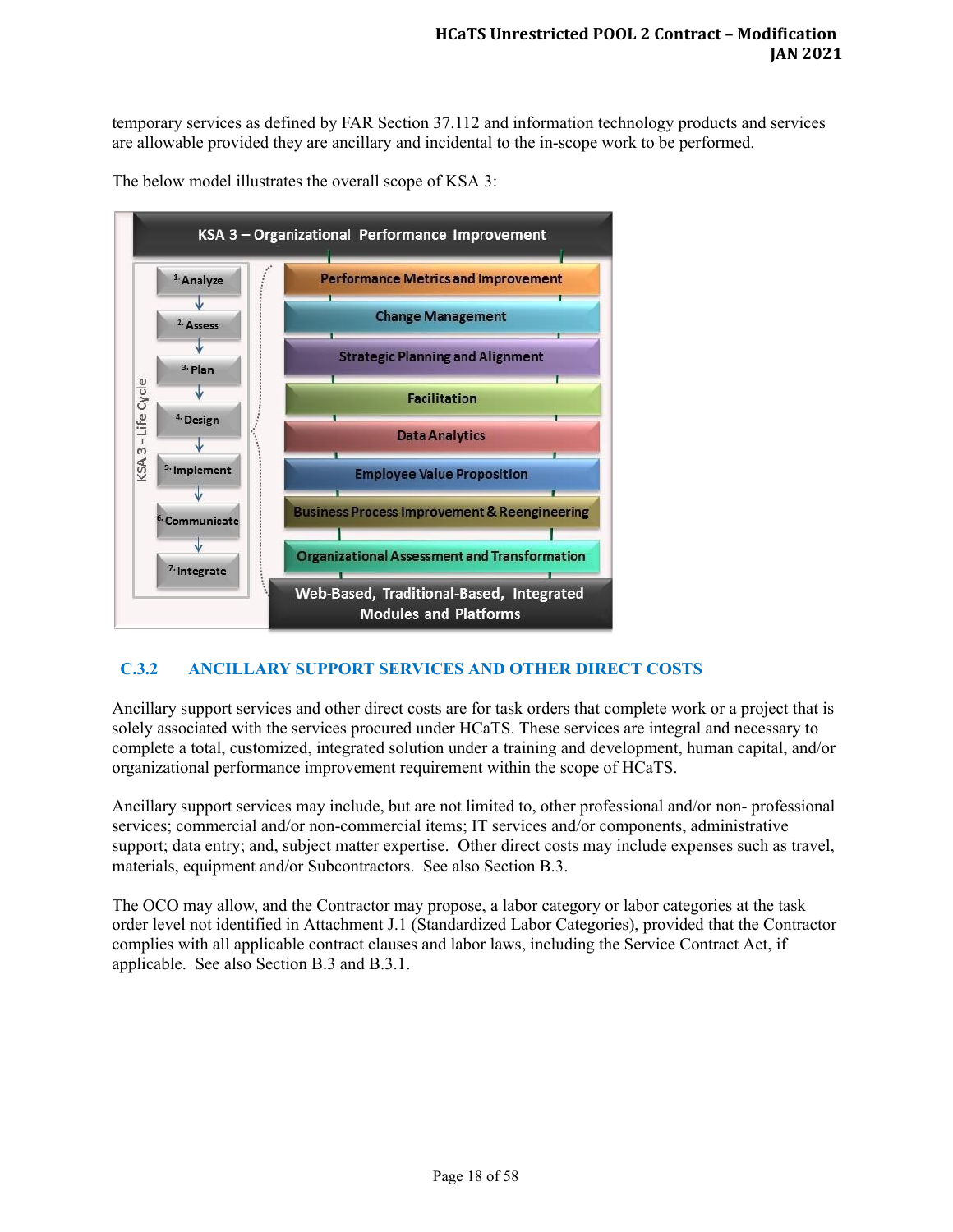temporary services as defined by FAR Section 37.112 and information technology products and services are allowable provided they are ancillary and incidental to the in-scope work to be performed.

The below model illustrates the overall scope of KSA 3:

**KSA 3 – Organizational Performance Improvement**

KSA 3 - Life Cycle:

1. Analyze
2. Assess
3. Plan
4. Design
5. Implement
6. Communicate
7. Integrate

- Performance Metrics and Improvement
- Change Management
- Strategic Planning and Alignment
- Facilitation
- Data Analytics
- Employee Value Proposition
- Business Process Improvement & Reengineering
- Organizational Assessment and Transformation

**Web-Based, Traditional-Based, Integrated Modules and Platforms**

## C.3.2 ANCILLARY SUPPORT SERVICES AND OTHER DIRECT COSTS

Ancillary support services and other direct costs are for task orders that complete work or a project that is solely associated with the services procured under HCaTS. These services are integral and necessary to complete a total, customized, integrated solution under a training and development, human capital, and/or organizational performance improvement requirement within the scope of HCaTS.

Ancillary support services may include, but are not limited to, other professional and/or non- professional services; commercial and/or non-commercial items; IT services and/or components, administrative support; data entry; and, subject matter expertise. Other direct costs may include expenses such as travel, materials, equipment and/or Subcontractors. See also Section B.3.

The OCO may allow, and the Contractor may propose, a labor category or labor categories at the task order level not identified in Attachment J.1 (Standardized Labor Categories), provided that the Contractor complies with all applicable contract clauses and labor laws, including the Service Contract Act, if applicable. See also Section B.3 and B.3.1.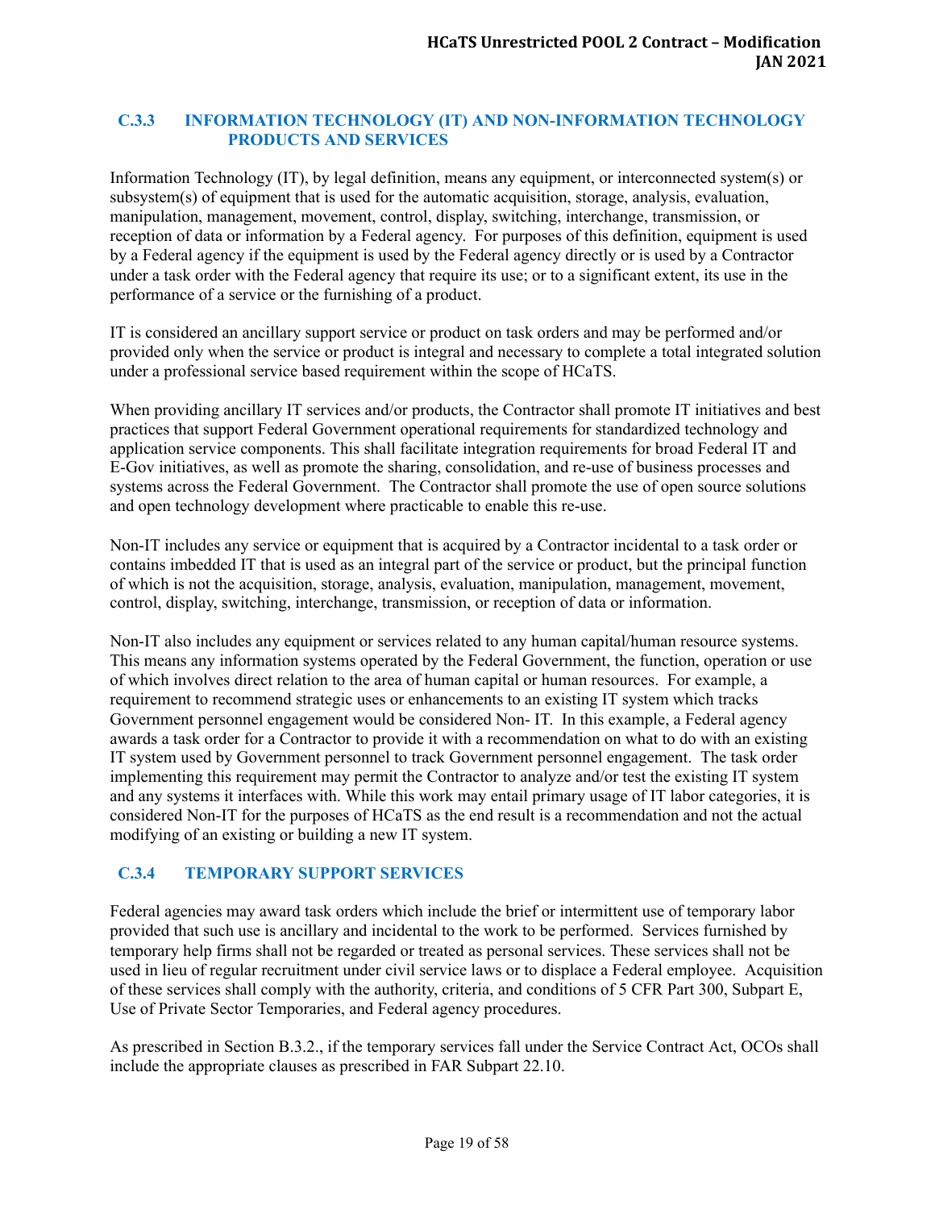### C.3.3 INFORMATION TECHNOLOGY (IT) AND NON-INFORMATION TECHNOLOGY PRODUCTS AND SERVICES

Information Technology (IT), by legal definition, means any equipment, or interconnected system(s) or subsystem(s) of equipment that is used for the automatic acquisition, storage, analysis, evaluation, manipulation, management, movement, control, display, switching, interchange, transmission, or reception of data or information by a Federal agency. For purposes of this definition, equipment is used by a Federal agency if the equipment is used by the Federal agency directly or is used by a Contractor under a task order with the Federal agency that require its use; or to a significant extent, its use in the performance of a service or the furnishing of a product.

IT is considered an ancillary support service or product on task orders and may be performed and/or provided only when the service or product is integral and necessary to complete a total integrated solution under a professional service based requirement within the scope of HCaTS.

When providing ancillary IT services and/or products, the Contractor shall promote IT initiatives and best practices that support Federal Government operational requirements for standardized technology and application service components. This shall facilitate integration requirements for broad Federal IT and E-Gov initiatives, as well as promote the sharing, consolidation, and re-use of business processes and systems across the Federal Government. The Contractor shall promote the use of open source solutions and open technology development where practicable to enable this re-use.

Non-IT includes any service or equipment that is acquired by a Contractor incidental to a task order or contains imbedded IT that is used as an integral part of the service or product, but the principal function of which is not the acquisition, storage, analysis, evaluation, manipulation, management, movement, control, display, switching, interchange, transmission, or reception of data or information.

Non-IT also includes any equipment or services related to any human capital/human resource systems. This means any information systems operated by the Federal Government, the function, operation or use of which involves direct relation to the area of human capital or human resources. For example, a requirement to recommend strategic uses or enhancements to an existing IT system which tracks Government personnel engagement would be considered Non- IT. In this example, a Federal agency awards a task order for a Contractor to provide it with a recommendation on what to do with an existing IT system used by Government personnel to track Government personnel engagement. The task order implementing this requirement may permit the Contractor to analyze and/or test the existing IT system and any systems it interfaces with. While this work may entail primary usage of IT labor categories, it is considered Non-IT for the purposes of HCaTS as the end result is a recommendation and not the actual modifying of an existing or building a new IT system.

### C.3.4 TEMPORARY SUPPORT SERVICES

Federal agencies may award task orders which include the brief or intermittent use of temporary labor provided that such use is ancillary and incidental to the work to be performed. Services furnished by temporary help firms shall not be regarded or treated as personal services. These services shall not be used in lieu of regular recruitment under civil service laws or to displace a Federal employee. Acquisition of these services shall comply with the authority, criteria, and conditions of 5 CFR Part 300, Subpart E, Use of Private Sector Temporaries, and Federal agency procedures.

As prescribed in Section B.3.2., if the temporary services fall under the Service Contract Act, OCOs shall include the appropriate clauses as prescribed in FAR Subpart 22.10.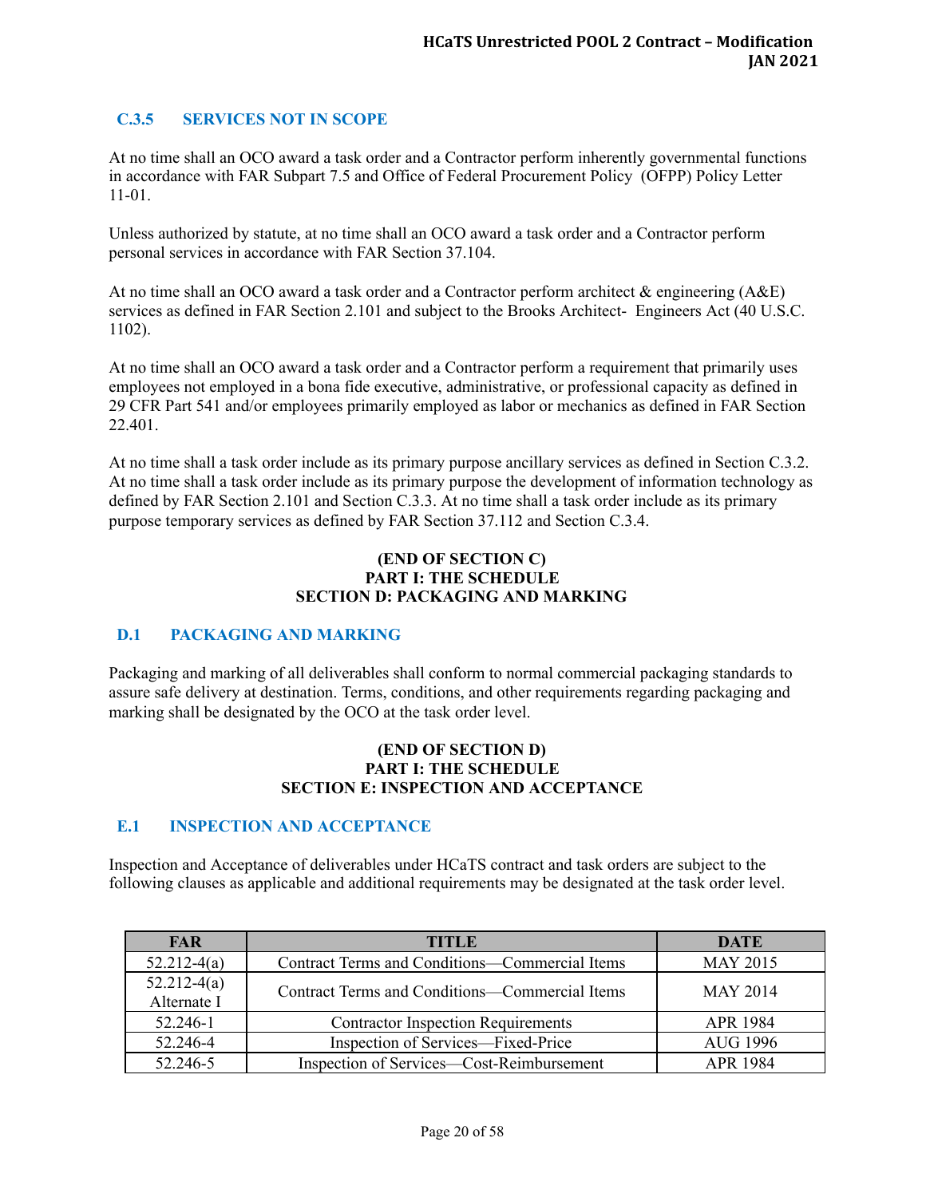### C.3.5 SERVICES NOT IN SCOPE

At no time shall an OCO award a task order and a Contractor perform inherently governmental functions in accordance with FAR Subpart 7.5 and Office of Federal Procurement Policy (OFPP) Policy Letter 11-01.

Unless authorized by statute, at no time shall an OCO award a task order and a Contractor perform personal services in accordance with FAR Section 37.104.

At no time shall an OCO award a task order and a Contractor perform architect & engineering (A&E) services as defined in FAR Section 2.101 and subject to the Brooks Architect- Engineers Act (40 U.S.C. 1102).

At no time shall an OCO award a task order and a Contractor perform a requirement that primarily uses employees not employed in a bona fide executive, administrative, or professional capacity as defined in 29 CFR Part 541 and/or employees primarily employed as labor or mechanics as defined in FAR Section 22.401.

At no time shall a task order include as its primary purpose ancillary services as defined in Section C.3.2. At no time shall a task order include as its primary purpose the development of information technology as defined by FAR Section 2.101 and Section C.3.3. At no time shall a task order include as its primary purpose temporary services as defined by FAR Section 37.112 and Section C.3.4.

**(END OF SECTION C)**
**PART I: THE SCHEDULE**
**SECTION D: PACKAGING AND MARKING**

### D.1 PACKAGING AND MARKING

Packaging and marking of all deliverables shall conform to normal commercial packaging standards to assure safe delivery at destination. Terms, conditions, and other requirements regarding packaging and marking shall be designated by the OCO at the task order level.

**(END OF SECTION D)**
**PART I: THE SCHEDULE**
**SECTION E: INSPECTION AND ACCEPTANCE**

### E.1 INSPECTION AND ACCEPTANCE

Inspection and Acceptance of deliverables under HCaTS contract and task orders are subject to the following clauses as applicable and additional requirements may be designated at the task order level.

| FAR | TITLE | DATE |
|---|---|---|
| 52.212-4(a) | Contract Terms and Conditions—Commercial Items | MAY 2015 |
| 52.212-4(a) Alternate I | Contract Terms and Conditions—Commercial Items | MAY 2014 |
| 52.246-1 | Contractor Inspection Requirements | APR 1984 |
| 52.246-4 | Inspection of Services—Fixed-Price | AUG 1996 |
| 52.246-5 | Inspection of Services—Cost-Reimbursement | APR 1984 |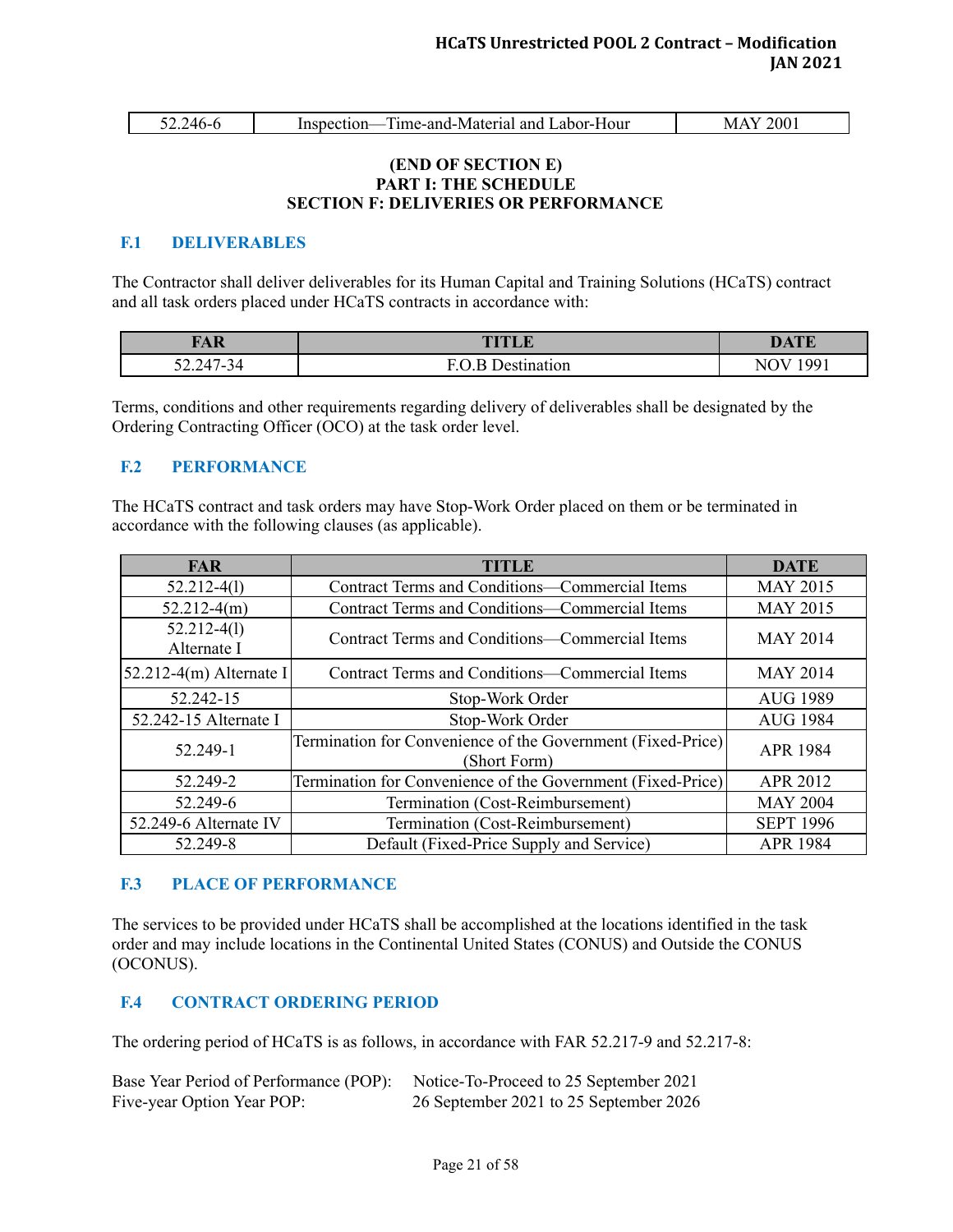| 52.246-6 | Inspection—Time-and-Material and Labor-Hour | MAY 2001 |
|---|---|---|

**(END OF SECTION E)**
**PART I: THE SCHEDULE**
**SECTION F: DELIVERIES OR PERFORMANCE**

## F.1 DELIVERABLES

The Contractor shall deliver deliverables for its Human Capital and Training Solutions (HCaTS) contract and all task orders placed under HCaTS contracts in accordance with:

| FAR | TITLE | DATE |
|---|---|---|
| 52.247-34 | F.O.B Destination | NOV 1991 |

Terms, conditions and other requirements regarding delivery of deliverables shall be designated by the Ordering Contracting Officer (OCO) at the task order level.

## F.2 PERFORMANCE

The HCaTS contract and task orders may have Stop-Work Order placed on them or be terminated in accordance with the following clauses (as applicable).

| FAR | TITLE | DATE |
|---|---|---|
| 52.212-4(l) | Contract Terms and Conditions—Commercial Items | MAY 2015 |
| 52.212-4(m) | Contract Terms and Conditions—Commercial Items | MAY 2015 |
| 52.212-4(l) Alternate I | Contract Terms and Conditions—Commercial Items | MAY 2014 |
| 52.212-4(m) Alternate I | Contract Terms and Conditions—Commercial Items | MAY 2014 |
| 52.242-15 | Stop-Work Order | AUG 1989 |
| 52.242-15 Alternate I | Stop-Work Order | AUG 1984 |
| 52.249-1 | Termination for Convenience of the Government (Fixed-Price) (Short Form) | APR 1984 |
| 52.249-2 | Termination for Convenience of the Government (Fixed-Price) | APR 2012 |
| 52.249-6 | Termination (Cost-Reimbursement) | MAY 2004 |
| 52.249-6 Alternate IV | Termination (Cost-Reimbursement) | SEPT 1996 |
| 52.249-8 | Default (Fixed-Price Supply and Service) | APR 1984 |

## F.3 PLACE OF PERFORMANCE

The services to be provided under HCaTS shall be accomplished at the locations identified in the task order and may include locations in the Continental United States (CONUS) and Outside the CONUS (OCONUS).

## F.4 CONTRACT ORDERING PERIOD

The ordering period of HCaTS is as follows, in accordance with FAR 52.217-9 and 52.217-8:

Base Year Period of Performance (POP): Notice-To-Proceed to 25 September 2021
Five-year Option Year POP: 26 September 2021 to 25 September 2026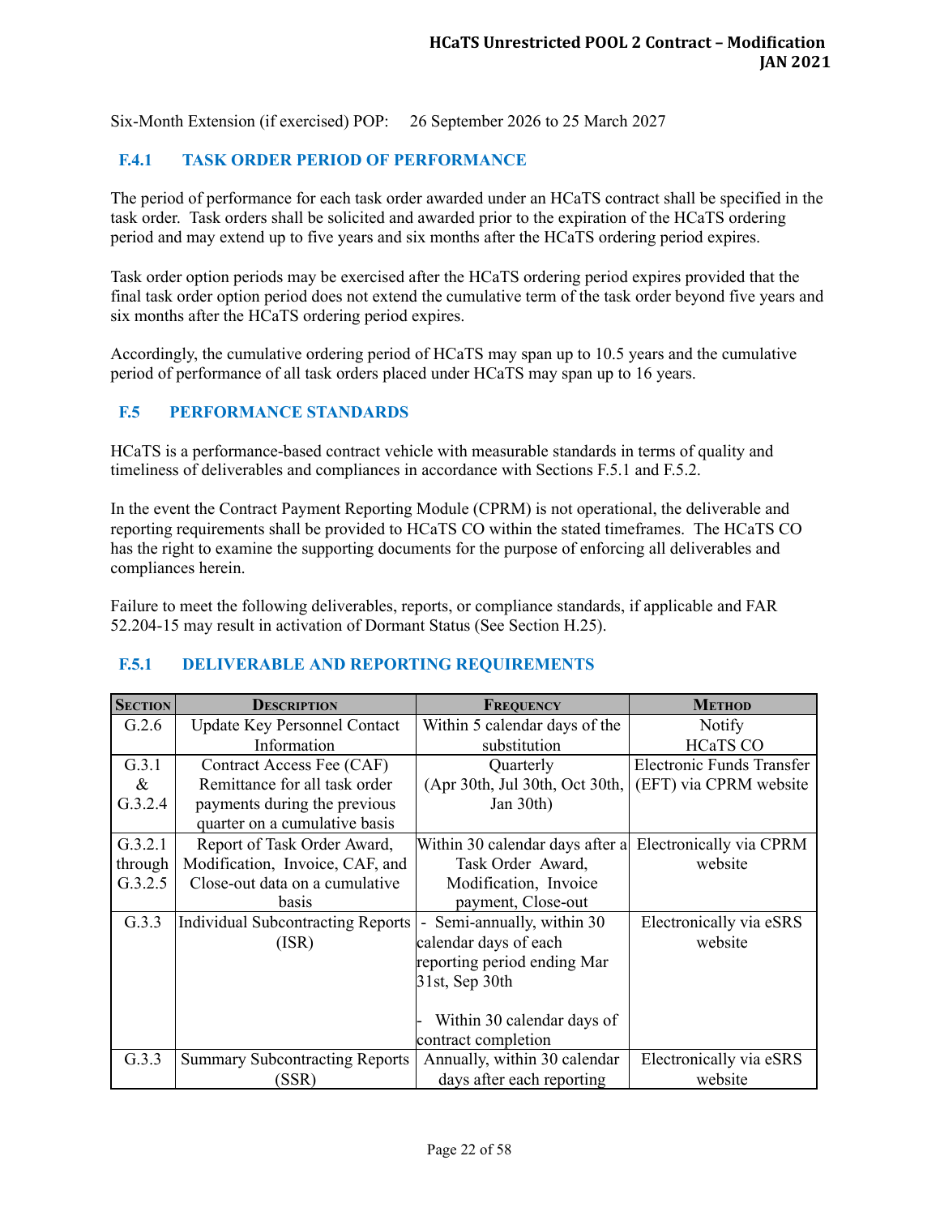Six-Month Extension (if exercised) POP: 26 September 2026 to 25 March 2027

### F.4.1 TASK ORDER PERIOD OF PERFORMANCE

The period of performance for each task order awarded under an HCaTS contract shall be specified in the task order. Task orders shall be solicited and awarded prior to the expiration of the HCaTS ordering period and may extend up to five years and six months after the HCaTS ordering period expires.

Task order option periods may be exercised after the HCaTS ordering period expires provided that the final task order option period does not extend the cumulative term of the task order beyond five years and six months after the HCaTS ordering period expires.

Accordingly, the cumulative ordering period of HCaTS may span up to 10.5 years and the cumulative period of performance of all task orders placed under HCaTS may span up to 16 years.

## F.5 PERFORMANCE STANDARDS

HCaTS is a performance-based contract vehicle with measurable standards in terms of quality and timeliness of deliverables and compliances in accordance with Sections F.5.1 and F.5.2.

In the event the Contract Payment Reporting Module (CPRM) is not operational, the deliverable and reporting requirements shall be provided to HCaTS CO within the stated timeframes. The HCaTS CO has the right to examine the supporting documents for the purpose of enforcing all deliverables and compliances herein.

Failure to meet the following deliverables, reports, or compliance standards, if applicable and FAR 52.204-15 may result in activation of Dormant Status (See Section H.25).

### F.5.1 DELIVERABLE AND REPORTING REQUIREMENTS

| SECTION | DESCRIPTION | FREQUENCY | METHOD |
|---|---|---|---|
| G.2.6 | Update Key Personnel Contact Information | Within 5 calendar days of the substitution | Notify HCaTS CO |
| G.3.1 & G.3.2.4 | Contract Access Fee (CAF) Remittance for all task order payments during the previous quarter on a cumulative basis | Quarterly (Apr 30th, Jul 30th, Oct 30th, Jan 30th) | Electronic Funds Transfer (EFT) via CPRM website |
| G.3.2.1 through G.3.2.5 | Report of Task Order Award, Modification, Invoice, CAF, and Close-out data on a cumulative basis | Within 30 calendar days after a Task Order Award, Modification, Invoice payment, Close-out | Electronically via CPRM website |
| G.3.3 | Individual Subcontracting Reports (ISR) | - Semi-annually, within 30 calendar days of each reporting period ending Mar 31st, Sep 30th<br><br>- Within 30 calendar days of contract completion | Electronically via eSRS website |
| G.3.3 | Summary Subcontracting Reports (SSR) | Annually, within 30 calendar days after each reporting | Electronically via eSRS website |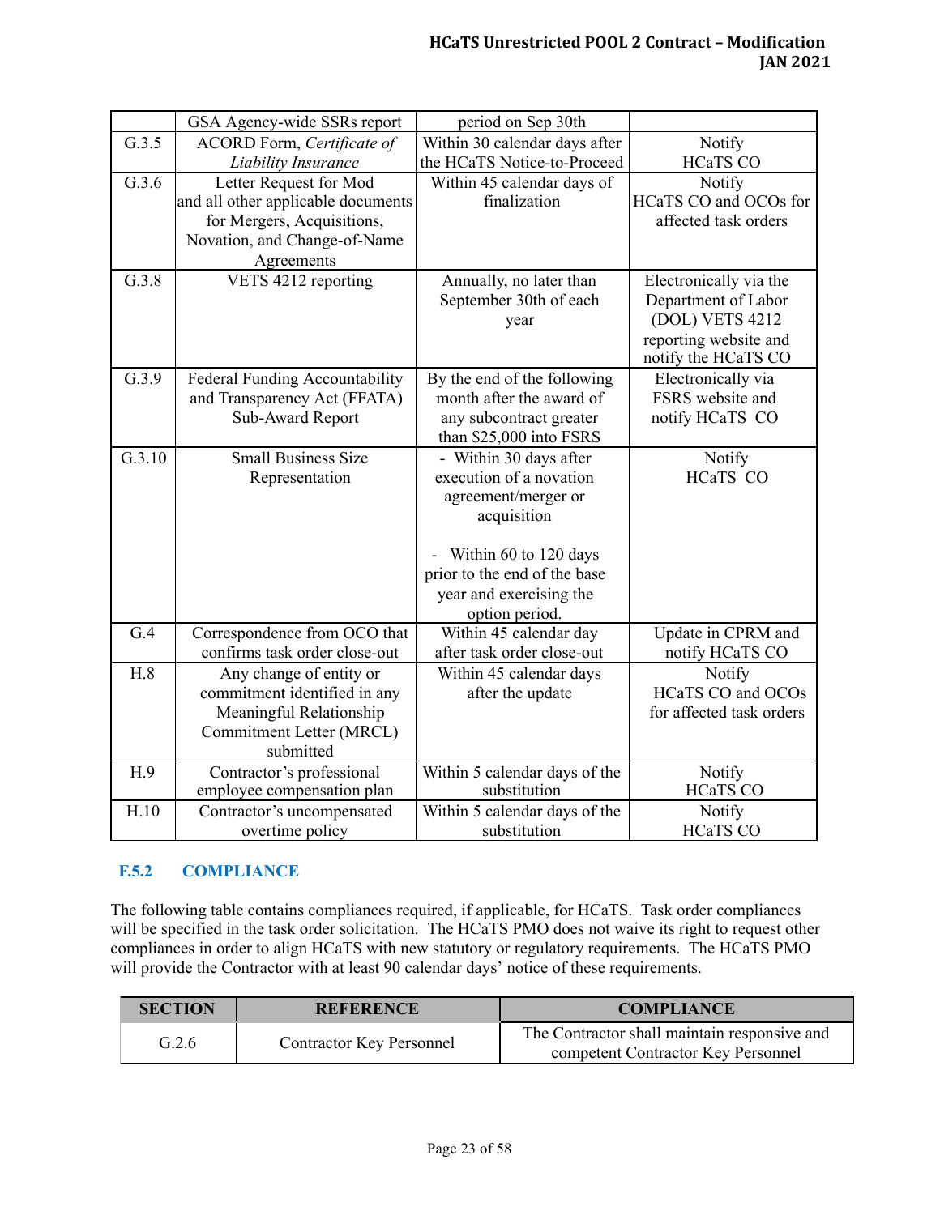| | | | |
|---|---|---|---|
| | GSA Agency-wide SSRs report | period on Sep 30th | |
| G.3.5 | ACORD Form, *Certificate of Liability Insurance* | Within 30 calendar days after the HCaTS Notice-to-Proceed | Notify HCaTS CO |
| G.3.6 | Letter Request for Mod and all other applicable documents for Mergers, Acquisitions, Novation, and Change-of-Name Agreements | Within 45 calendar days of finalization | Notify HCaTS CO and OCOs for affected task orders |
| G.3.8 | VETS 4212 reporting | Annually, no later than September 30th of each year | Electronically via the Department of Labor (DOL) VETS 4212 reporting website and notify the HCaTS CO |
| G.3.9 | Federal Funding Accountability and Transparency Act (FFATA) Sub-Award Report | By the end of the following month after the award of any subcontract greater than $25,000 into FSRS | Electronically via FSRS website and notify HCaTS CO |
| G.3.10 | Small Business Size Representation | - Within 30 days after execution of a novation agreement/merger or acquisition<br><br>- Within 60 to 120 days prior to the end of the base year and exercising the option period. | Notify HCaTS CO |
| G.4 | Correspondence from OCO that confirms task order close-out | Within 45 calendar day after task order close-out | Update in CPRM and notify HCaTS CO |
| H.8 | Any change of entity or commitment identified in any Meaningful Relationship Commitment Letter (MRCL) submitted | Within 45 calendar days after the update | Notify HCaTS CO and OCOs for affected task orders |
| H.9 | Contractor's professional employee compensation plan | Within 5 calendar days of the substitution | Notify HCaTS CO |
| H.10 | Contractor's uncompensated overtime policy | Within 5 calendar days of the substitution | Notify HCaTS CO |

### F.5.2 COMPLIANCE

The following table contains compliances required, if applicable, for HCaTS. Task order compliances will be specified in the task order solicitation. The HCaTS PMO does not waive its right to request other compliances in order to align HCaTS with new statutory or regulatory requirements. The HCaTS PMO will provide the Contractor with at least 90 calendar days' notice of these requirements.

| SECTION | REFERENCE | COMPLIANCE |
|---|---|---|
| G.2.6 | Contractor Key Personnel | The Contractor shall maintain responsive and competent Contractor Key Personnel |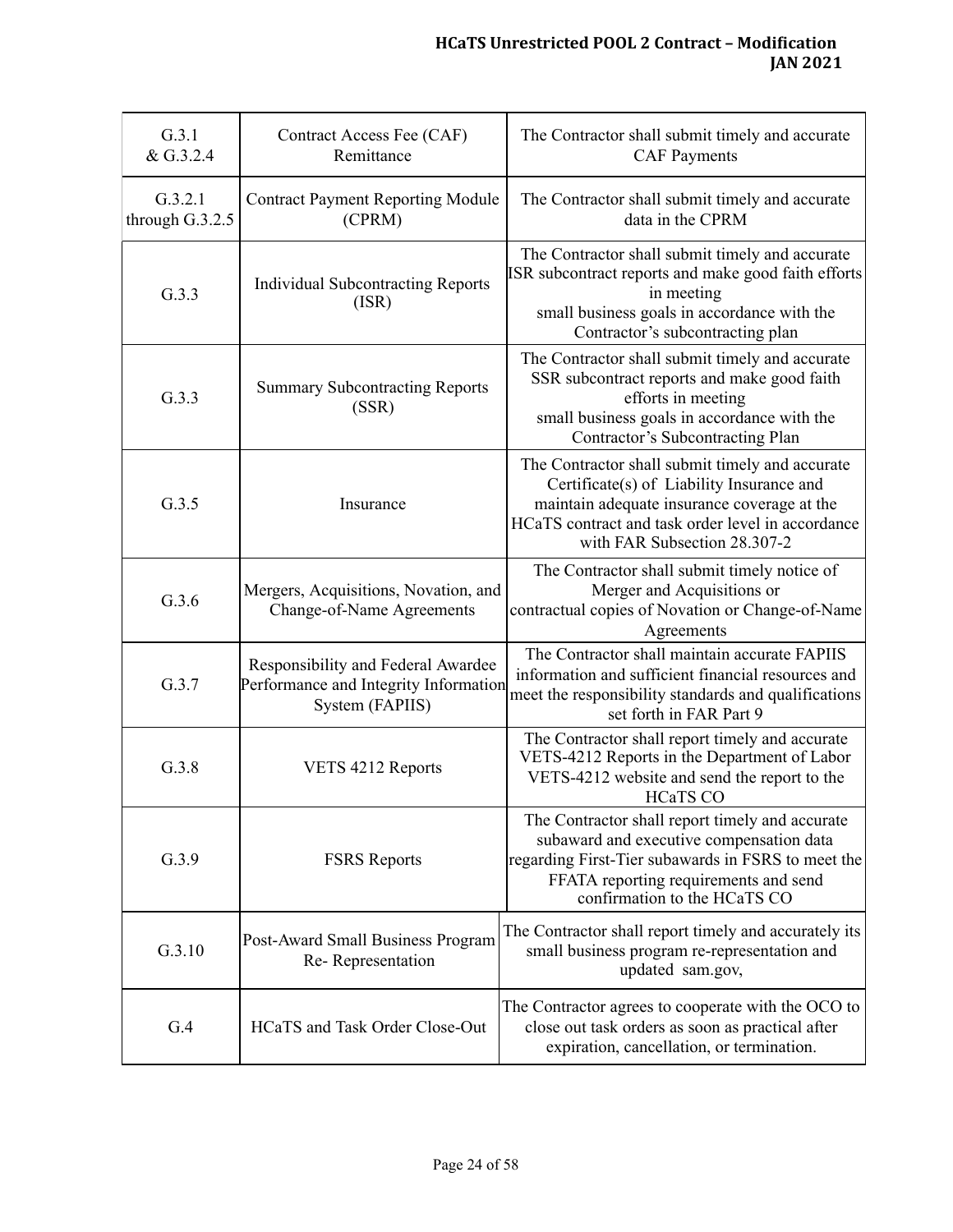| G.3.1 & G.3.2.4 | Contract Access Fee (CAF) Remittance | The Contractor shall submit timely and accurate CAF Payments |
|---|---|---|
| G.3.2.1 through G.3.2.5 | Contract Payment Reporting Module (CPRM) | The Contractor shall submit timely and accurate data in the CPRM |
| G.3.3 | Individual Subcontracting Reports (ISR) | The Contractor shall submit timely and accurate ISR subcontract reports and make good faith efforts in meeting small business goals in accordance with the Contractor's subcontracting plan |
| G.3.3 | Summary Subcontracting Reports (SSR) | The Contractor shall submit timely and accurate SSR subcontract reports and make good faith efforts in meeting small business goals in accordance with the Contractor's Subcontracting Plan |
| G.3.5 | Insurance | The Contractor shall submit timely and accurate Certificate(s) of Liability Insurance and maintain adequate insurance coverage at the HCaTS contract and task order level in accordance with FAR Subsection 28.307-2 |
| G.3.6 | Mergers, Acquisitions, Novation, and Change-of-Name Agreements | The Contractor shall submit timely notice of Merger and Acquisitions or contractual copies of Novation or Change-of-Name Agreements |
| G.3.7 | Responsibility and Federal Awardee Performance and Integrity Information System (FAPIIS) | The Contractor shall maintain accurate FAPIIS information and sufficient financial resources and meet the responsibility standards and qualifications set forth in FAR Part 9 |
| G.3.8 | VETS 4212 Reports | The Contractor shall report timely and accurate VETS-4212 Reports in the Department of Labor VETS-4212 website and send the report to the HCaTS CO |
| G.3.9 | FSRS Reports | The Contractor shall report timely and accurate subaward and executive compensation data regarding First-Tier subawards in FSRS to meet the FFATA reporting requirements and send confirmation to the HCaTS CO |
| G.3.10 | Post-Award Small Business Program Re- Representation | The Contractor shall report timely and accurately its small business program re-representation and updated sam.gov, |
| G.4 | HCaTS and Task Order Close-Out | The Contractor agrees to cooperate with the OCO to close out task orders as soon as practical after expiration, cancellation, or termination. |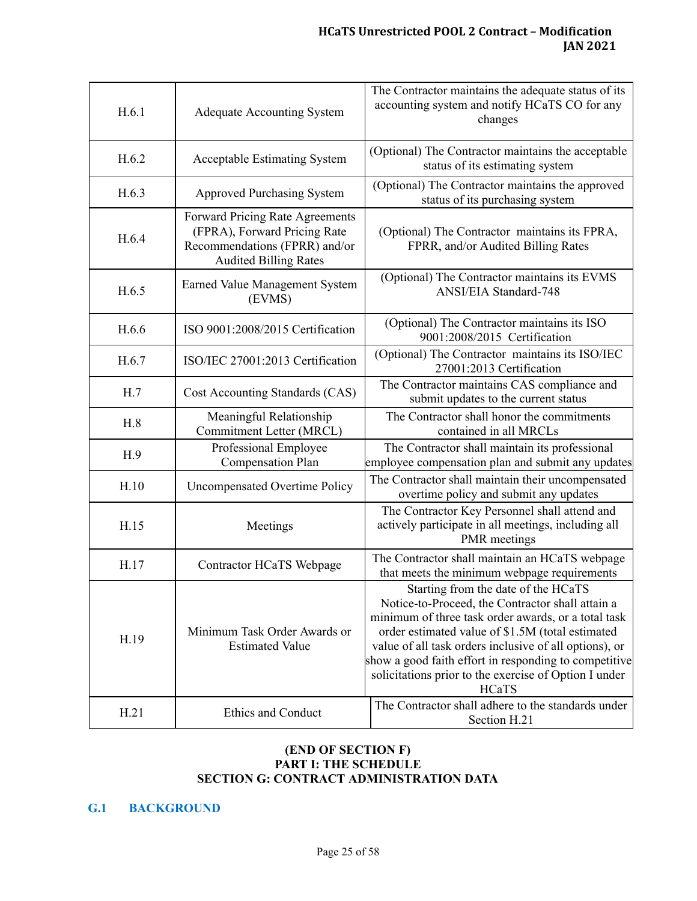| | | |
|---|---|---|
| H.6.1 | Adequate Accounting System | The Contractor maintains the adequate status of its accounting system and notify HCaTS CO for any changes |
| H.6.2 | Acceptable Estimating System | (Optional) The Contractor maintains the acceptable status of its estimating system |
| H.6.3 | Approved Purchasing System | (Optional) The Contractor maintains the approved status of its purchasing system |
| H.6.4 | Forward Pricing Rate Agreements (FPRA), Forward Pricing Rate Recommendations (FPRR) and/or Audited Billing Rates | (Optional) The Contractor maintains its FPRA, FPRR, and/or Audited Billing Rates |
| H.6.5 | Earned Value Management System (EVMS) | (Optional) The Contractor maintains its EVMS ANSI/EIA Standard-748 |
| H.6.6 | ISO 9001:2008/2015 Certification | (Optional) The Contractor maintains its ISO 9001:2008/2015 Certification |
| H.6.7 | ISO/IEC 27001:2013 Certification | (Optional) The Contractor maintains its ISO/IEC 27001:2013 Certification |
| H.7 | Cost Accounting Standards (CAS) | The Contractor maintains CAS compliance and submit updates to the current status |
| H.8 | Meaningful Relationship Commitment Letter (MRCL) | The Contractor shall honor the commitments contained in all MRCLs |
| H.9 | Professional Employee Compensation Plan | The Contractor shall maintain its professional employee compensation plan and submit any updates |
| H.10 | Uncompensated Overtime Policy | The Contractor shall maintain their uncompensated overtime policy and submit any updates |
| H.15 | Meetings | The Contractor Key Personnel shall attend and actively participate in all meetings, including all PMR meetings |
| H.17 | Contractor HCaTS Webpage | The Contractor shall maintain an HCaTS webpage that meets the minimum webpage requirements |
| H.19 | Minimum Task Order Awards or Estimated Value | Starting from the date of the HCaTS Notice-to-Proceed, the Contractor shall attain a minimum of three task order awards, or a total task order estimated value of $1.5M (total estimated value of all task orders inclusive of all options), or show a good faith effort in responding to competitive solicitations prior to the exercise of Option I under HCaTS |
| H.21 | Ethics and Conduct | The Contractor shall adhere to the standards under Section H.21 |

**(END OF SECTION F)**
**PART I: THE SCHEDULE**
**SECTION G: CONTRACT ADMINISTRATION DATA**

## G.1 BACKGROUND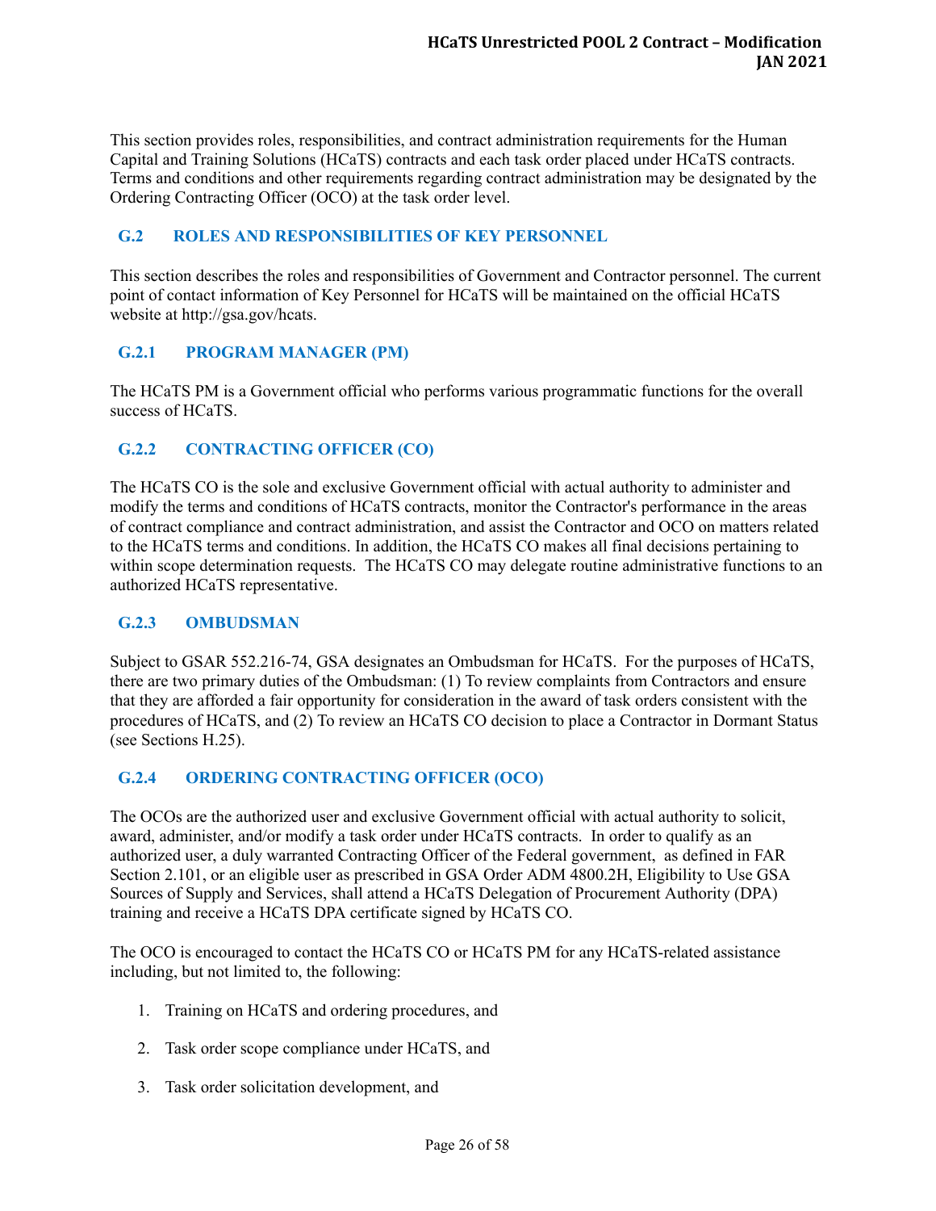This section provides roles, responsibilities, and contract administration requirements for the Human Capital and Training Solutions (HCaTS) contracts and each task order placed under HCaTS contracts. Terms and conditions and other requirements regarding contract administration may be designated by the Ordering Contracting Officer (OCO) at the task order level.

## G.2 ROLES AND RESPONSIBILITIES OF KEY PERSONNEL

This section describes the roles and responsibilities of Government and Contractor personnel. The current point of contact information of Key Personnel for HCaTS will be maintained on the official HCaTS website at http://gsa.gov/hcats.

### G.2.1 PROGRAM MANAGER (PM)

The HCaTS PM is a Government official who performs various programmatic functions for the overall success of HCaTS.

### G.2.2 CONTRACTING OFFICER (CO)

The HCaTS CO is the sole and exclusive Government official with actual authority to administer and modify the terms and conditions of HCaTS contracts, monitor the Contractor's performance in the areas of contract compliance and contract administration, and assist the Contractor and OCO on matters related to the HCaTS terms and conditions. In addition, the HCaTS CO makes all final decisions pertaining to within scope determination requests. The HCaTS CO may delegate routine administrative functions to an authorized HCaTS representative.

### G.2.3 OMBUDSMAN

Subject to GSAR 552.216-74, GSA designates an Ombudsman for HCaTS. For the purposes of HCaTS, there are two primary duties of the Ombudsman: (1) To review complaints from Contractors and ensure that they are afforded a fair opportunity for consideration in the award of task orders consistent with the procedures of HCaTS, and (2) To review an HCaTS CO decision to place a Contractor in Dormant Status (see Sections H.25).

### G.2.4 ORDERING CONTRACTING OFFICER (OCO)

The OCOs are the authorized user and exclusive Government official with actual authority to solicit, award, administer, and/or modify a task order under HCaTS contracts. In order to qualify as an authorized user, a duly warranted Contracting Officer of the Federal government, as defined in FAR Section 2.101, or an eligible user as prescribed in GSA Order ADM 4800.2H, Eligibility to Use GSA Sources of Supply and Services, shall attend a HCaTS Delegation of Procurement Authority (DPA) training and receive a HCaTS DPA certificate signed by HCaTS CO.

The OCO is encouraged to contact the HCaTS CO or HCaTS PM for any HCaTS-related assistance including, but not limited to, the following:

1. Training on HCaTS and ordering procedures, and
2. Task order scope compliance under HCaTS, and
3. Task order solicitation development, and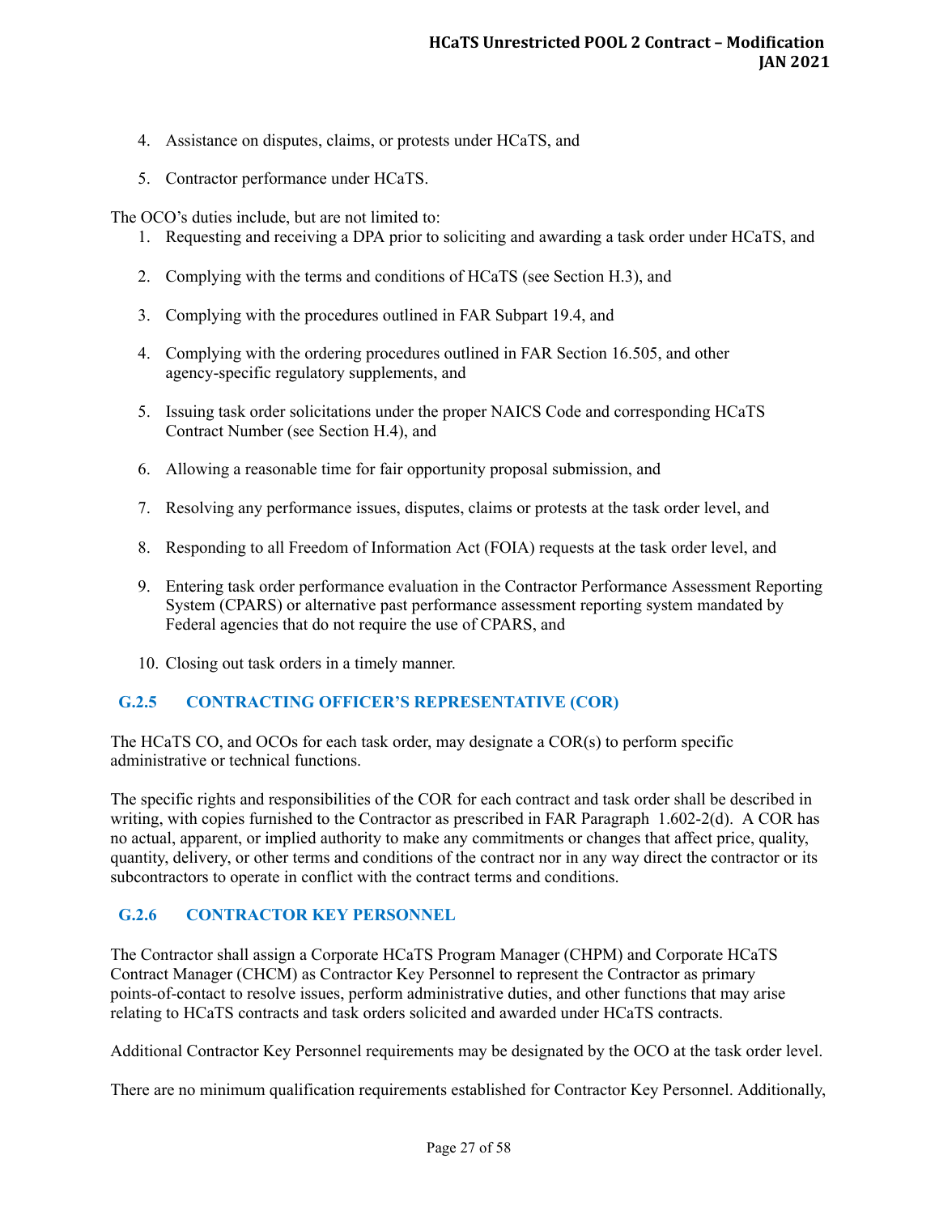4. Assistance on disputes, claims, or protests under HCaTS, and

5. Contractor performance under HCaTS.

The OCO's duties include, but are not limited to:

1. Requesting and receiving a DPA prior to soliciting and awarding a task order under HCaTS, and

2. Complying with the terms and conditions of HCaTS (see Section H.3), and

3. Complying with the procedures outlined in FAR Subpart 19.4, and

4. Complying with the ordering procedures outlined in FAR Section 16.505, and other agency-specific regulatory supplements, and

5. Issuing task order solicitations under the proper NAICS Code and corresponding HCaTS Contract Number (see Section H.4), and

6. Allowing a reasonable time for fair opportunity proposal submission, and

7. Resolving any performance issues, disputes, claims or protests at the task order level, and

8. Responding to all Freedom of Information Act (FOIA) requests at the task order level, and

9. Entering task order performance evaluation in the Contractor Performance Assessment Reporting System (CPARS) or alternative past performance assessment reporting system mandated by Federal agencies that do not require the use of CPARS, and

10. Closing out task orders in a timely manner.

### G.2.5 CONTRACTING OFFICER'S REPRESENTATIVE (COR)

The HCaTS CO, and OCOs for each task order, may designate a COR(s) to perform specific administrative or technical functions.

The specific rights and responsibilities of the COR for each contract and task order shall be described in writing, with copies furnished to the Contractor as prescribed in FAR Paragraph 1.602-2(d). A COR has no actual, apparent, or implied authority to make any commitments or changes that affect price, quality, quantity, delivery, or other terms and conditions of the contract nor in any way direct the contractor or its subcontractors to operate in conflict with the contract terms and conditions.

### G.2.6 CONTRACTOR KEY PERSONNEL

The Contractor shall assign a Corporate HCaTS Program Manager (CHPM) and Corporate HCaTS Contract Manager (CHCM) as Contractor Key Personnel to represent the Contractor as primary points-of-contact to resolve issues, perform administrative duties, and other functions that may arise relating to HCaTS contracts and task orders solicited and awarded under HCaTS contracts.

Additional Contractor Key Personnel requirements may be designated by the OCO at the task order level.

There are no minimum qualification requirements established for Contractor Key Personnel. Additionally,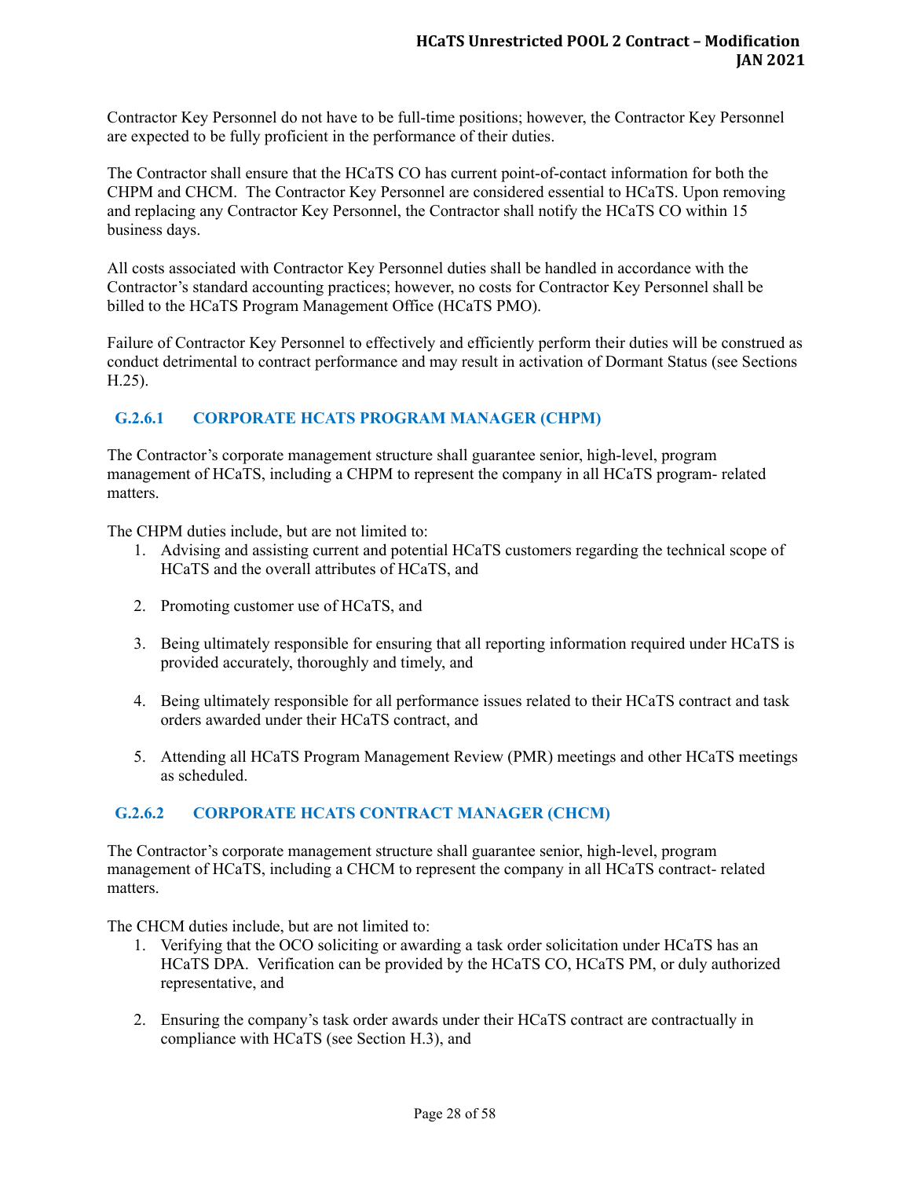Contractor Key Personnel do not have to be full-time positions; however, the Contractor Key Personnel are expected to be fully proficient in the performance of their duties.

The Contractor shall ensure that the HCaTS CO has current point-of-contact information for both the CHPM and CHCM. The Contractor Key Personnel are considered essential to HCaTS. Upon removing and replacing any Contractor Key Personnel, the Contractor shall notify the HCaTS CO within 15 business days.

All costs associated with Contractor Key Personnel duties shall be handled in accordance with the Contractor's standard accounting practices; however, no costs for Contractor Key Personnel shall be billed to the HCaTS Program Management Office (HCaTS PMO).

Failure of Contractor Key Personnel to effectively and efficiently perform their duties will be construed as conduct detrimental to contract performance and may result in activation of Dormant Status (see Sections H.25).

### G.2.6.1 CORPORATE HCATS PROGRAM MANAGER (CHPM)

The Contractor's corporate management structure shall guarantee senior, high-level, program management of HCaTS, including a CHPM to represent the company in all HCaTS program- related matters.

The CHPM duties include, but are not limited to:

1. Advising and assisting current and potential HCaTS customers regarding the technical scope of HCaTS and the overall attributes of HCaTS, and
2. Promoting customer use of HCaTS, and
3. Being ultimately responsible for ensuring that all reporting information required under HCaTS is provided accurately, thoroughly and timely, and
4. Being ultimately responsible for all performance issues related to their HCaTS contract and task orders awarded under their HCaTS contract, and
5. Attending all HCaTS Program Management Review (PMR) meetings and other HCaTS meetings as scheduled.

### G.2.6.2 CORPORATE HCATS CONTRACT MANAGER (CHCM)

The Contractor's corporate management structure shall guarantee senior, high-level, program management of HCaTS, including a CHCM to represent the company in all HCaTS contract- related matters.

The CHCM duties include, but are not limited to:

1. Verifying that the OCO soliciting or awarding a task order solicitation under HCaTS has an HCaTS DPA. Verification can be provided by the HCaTS CO, HCaTS PM, or duly authorized representative, and
2. Ensuring the company's task order awards under their HCaTS contract are contractually in compliance with HCaTS (see Section H.3), and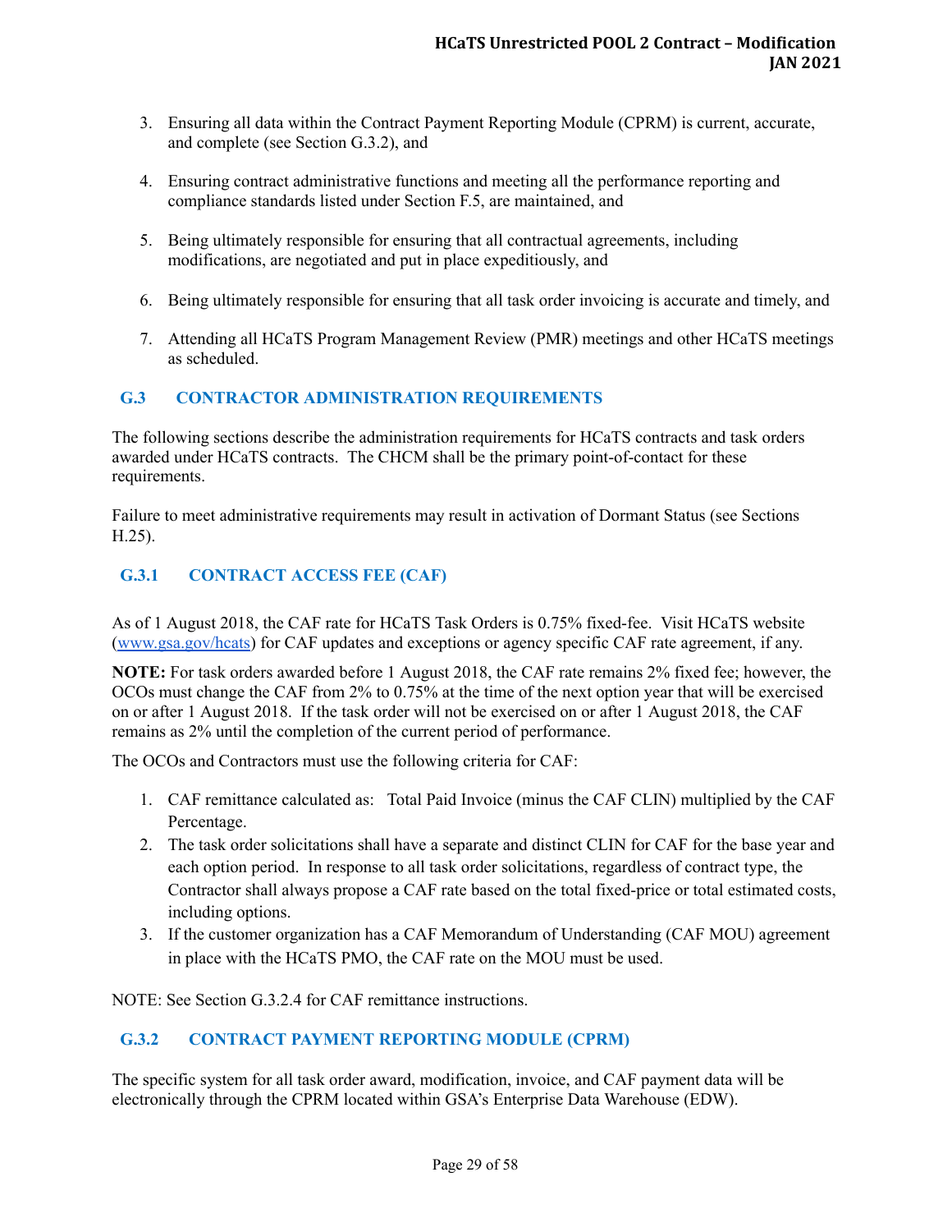3. Ensuring all data within the Contract Payment Reporting Module (CPRM) is current, accurate, and complete (see Section G.3.2), and

4. Ensuring contract administrative functions and meeting all the performance reporting and compliance standards listed under Section F.5, are maintained, and

5. Being ultimately responsible for ensuring that all contractual agreements, including modifications, are negotiated and put in place expeditiously, and

6. Being ultimately responsible for ensuring that all task order invoicing is accurate and timely, and

7. Attending all HCaTS Program Management Review (PMR) meetings and other HCaTS meetings as scheduled.

## G.3 CONTRACTOR ADMINISTRATION REQUIREMENTS

The following sections describe the administration requirements for HCaTS contracts and task orders awarded under HCaTS contracts. The CHCM shall be the primary point-of-contact for these requirements.

Failure to meet administrative requirements may result in activation of Dormant Status (see Sections H.25).

### G.3.1 CONTRACT ACCESS FEE (CAF)

As of 1 August 2018, the CAF rate for HCaTS Task Orders is 0.75% fixed-fee. Visit HCaTS website (www.gsa.gov/hcats) for CAF updates and exceptions or agency specific CAF rate agreement, if any.

**NOTE:** For task orders awarded before 1 August 2018, the CAF rate remains 2% fixed fee; however, the OCOs must change the CAF from 2% to 0.75% at the time of the next option year that will be exercised on or after 1 August 2018. If the task order will not be exercised on or after 1 August 2018, the CAF remains as 2% until the completion of the current period of performance.

The OCOs and Contractors must use the following criteria for CAF:

1. CAF remittance calculated as: Total Paid Invoice (minus the CAF CLIN) multiplied by the CAF Percentage.
2. The task order solicitations shall have a separate and distinct CLIN for CAF for the base year and each option period. In response to all task order solicitations, regardless of contract type, the Contractor shall always propose a CAF rate based on the total fixed-price or total estimated costs, including options.
3. If the customer organization has a CAF Memorandum of Understanding (CAF MOU) agreement in place with the HCaTS PMO, the CAF rate on the MOU must be used.

NOTE: See Section G.3.2.4 for CAF remittance instructions.

### G.3.2 CONTRACT PAYMENT REPORTING MODULE (CPRM)

The specific system for all task order award, modification, invoice, and CAF payment data will be electronically through the CPRM located within GSA's Enterprise Data Warehouse (EDW).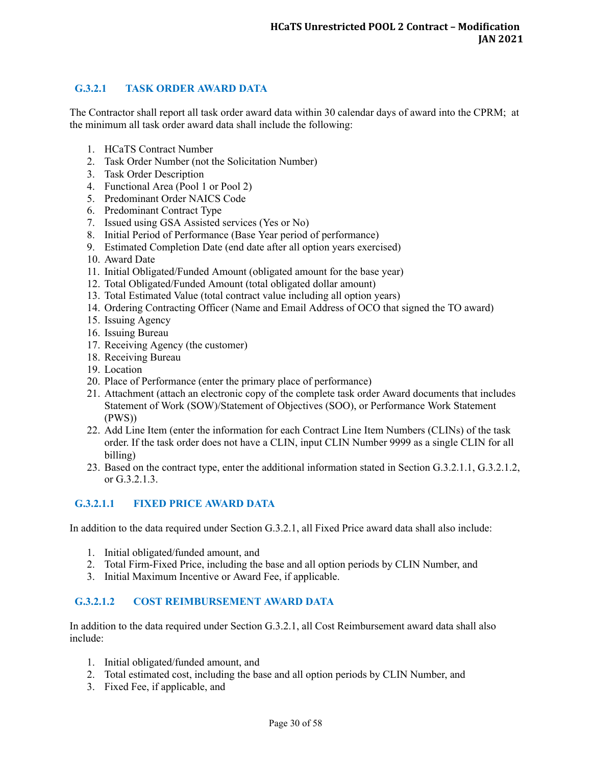### G.3.2.1 TASK ORDER AWARD DATA

The Contractor shall report all task order award data within 30 calendar days of award into the CPRM; at the minimum all task order award data shall include the following:

1. HCaTS Contract Number
2. Task Order Number (not the Solicitation Number)
3. Task Order Description
4. Functional Area (Pool 1 or Pool 2)
5. Predominant Order NAICS Code
6. Predominant Contract Type
7. Issued using GSA Assisted services (Yes or No)
8. Initial Period of Performance (Base Year period of performance)
9. Estimated Completion Date (end date after all option years exercised)
10. Award Date
11. Initial Obligated/Funded Amount (obligated amount for the base year)
12. Total Obligated/Funded Amount (total obligated dollar amount)
13. Total Estimated Value (total contract value including all option years)
14. Ordering Contracting Officer (Name and Email Address of OCO that signed the TO award)
15. Issuing Agency
16. Issuing Bureau
17. Receiving Agency (the customer)
18. Receiving Bureau
19. Location
20. Place of Performance (enter the primary place of performance)
21. Attachment (attach an electronic copy of the complete task order Award documents that includes Statement of Work (SOW)/Statement of Objectives (SOO), or Performance Work Statement (PWS))
22. Add Line Item (enter the information for each Contract Line Item Numbers (CLINs) of the task order. If the task order does not have a CLIN, input CLIN Number 9999 as a single CLIN for all billing)
23. Based on the contract type, enter the additional information stated in Section G.3.2.1.1, G.3.2.1.2, or G.3.2.1.3.

#### G.3.2.1.1 FIXED PRICE AWARD DATA

In addition to the data required under Section G.3.2.1, all Fixed Price award data shall also include:

1. Initial obligated/funded amount, and
2. Total Firm-Fixed Price, including the base and all option periods by CLIN Number, and
3. Initial Maximum Incentive or Award Fee, if applicable.

#### G.3.2.1.2 COST REIMBURSEMENT AWARD DATA

In addition to the data required under Section G.3.2.1, all Cost Reimbursement award data shall also include:

1. Initial obligated/funded amount, and
2. Total estimated cost, including the base and all option periods by CLIN Number, and
3. Fixed Fee, if applicable, and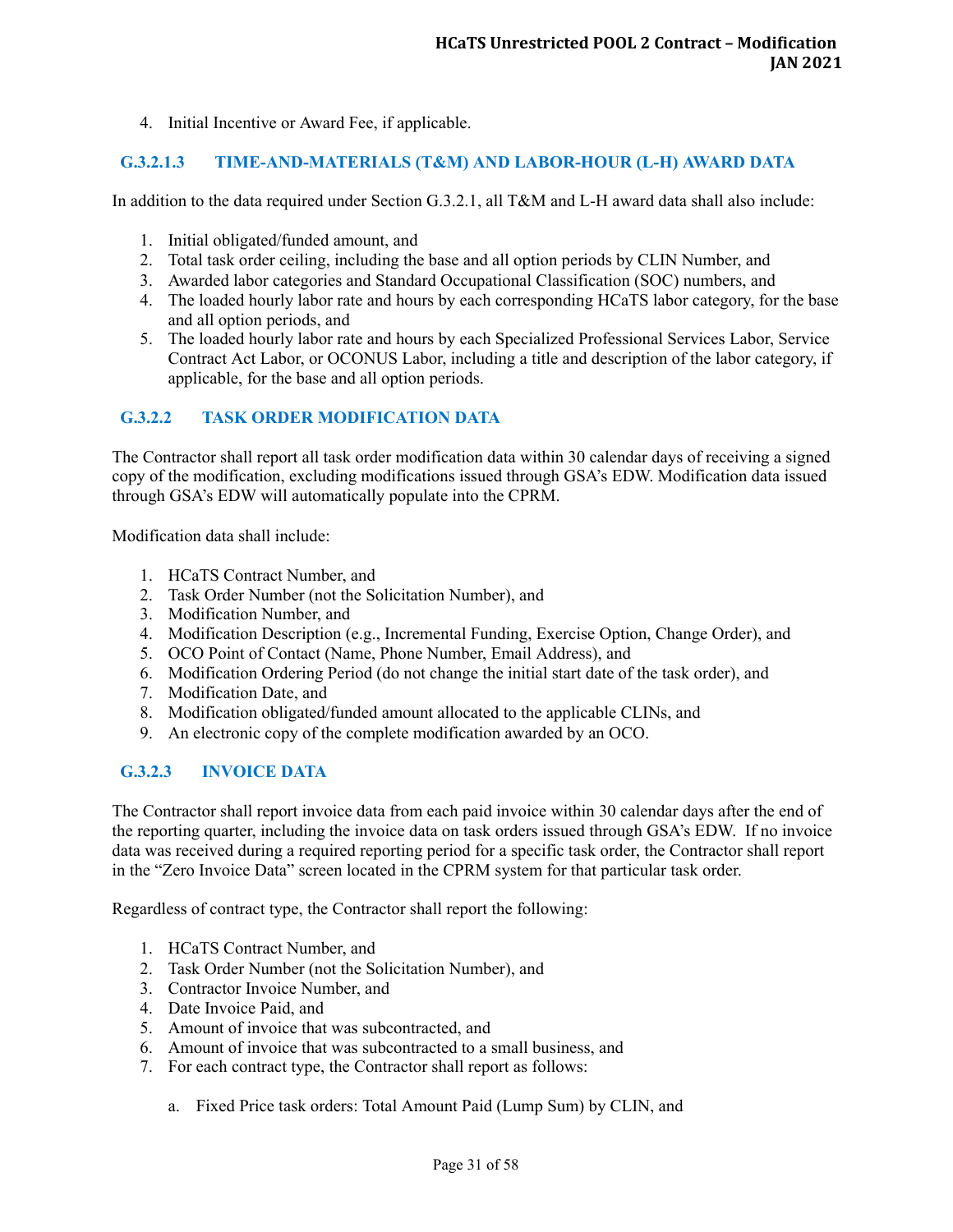4. Initial Incentive or Award Fee, if applicable.

### G.3.2.1.3 TIME-AND-MATERIALS (T&M) AND LABOR-HOUR (L-H) AWARD DATA

In addition to the data required under Section G.3.2.1, all T&M and L-H award data shall also include:

1. Initial obligated/funded amount, and
2. Total task order ceiling, including the base and all option periods by CLIN Number, and
3. Awarded labor categories and Standard Occupational Classification (SOC) numbers, and
4. The loaded hourly labor rate and hours by each corresponding HCaTS labor category, for the base and all option periods, and
5. The loaded hourly labor rate and hours by each Specialized Professional Services Labor, Service Contract Act Labor, or OCONUS Labor, including a title and description of the labor category, if applicable, for the base and all option periods.

### G.3.2.2 TASK ORDER MODIFICATION DATA

The Contractor shall report all task order modification data within 30 calendar days of receiving a signed copy of the modification, excluding modifications issued through GSA's EDW. Modification data issued through GSA's EDW will automatically populate into the CPRM.

Modification data shall include:

1. HCaTS Contract Number, and
2. Task Order Number (not the Solicitation Number), and
3. Modification Number, and
4. Modification Description (e.g., Incremental Funding, Exercise Option, Change Order), and
5. OCO Point of Contact (Name, Phone Number, Email Address), and
6. Modification Ordering Period (do not change the initial start date of the task order), and
7. Modification Date, and
8. Modification obligated/funded amount allocated to the applicable CLINs, and
9. An electronic copy of the complete modification awarded by an OCO.

### G.3.2.3 INVOICE DATA

The Contractor shall report invoice data from each paid invoice within 30 calendar days after the end of the reporting quarter, including the invoice data on task orders issued through GSA's EDW. If no invoice data was received during a required reporting period for a specific task order, the Contractor shall report in the "Zero Invoice Data" screen located in the CPRM system for that particular task order.

Regardless of contract type, the Contractor shall report the following:

1. HCaTS Contract Number, and
2. Task Order Number (not the Solicitation Number), and
3. Contractor Invoice Number, and
4. Date Invoice Paid, and
5. Amount of invoice that was subcontracted, and
6. Amount of invoice that was subcontracted to a small business, and
7. For each contract type, the Contractor shall report as follows:

    a. Fixed Price task orders: Total Amount Paid (Lump Sum) by CLIN, and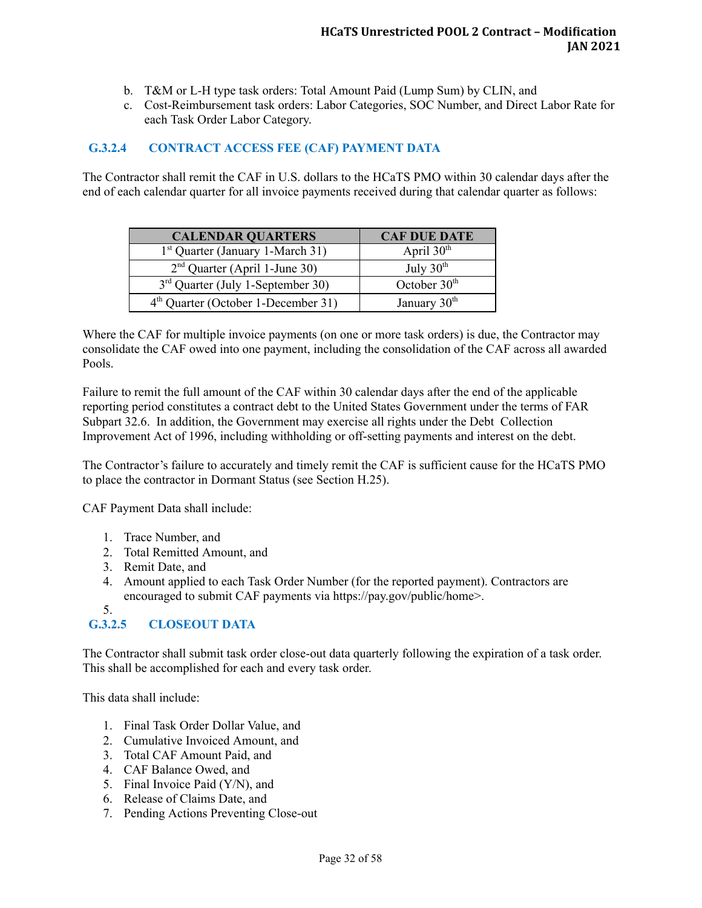b. T&M or L-H type task orders: Total Amount Paid (Lump Sum) by CLIN, and
c. Cost-Reimbursement task orders: Labor Categories, SOC Number, and Direct Labor Rate for each Task Order Labor Category.

### G.3.2.4 CONTRACT ACCESS FEE (CAF) PAYMENT DATA

The Contractor shall remit the CAF in U.S. dollars to the HCaTS PMO within 30 calendar days after the end of each calendar quarter for all invoice payments received during that calendar quarter as follows:

| CALENDAR QUARTERS | CAF DUE DATE |
|---|---|
| 1st Quarter (January 1-March 31) | April 30th |
| 2nd Quarter (April 1-June 30) | July 30th |
| 3rd Quarter (July 1-September 30) | October 30th |
| 4th Quarter (October 1-December 31) | January 30th |

Where the CAF for multiple invoice payments (on one or more task orders) is due, the Contractor may consolidate the CAF owed into one payment, including the consolidation of the CAF across all awarded Pools.

Failure to remit the full amount of the CAF within 30 calendar days after the end of the applicable reporting period constitutes a contract debt to the United States Government under the terms of FAR Subpart 32.6. In addition, the Government may exercise all rights under the Debt Collection Improvement Act of 1996, including withholding or off-setting payments and interest on the debt.

The Contractor's failure to accurately and timely remit the CAF is sufficient cause for the HCaTS PMO to place the contractor in Dormant Status (see Section H.25).

CAF Payment Data shall include:

1. Trace Number, and
2. Total Remitted Amount, and
3. Remit Date, and
4. Amount applied to each Task Order Number (for the reported payment). Contractors are encouraged to submit CAF payments via https://pay.gov/public/home>.
5. 

### G.3.2.5 CLOSEOUT DATA

The Contractor shall submit task order close-out data quarterly following the expiration of a task order. This shall be accomplished for each and every task order.

This data shall include:

1. Final Task Order Dollar Value, and
2. Cumulative Invoiced Amount, and
3. Total CAF Amount Paid, and
4. CAF Balance Owed, and
5. Final Invoice Paid (Y/N), and
6. Release of Claims Date, and
7. Pending Actions Preventing Close-out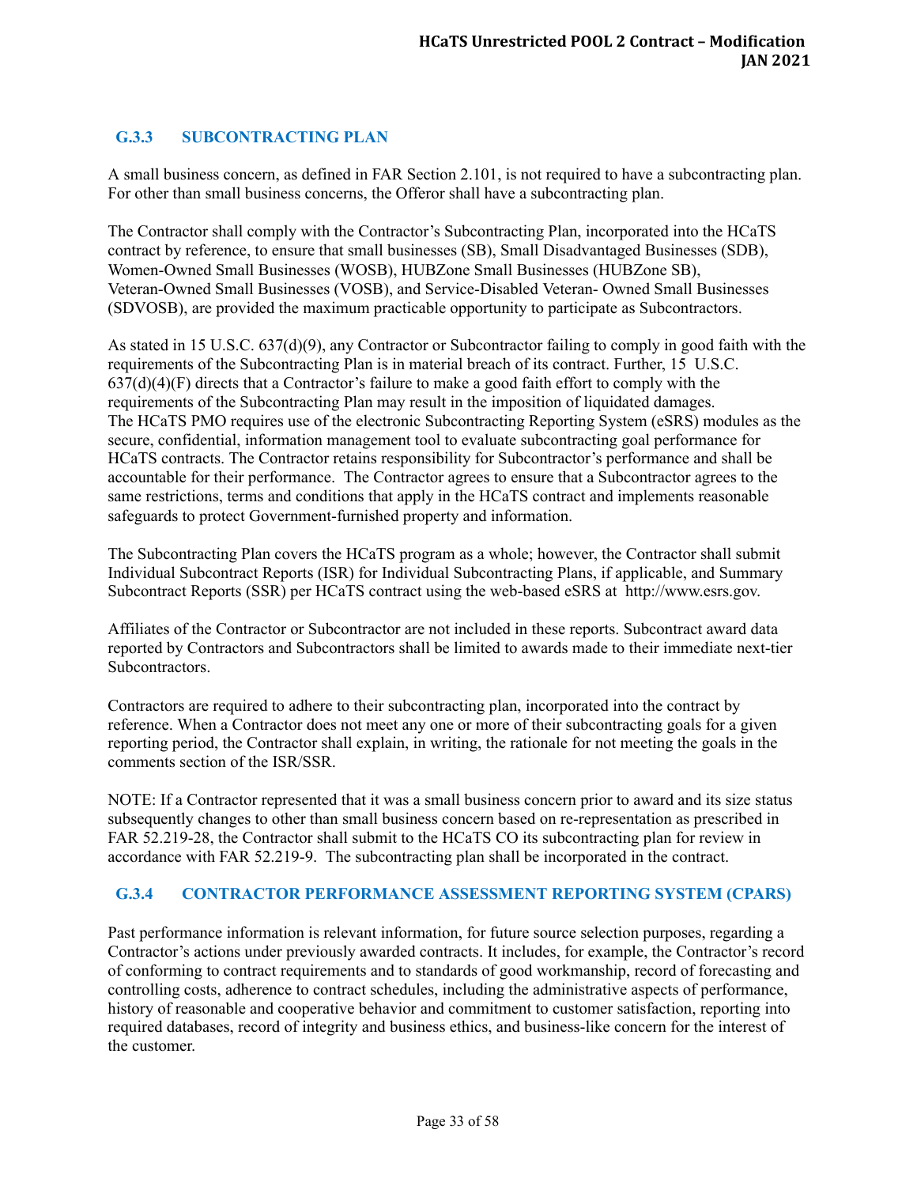### G.3.3 SUBCONTRACTING PLAN

A small business concern, as defined in FAR Section 2.101, is not required to have a subcontracting plan. For other than small business concerns, the Offeror shall have a subcontracting plan.

The Contractor shall comply with the Contractor's Subcontracting Plan, incorporated into the HCaTS contract by reference, to ensure that small businesses (SB), Small Disadvantaged Businesses (SDB), Women-Owned Small Businesses (WOSB), HUBZone Small Businesses (HUBZone SB), Veteran-Owned Small Businesses (VOSB), and Service-Disabled Veteran- Owned Small Businesses (SDVOSB), are provided the maximum practicable opportunity to participate as Subcontractors.

As stated in 15 U.S.C. 637(d)(9), any Contractor or Subcontractor failing to comply in good faith with the requirements of the Subcontracting Plan is in material breach of its contract. Further, 15 U.S.C. 637(d)(4)(F) directs that a Contractor's failure to make a good faith effort to comply with the requirements of the Subcontracting Plan may result in the imposition of liquidated damages. The HCaTS PMO requires use of the electronic Subcontracting Reporting System (eSRS) modules as the secure, confidential, information management tool to evaluate subcontracting goal performance for HCaTS contracts. The Contractor retains responsibility for Subcontractor's performance and shall be accountable for their performance. The Contractor agrees to ensure that a Subcontractor agrees to the same restrictions, terms and conditions that apply in the HCaTS contract and implements reasonable safeguards to protect Government-furnished property and information.

The Subcontracting Plan covers the HCaTS program as a whole; however, the Contractor shall submit Individual Subcontract Reports (ISR) for Individual Subcontracting Plans, if applicable, and Summary Subcontract Reports (SSR) per HCaTS contract using the web-based eSRS at http://www.esrs.gov.

Affiliates of the Contractor or Subcontractor are not included in these reports. Subcontract award data reported by Contractors and Subcontractors shall be limited to awards made to their immediate next-tier Subcontractors.

Contractors are required to adhere to their subcontracting plan, incorporated into the contract by reference. When a Contractor does not meet any one or more of their subcontracting goals for a given reporting period, the Contractor shall explain, in writing, the rationale for not meeting the goals in the comments section of the ISR/SSR.

NOTE: If a Contractor represented that it was a small business concern prior to award and its size status subsequently changes to other than small business concern based on re-representation as prescribed in FAR 52.219-28, the Contractor shall submit to the HCaTS CO its subcontracting plan for review in accordance with FAR 52.219-9. The subcontracting plan shall be incorporated in the contract.

### G.3.4 CONTRACTOR PERFORMANCE ASSESSMENT REPORTING SYSTEM (CPARS)

Past performance information is relevant information, for future source selection purposes, regarding a Contractor's actions under previously awarded contracts. It includes, for example, the Contractor's record of conforming to contract requirements and to standards of good workmanship, record of forecasting and controlling costs, adherence to contract schedules, including the administrative aspects of performance, history of reasonable and cooperative behavior and commitment to customer satisfaction, reporting into required databases, record of integrity and business ethics, and business-like concern for the interest of the customer.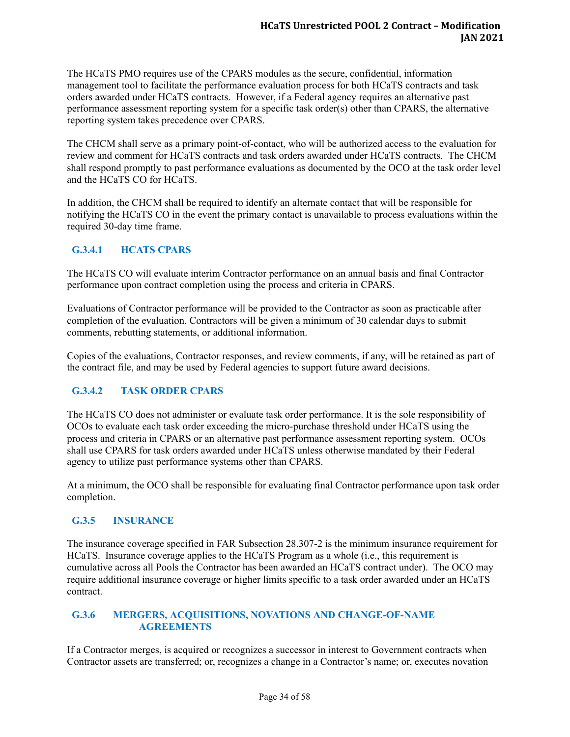The HCaTS PMO requires use of the CPARS modules as the secure, confidential, information management tool to facilitate the performance evaluation process for both HCaTS contracts and task orders awarded under HCaTS contracts. However, if a Federal agency requires an alternative past performance assessment reporting system for a specific task order(s) other than CPARS, the alternative reporting system takes precedence over CPARS.

The CHCM shall serve as a primary point-of-contact, who will be authorized access to the evaluation for review and comment for HCaTS contracts and task orders awarded under HCaTS contracts. The CHCM shall respond promptly to past performance evaluations as documented by the OCO at the task order level and the HCaTS CO for HCaTS.

In addition, the CHCM shall be required to identify an alternate contact that will be responsible for notifying the HCaTS CO in the event the primary contact is unavailable to process evaluations within the required 30-day time frame.

#### G.3.4.1 HCATS CPARS

The HCaTS CO will evaluate interim Contractor performance on an annual basis and final Contractor performance upon contract completion using the process and criteria in CPARS.

Evaluations of Contractor performance will be provided to the Contractor as soon as practicable after completion of the evaluation. Contractors will be given a minimum of 30 calendar days to submit comments, rebutting statements, or additional information.

Copies of the evaluations, Contractor responses, and review comments, if any, will be retained as part of the contract file, and may be used by Federal agencies to support future award decisions.

#### G.3.4.2 TASK ORDER CPARS

The HCaTS CO does not administer or evaluate task order performance. It is the sole responsibility of OCOs to evaluate each task order exceeding the micro-purchase threshold under HCaTS using the process and criteria in CPARS or an alternative past performance assessment reporting system. OCOs shall use CPARS for task orders awarded under HCaTS unless otherwise mandated by their Federal agency to utilize past performance systems other than CPARS.

At a minimum, the OCO shall be responsible for evaluating final Contractor performance upon task order completion.

### G.3.5 INSURANCE

The insurance coverage specified in FAR Subsection 28.307-2 is the minimum insurance requirement for HCaTS. Insurance coverage applies to the HCaTS Program as a whole (i.e., this requirement is cumulative across all Pools the Contractor has been awarded an HCaTS contract under). The OCO may require additional insurance coverage or higher limits specific to a task order awarded under an HCaTS contract.

### G.3.6 MERGERS, ACQUISITIONS, NOVATIONS AND CHANGE-OF-NAME AGREEMENTS

If a Contractor merges, is acquired or recognizes a successor in interest to Government contracts when Contractor assets are transferred; or, recognizes a change in a Contractor's name; or, executes novation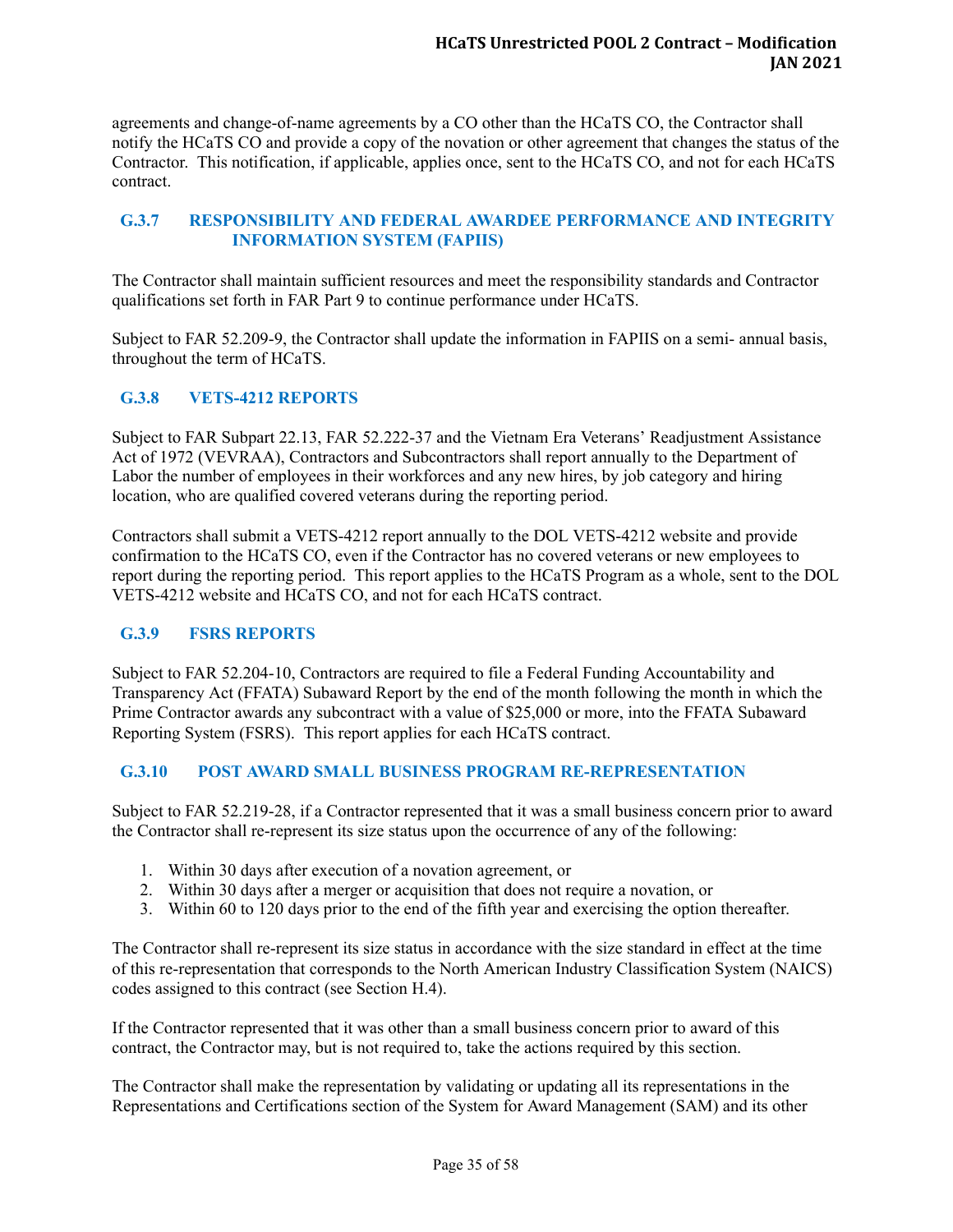agreements and change-of-name agreements by a CO other than the HCaTS CO, the Contractor shall notify the HCaTS CO and provide a copy of the novation or other agreement that changes the status of the Contractor. This notification, if applicable, applies once, sent to the HCaTS CO, and not for each HCaTS contract.

### G.3.7 RESPONSIBILITY AND FEDERAL AWARDEE PERFORMANCE AND INTEGRITY INFORMATION SYSTEM (FAPIIS)

The Contractor shall maintain sufficient resources and meet the responsibility standards and Contractor qualifications set forth in FAR Part 9 to continue performance under HCaTS.

Subject to FAR 52.209-9, the Contractor shall update the information in FAPIIS on a semi- annual basis, throughout the term of HCaTS.

### G.3.8 VETS-4212 REPORTS

Subject to FAR Subpart 22.13, FAR 52.222-37 and the Vietnam Era Veterans' Readjustment Assistance Act of 1972 (VEVRAA), Contractors and Subcontractors shall report annually to the Department of Labor the number of employees in their workforces and any new hires, by job category and hiring location, who are qualified covered veterans during the reporting period.

Contractors shall submit a VETS-4212 report annually to the DOL VETS-4212 website and provide confirmation to the HCaTS CO, even if the Contractor has no covered veterans or new employees to report during the reporting period. This report applies to the HCaTS Program as a whole, sent to the DOL VETS-4212 website and HCaTS CO, and not for each HCaTS contract.

### G.3.9 FSRS REPORTS

Subject to FAR 52.204-10, Contractors are required to file a Federal Funding Accountability and Transparency Act (FFATA) Subaward Report by the end of the month following the month in which the Prime Contractor awards any subcontract with a value of $25,000 or more, into the FFATA Subaward Reporting System (FSRS). This report applies for each HCaTS contract.

### G.3.10 POST AWARD SMALL BUSINESS PROGRAM RE-REPRESENTATION

Subject to FAR 52.219-28, if a Contractor represented that it was a small business concern prior to award the Contractor shall re-represent its size status upon the occurrence of any of the following:

1. Within 30 days after execution of a novation agreement, or
2. Within 30 days after a merger or acquisition that does not require a novation, or
3. Within 60 to 120 days prior to the end of the fifth year and exercising the option thereafter.

The Contractor shall re-represent its size status in accordance with the size standard in effect at the time of this re-representation that corresponds to the North American Industry Classification System (NAICS) codes assigned to this contract (see Section H.4).

If the Contractor represented that it was other than a small business concern prior to award of this contract, the Contractor may, but is not required to, take the actions required by this section.

The Contractor shall make the representation by validating or updating all its representations in the Representations and Certifications section of the System for Award Management (SAM) and its other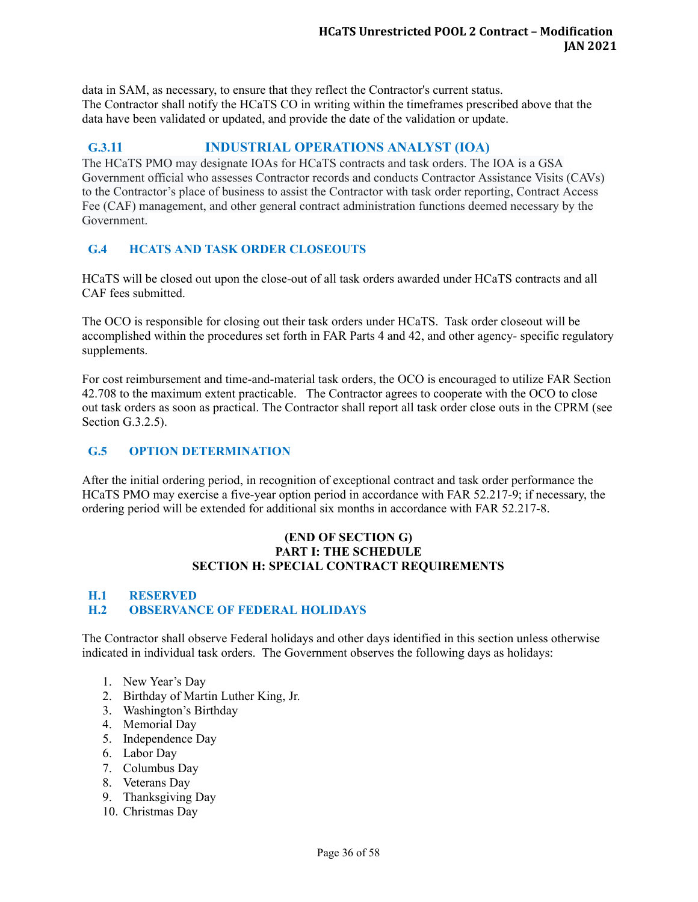data in SAM, as necessary, to ensure that they reflect the Contractor's current status.
The Contractor shall notify the HCaTS CO in writing within the timeframes prescribed above that the data have been validated or updated, and provide the date of the validation or update.

### G.3.11 INDUSTRIAL OPERATIONS ANALYST (IOA)

The HCaTS PMO may designate IOAs for HCaTS contracts and task orders. The IOA is a GSA Government official who assesses Contractor records and conducts Contractor Assistance Visits (CAVs) to the Contractor's place of business to assist the Contractor with task order reporting, Contract Access Fee (CAF) management, and other general contract administration functions deemed necessary by the Government.

## G.4 HCATS AND TASK ORDER CLOSEOUTS

HCaTS will be closed out upon the close-out of all task orders awarded under HCaTS contracts and all CAF fees submitted.

The OCO is responsible for closing out their task orders under HCaTS. Task order closeout will be accomplished within the procedures set forth in FAR Parts 4 and 42, and other agency- specific regulatory supplements.

For cost reimbursement and time-and-material task orders, the OCO is encouraged to utilize FAR Section 42.708 to the maximum extent practicable. The Contractor agrees to cooperate with the OCO to close out task orders as soon as practical. The Contractor shall report all task order close outs in the CPRM (see Section G.3.2.5).

## G.5 OPTION DETERMINATION

After the initial ordering period, in recognition of exceptional contract and task order performance the HCaTS PMO may exercise a five-year option period in accordance with FAR 52.217-9; if necessary, the ordering period will be extended for additional six months in accordance with FAR 52.217-8.

**(END OF SECTION G)**
**PART I: THE SCHEDULE**
**SECTION H: SPECIAL CONTRACT REQUIREMENTS**

## H.1 RESERVED

## H.2 OBSERVANCE OF FEDERAL HOLIDAYS

The Contractor shall observe Federal holidays and other days identified in this section unless otherwise indicated in individual task orders. The Government observes the following days as holidays:

1. New Year's Day
2. Birthday of Martin Luther King, Jr.
3. Washington's Birthday
4. Memorial Day
5. Independence Day
6. Labor Day
7. Columbus Day
8. Veterans Day
9. Thanksgiving Day
10. Christmas Day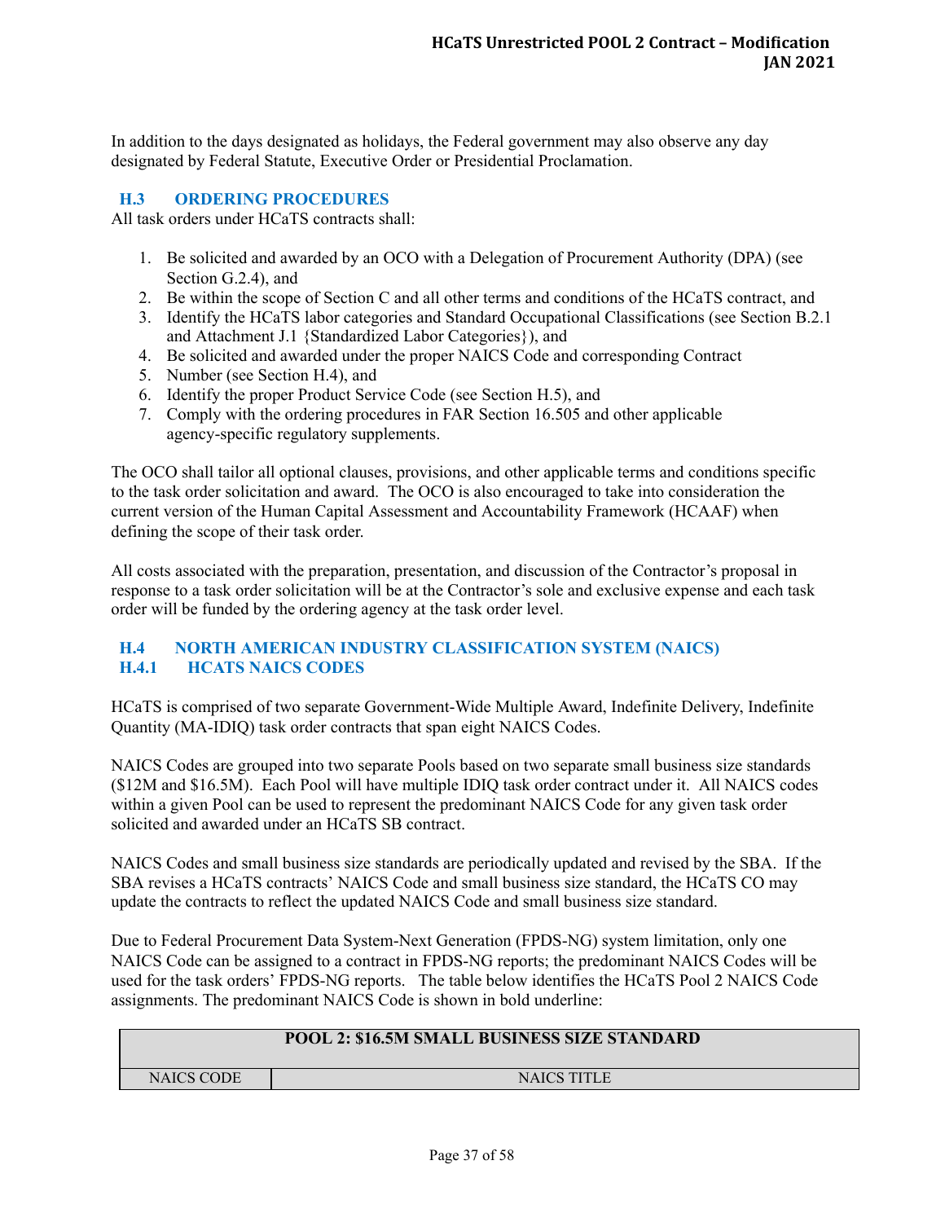In addition to the days designated as holidays, the Federal government may also observe any day designated by Federal Statute, Executive Order or Presidential Proclamation.

## H.3 ORDERING PROCEDURES

All task orders under HCaTS contracts shall:

1. Be solicited and awarded by an OCO with a Delegation of Procurement Authority (DPA) (see Section G.2.4), and
2. Be within the scope of Section C and all other terms and conditions of the HCaTS contract, and
3. Identify the HCaTS labor categories and Standard Occupational Classifications (see Section B.2.1 and Attachment J.1 {Standardized Labor Categories}), and
4. Be solicited and awarded under the proper NAICS Code and corresponding Contract
5. Number (see Section H.4), and
6. Identify the proper Product Service Code (see Section H.5), and
7. Comply with the ordering procedures in FAR Section 16.505 and other applicable agency-specific regulatory supplements.

The OCO shall tailor all optional clauses, provisions, and other applicable terms and conditions specific to the task order solicitation and award. The OCO is also encouraged to take into consideration the current version of the Human Capital Assessment and Accountability Framework (HCAAF) when defining the scope of their task order.

All costs associated with the preparation, presentation, and discussion of the Contractor's proposal in response to a task order solicitation will be at the Contractor's sole and exclusive expense and each task order will be funded by the ordering agency at the task order level.

## H.4 NORTH AMERICAN INDUSTRY CLASSIFICATION SYSTEM (NAICS)

### H.4.1 HCATS NAICS CODES

HCaTS is comprised of two separate Government-Wide Multiple Award, Indefinite Delivery, Indefinite Quantity (MA-IDIQ) task order contracts that span eight NAICS Codes.

NAICS Codes are grouped into two separate Pools based on two separate small business size standards ($12M and $16.5M). Each Pool will have multiple IDIQ task order contract under it. All NAICS codes within a given Pool can be used to represent the predominant NAICS Code for any given task order solicited and awarded under an HCaTS SB contract.

NAICS Codes and small business size standards are periodically updated and revised by the SBA. If the SBA revises a HCaTS contracts' NAICS Code and small business size standard, the HCaTS CO may update the contracts to reflect the updated NAICS Code and small business size standard.

Due to Federal Procurement Data System-Next Generation (FPDS-NG) system limitation, only one NAICS Code can be assigned to a contract in FPDS-NG reports; the predominant NAICS Codes will be used for the task orders' FPDS-NG reports. The table below identifies the HCaTS Pool 2 NAICS Code assignments. The predominant NAICS Code is shown in bold underline:

| POOL 2: $16.5M SMALL BUSINESS SIZE STANDARD | |
|---|---|
| NAICS CODE | NAICS TITLE |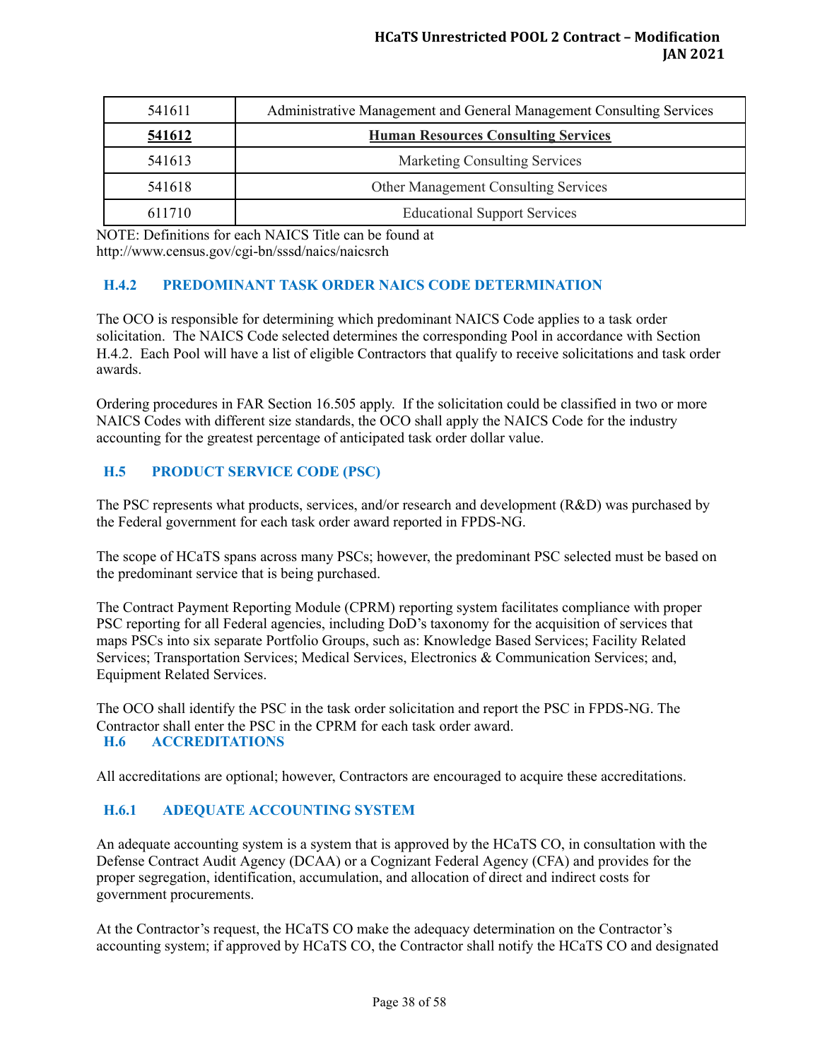| | |
|---|---|
| 541611 | Administrative Management and General Management Consulting Services |
| **541612** | **Human Resources Consulting Services** |
| 541613 | Marketing Consulting Services |
| 541618 | Other Management Consulting Services |
| 611710 | Educational Support Services |

NOTE: Definitions for each NAICS Title can be found at http://www.census.gov/cgi-bn/sssd/naics/naicsrch

### H.4.2 PREDOMINANT TASK ORDER NAICS CODE DETERMINATION

The OCO is responsible for determining which predominant NAICS Code applies to a task order solicitation. The NAICS Code selected determines the corresponding Pool in accordance with Section H.4.2. Each Pool will have a list of eligible Contractors that qualify to receive solicitations and task order awards.

Ordering procedures in FAR Section 16.505 apply. If the solicitation could be classified in two or more NAICS Codes with different size standards, the OCO shall apply the NAICS Code for the industry accounting for the greatest percentage of anticipated task order dollar value.

## H.5 PRODUCT SERVICE CODE (PSC)

The PSC represents what products, services, and/or research and development (R&D) was purchased by the Federal government for each task order award reported in FPDS-NG.

The scope of HCaTS spans across many PSCs; however, the predominant PSC selected must be based on the predominant service that is being purchased.

The Contract Payment Reporting Module (CPRM) reporting system facilitates compliance with proper PSC reporting for all Federal agencies, including DoD's taxonomy for the acquisition of services that maps PSCs into six separate Portfolio Groups, such as: Knowledge Based Services; Facility Related Services; Transportation Services; Medical Services, Electronics & Communication Services; and, Equipment Related Services.

The OCO shall identify the PSC in the task order solicitation and report the PSC in FPDS-NG. The Contractor shall enter the PSC in the CPRM for each task order award.

## H.6 ACCREDITATIONS

All accreditations are optional; however, Contractors are encouraged to acquire these accreditations.

### H.6.1 ADEQUATE ACCOUNTING SYSTEM

An adequate accounting system is a system that is approved by the HCaTS CO, in consultation with the Defense Contract Audit Agency (DCAA) or a Cognizant Federal Agency (CFA) and provides for the proper segregation, identification, accumulation, and allocation of direct and indirect costs for government procurements.

At the Contractor's request, the HCaTS CO make the adequacy determination on the Contractor's accounting system; if approved by HCaTS CO, the Contractor shall notify the HCaTS CO and designated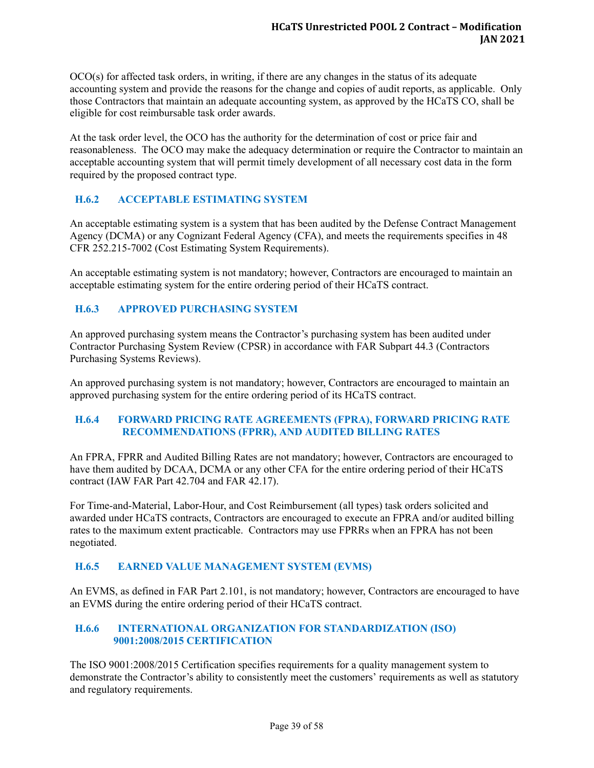OCO(s) for affected task orders, in writing, if there are any changes in the status of its adequate accounting system and provide the reasons for the change and copies of audit reports, as applicable. Only those Contractors that maintain an adequate accounting system, as approved by the HCaTS CO, shall be eligible for cost reimbursable task order awards.

At the task order level, the OCO has the authority for the determination of cost or price fair and reasonableness. The OCO may make the adequacy determination or require the Contractor to maintain an acceptable accounting system that will permit timely development of all necessary cost data in the form required by the proposed contract type.

### H.6.2 ACCEPTABLE ESTIMATING SYSTEM

An acceptable estimating system is a system that has been audited by the Defense Contract Management Agency (DCMA) or any Cognizant Federal Agency (CFA), and meets the requirements specifies in 48 CFR 252.215-7002 (Cost Estimating System Requirements).

An acceptable estimating system is not mandatory; however, Contractors are encouraged to maintain an acceptable estimating system for the entire ordering period of their HCaTS contract.

### H.6.3 APPROVED PURCHASING SYSTEM

An approved purchasing system means the Contractor's purchasing system has been audited under Contractor Purchasing System Review (CPSR) in accordance with FAR Subpart 44.3 (Contractors Purchasing Systems Reviews).

An approved purchasing system is not mandatory; however, Contractors are encouraged to maintain an approved purchasing system for the entire ordering period of its HCaTS contract.

### H.6.4 FORWARD PRICING RATE AGREEMENTS (FPRA), FORWARD PRICING RATE RECOMMENDATIONS (FPRR), AND AUDITED BILLING RATES

An FPRA, FPRR and Audited Billing Rates are not mandatory; however, Contractors are encouraged to have them audited by DCAA, DCMA or any other CFA for the entire ordering period of their HCaTS contract (IAW FAR Part 42.704 and FAR 42.17).

For Time-and-Material, Labor-Hour, and Cost Reimbursement (all types) task orders solicited and awarded under HCaTS contracts, Contractors are encouraged to execute an FPRA and/or audited billing rates to the maximum extent practicable. Contractors may use FPRRs when an FPRA has not been negotiated.

### H.6.5 EARNED VALUE MANAGEMENT SYSTEM (EVMS)

An EVMS, as defined in FAR Part 2.101, is not mandatory; however, Contractors are encouraged to have an EVMS during the entire ordering period of their HCaTS contract.

### H.6.6 INTERNATIONAL ORGANIZATION FOR STANDARDIZATION (ISO) 9001:2008/2015 CERTIFICATION

The ISO 9001:2008/2015 Certification specifies requirements for a quality management system to demonstrate the Contractor's ability to consistently meet the customers' requirements as well as statutory and regulatory requirements.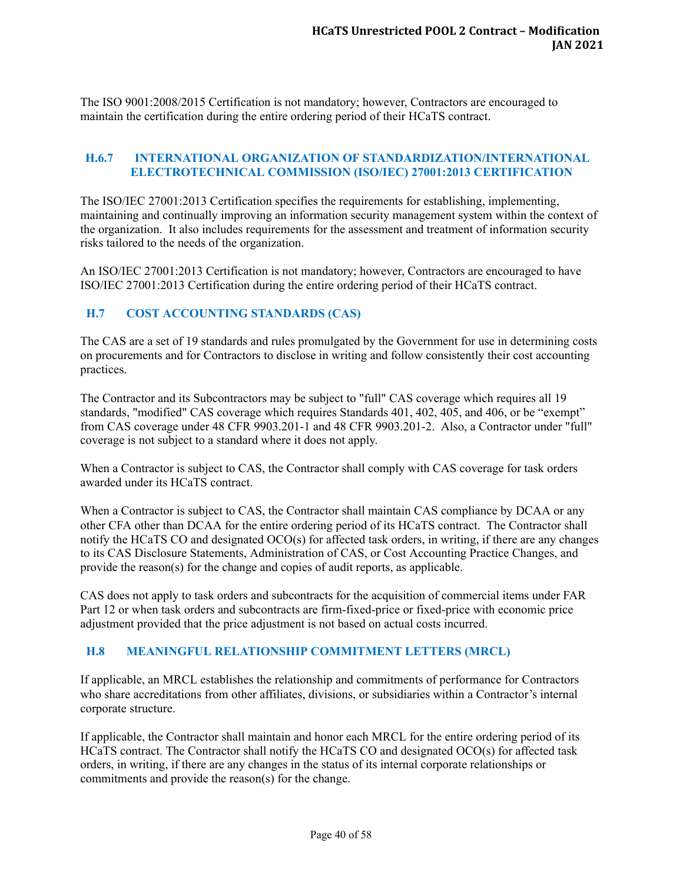The ISO 9001:2008/2015 Certification is not mandatory; however, Contractors are encouraged to maintain the certification during the entire ordering period of their HCaTS contract.

### H.6.7 INTERNATIONAL ORGANIZATION OF STANDARDIZATION/INTERNATIONAL ELECTROTECHNICAL COMMISSION (ISO/IEC) 27001:2013 CERTIFICATION

The ISO/IEC 27001:2013 Certification specifies the requirements for establishing, implementing, maintaining and continually improving an information security management system within the context of the organization. It also includes requirements for the assessment and treatment of information security risks tailored to the needs of the organization.

An ISO/IEC 27001:2013 Certification is not mandatory; however, Contractors are encouraged to have ISO/IEC 27001:2013 Certification during the entire ordering period of their HCaTS contract.

## H.7 COST ACCOUNTING STANDARDS (CAS)

The CAS are a set of 19 standards and rules promulgated by the Government for use in determining costs on procurements and for Contractors to disclose in writing and follow consistently their cost accounting practices.

The Contractor and its Subcontractors may be subject to "full" CAS coverage which requires all 19 standards, "modified" CAS coverage which requires Standards 401, 402, 405, and 406, or be "exempt" from CAS coverage under 48 CFR 9903.201-1 and 48 CFR 9903.201-2. Also, a Contractor under "full" coverage is not subject to a standard where it does not apply.

When a Contractor is subject to CAS, the Contractor shall comply with CAS coverage for task orders awarded under its HCaTS contract.

When a Contractor is subject to CAS, the Contractor shall maintain CAS compliance by DCAA or any other CFA other than DCAA for the entire ordering period of its HCaTS contract. The Contractor shall notify the HCaTS CO and designated OCO(s) for affected task orders, in writing, if there are any changes to its CAS Disclosure Statements, Administration of CAS, or Cost Accounting Practice Changes, and provide the reason(s) for the change and copies of audit reports, as applicable.

CAS does not apply to task orders and subcontracts for the acquisition of commercial items under FAR Part 12 or when task orders and subcontracts are firm-fixed-price or fixed-price with economic price adjustment provided that the price adjustment is not based on actual costs incurred.

## H.8 MEANINGFUL RELATIONSHIP COMMITMENT LETTERS (MRCL)

If applicable, an MRCL establishes the relationship and commitments of performance for Contractors who share accreditations from other affiliates, divisions, or subsidiaries within a Contractor's internal corporate structure.

If applicable, the Contractor shall maintain and honor each MRCL for the entire ordering period of its HCaTS contract. The Contractor shall notify the HCaTS CO and designated OCO(s) for affected task orders, in writing, if there are any changes in the status of its internal corporate relationships or commitments and provide the reason(s) for the change.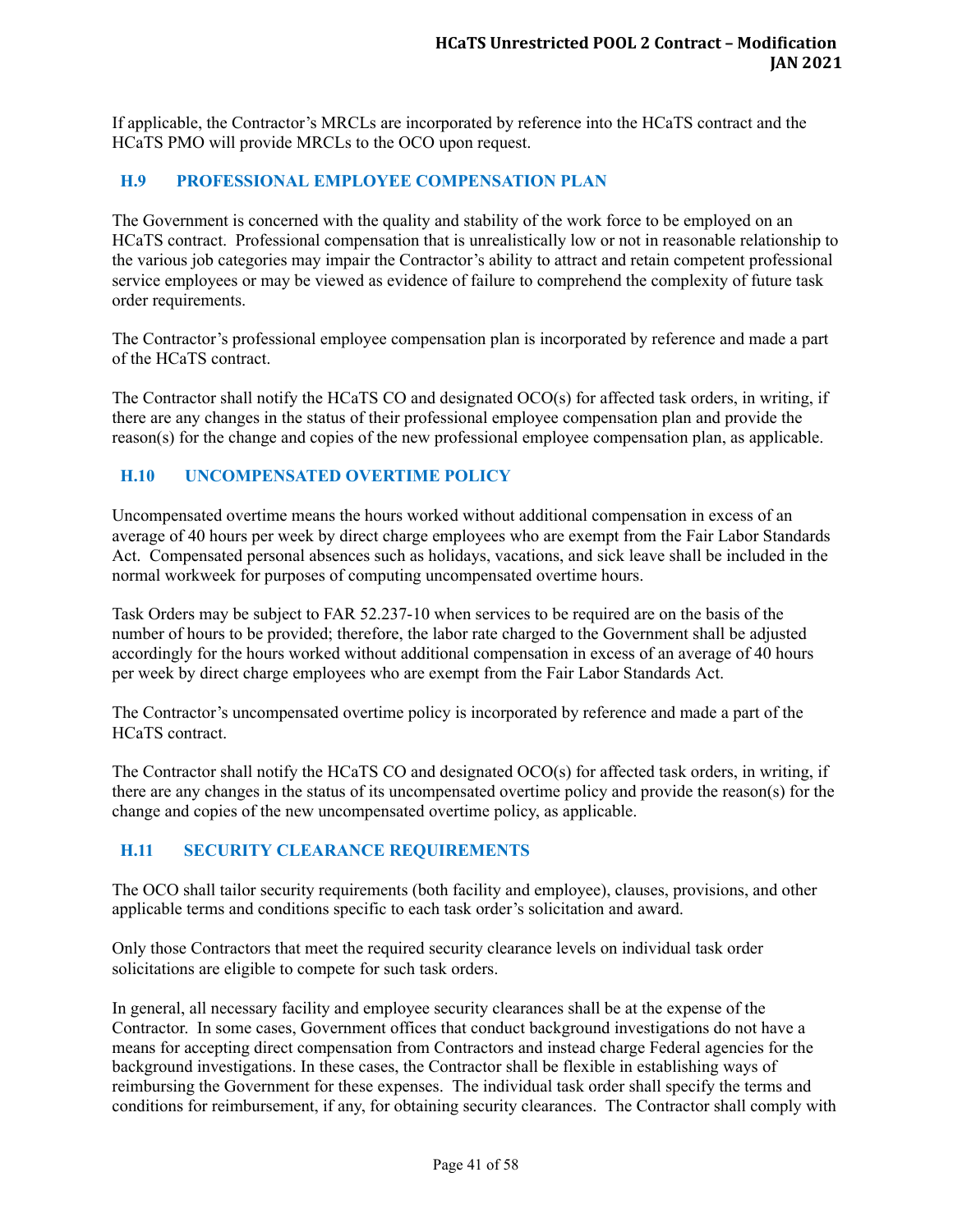If applicable, the Contractor's MRCLs are incorporated by reference into the HCaTS contract and the HCaTS PMO will provide MRCLs to the OCO upon request.

## H.9 PROFESSIONAL EMPLOYEE COMPENSATION PLAN

The Government is concerned with the quality and stability of the work force to be employed on an HCaTS contract. Professional compensation that is unrealistically low or not in reasonable relationship to the various job categories may impair the Contractor's ability to attract and retain competent professional service employees or may be viewed as evidence of failure to comprehend the complexity of future task order requirements.

The Contractor's professional employee compensation plan is incorporated by reference and made a part of the HCaTS contract.

The Contractor shall notify the HCaTS CO and designated OCO(s) for affected task orders, in writing, if there are any changes in the status of their professional employee compensation plan and provide the reason(s) for the change and copies of the new professional employee compensation plan, as applicable.

## H.10 UNCOMPENSATED OVERTIME POLICY

Uncompensated overtime means the hours worked without additional compensation in excess of an average of 40 hours per week by direct charge employees who are exempt from the Fair Labor Standards Act. Compensated personal absences such as holidays, vacations, and sick leave shall be included in the normal workweek for purposes of computing uncompensated overtime hours.

Task Orders may be subject to FAR 52.237-10 when services to be required are on the basis of the number of hours to be provided; therefore, the labor rate charged to the Government shall be adjusted accordingly for the hours worked without additional compensation in excess of an average of 40 hours per week by direct charge employees who are exempt from the Fair Labor Standards Act.

The Contractor's uncompensated overtime policy is incorporated by reference and made a part of the HCaTS contract.

The Contractor shall notify the HCaTS CO and designated OCO(s) for affected task orders, in writing, if there are any changes in the status of its uncompensated overtime policy and provide the reason(s) for the change and copies of the new uncompensated overtime policy, as applicable.

## H.11 SECURITY CLEARANCE REQUIREMENTS

The OCO shall tailor security requirements (both facility and employee), clauses, provisions, and other applicable terms and conditions specific to each task order's solicitation and award.

Only those Contractors that meet the required security clearance levels on individual task order solicitations are eligible to compete for such task orders.

In general, all necessary facility and employee security clearances shall be at the expense of the Contractor. In some cases, Government offices that conduct background investigations do not have a means for accepting direct compensation from Contractors and instead charge Federal agencies for the background investigations. In these cases, the Contractor shall be flexible in establishing ways of reimbursing the Government for these expenses. The individual task order shall specify the terms and conditions for reimbursement, if any, for obtaining security clearances. The Contractor shall comply with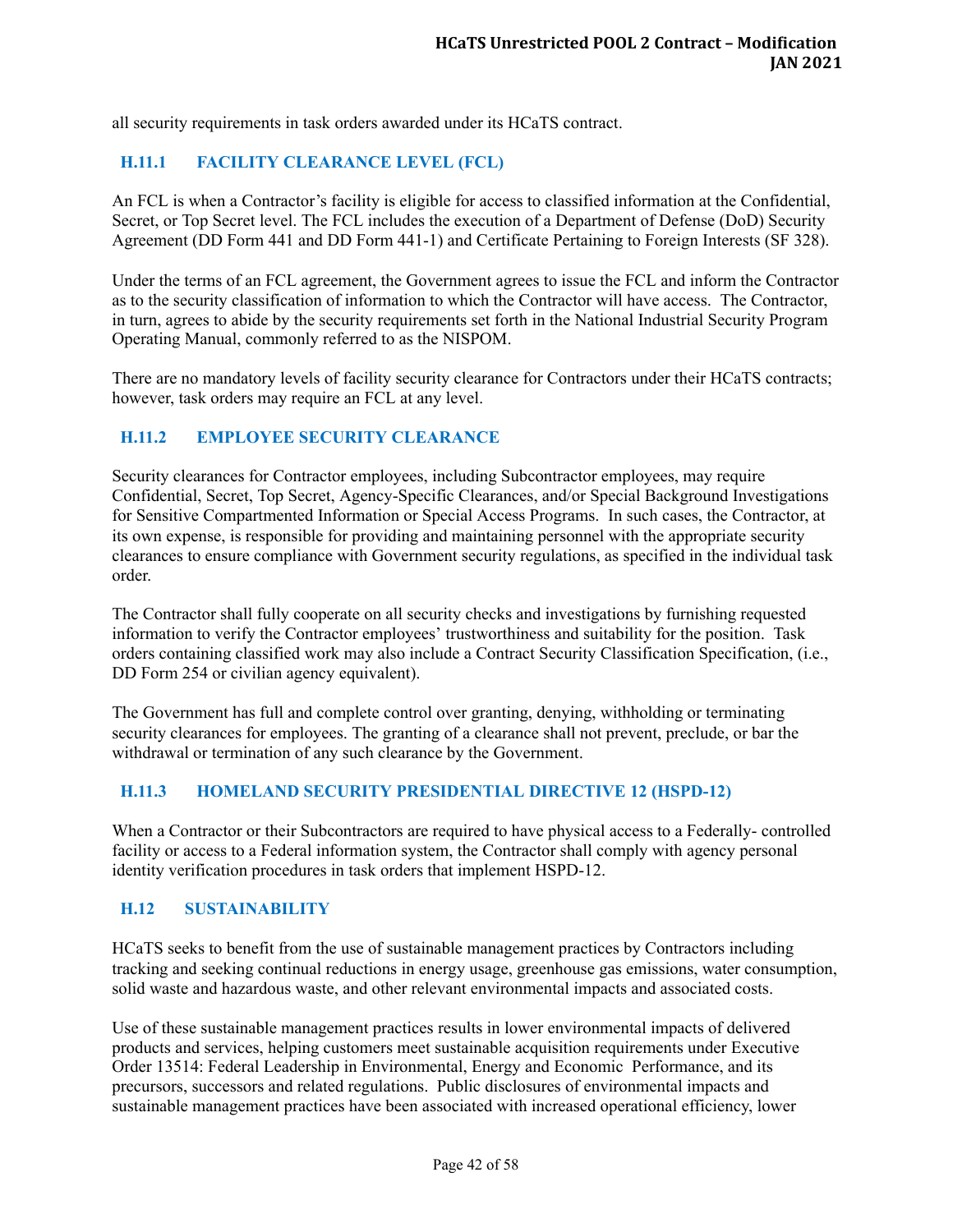all security requirements in task orders awarded under its HCaTS contract.

### H.11.1 FACILITY CLEARANCE LEVEL (FCL)

An FCL is when a Contractor's facility is eligible for access to classified information at the Confidential, Secret, or Top Secret level. The FCL includes the execution of a Department of Defense (DoD) Security Agreement (DD Form 441 and DD Form 441-1) and Certificate Pertaining to Foreign Interests (SF 328).

Under the terms of an FCL agreement, the Government agrees to issue the FCL and inform the Contractor as to the security classification of information to which the Contractor will have access. The Contractor, in turn, agrees to abide by the security requirements set forth in the National Industrial Security Program Operating Manual, commonly referred to as the NISPOM.

There are no mandatory levels of facility security clearance for Contractors under their HCaTS contracts; however, task orders may require an FCL at any level.

### H.11.2 EMPLOYEE SECURITY CLEARANCE

Security clearances for Contractor employees, including Subcontractor employees, may require Confidential, Secret, Top Secret, Agency-Specific Clearances, and/or Special Background Investigations for Sensitive Compartmented Information or Special Access Programs. In such cases, the Contractor, at its own expense, is responsible for providing and maintaining personnel with the appropriate security clearances to ensure compliance with Government security regulations, as specified in the individual task order.

The Contractor shall fully cooperate on all security checks and investigations by furnishing requested information to verify the Contractor employees' trustworthiness and suitability for the position. Task orders containing classified work may also include a Contract Security Classification Specification, (i.e., DD Form 254 or civilian agency equivalent).

The Government has full and complete control over granting, denying, withholding or terminating security clearances for employees. The granting of a clearance shall not prevent, preclude, or bar the withdrawal or termination of any such clearance by the Government.

### H.11.3 HOMELAND SECURITY PRESIDENTIAL DIRECTIVE 12 (HSPD-12)

When a Contractor or their Subcontractors are required to have physical access to a Federally- controlled facility or access to a Federal information system, the Contractor shall comply with agency personal identity verification procedures in task orders that implement HSPD-12.

## H.12 SUSTAINABILITY

HCaTS seeks to benefit from the use of sustainable management practices by Contractors including tracking and seeking continual reductions in energy usage, greenhouse gas emissions, water consumption, solid waste and hazardous waste, and other relevant environmental impacts and associated costs.

Use of these sustainable management practices results in lower environmental impacts of delivered products and services, helping customers meet sustainable acquisition requirements under Executive Order 13514: Federal Leadership in Environmental, Energy and Economic Performance, and its precursors, successors and related regulations. Public disclosures of environmental impacts and sustainable management practices have been associated with increased operational efficiency, lower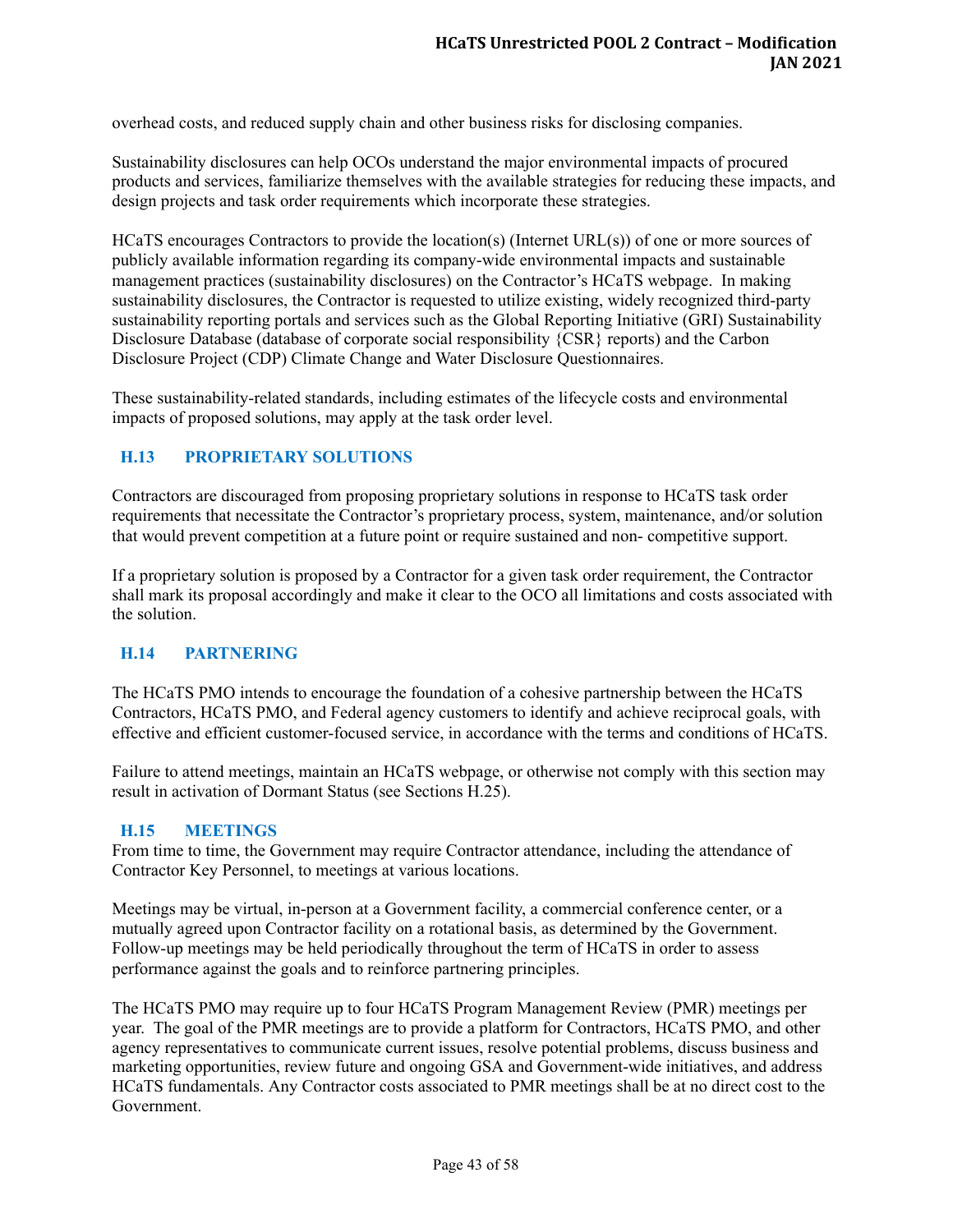overhead costs, and reduced supply chain and other business risks for disclosing companies.

Sustainability disclosures can help OCOs understand the major environmental impacts of procured products and services, familiarize themselves with the available strategies for reducing these impacts, and design projects and task order requirements which incorporate these strategies.

HCaTS encourages Contractors to provide the location(s) (Internet URL(s)) of one or more sources of publicly available information regarding its company-wide environmental impacts and sustainable management practices (sustainability disclosures) on the Contractor's HCaTS webpage. In making sustainability disclosures, the Contractor is requested to utilize existing, widely recognized third-party sustainability reporting portals and services such as the Global Reporting Initiative (GRI) Sustainability Disclosure Database (database of corporate social responsibility {CSR} reports) and the Carbon Disclosure Project (CDP) Climate Change and Water Disclosure Questionnaires.

These sustainability-related standards, including estimates of the lifecycle costs and environmental impacts of proposed solutions, may apply at the task order level.

## H.13 PROPRIETARY SOLUTIONS

Contractors are discouraged from proposing proprietary solutions in response to HCaTS task order requirements that necessitate the Contractor's proprietary process, system, maintenance, and/or solution that would prevent competition at a future point or require sustained and non- competitive support.

If a proprietary solution is proposed by a Contractor for a given task order requirement, the Contractor shall mark its proposal accordingly and make it clear to the OCO all limitations and costs associated with the solution.

## H.14 PARTNERING

The HCaTS PMO intends to encourage the foundation of a cohesive partnership between the HCaTS Contractors, HCaTS PMO, and Federal agency customers to identify and achieve reciprocal goals, with effective and efficient customer-focused service, in accordance with the terms and conditions of HCaTS.

Failure to attend meetings, maintain an HCaTS webpage, or otherwise not comply with this section may result in activation of Dormant Status (see Sections H.25).

## H.15 MEETINGS

From time to time, the Government may require Contractor attendance, including the attendance of Contractor Key Personnel, to meetings at various locations.

Meetings may be virtual, in-person at a Government facility, a commercial conference center, or a mutually agreed upon Contractor facility on a rotational basis, as determined by the Government. Follow-up meetings may be held periodically throughout the term of HCaTS in order to assess performance against the goals and to reinforce partnering principles.

The HCaTS PMO may require up to four HCaTS Program Management Review (PMR) meetings per year. The goal of the PMR meetings are to provide a platform for Contractors, HCaTS PMO, and other agency representatives to communicate current issues, resolve potential problems, discuss business and marketing opportunities, review future and ongoing GSA and Government-wide initiatives, and address HCaTS fundamentals. Any Contractor costs associated to PMR meetings shall be at no direct cost to the Government.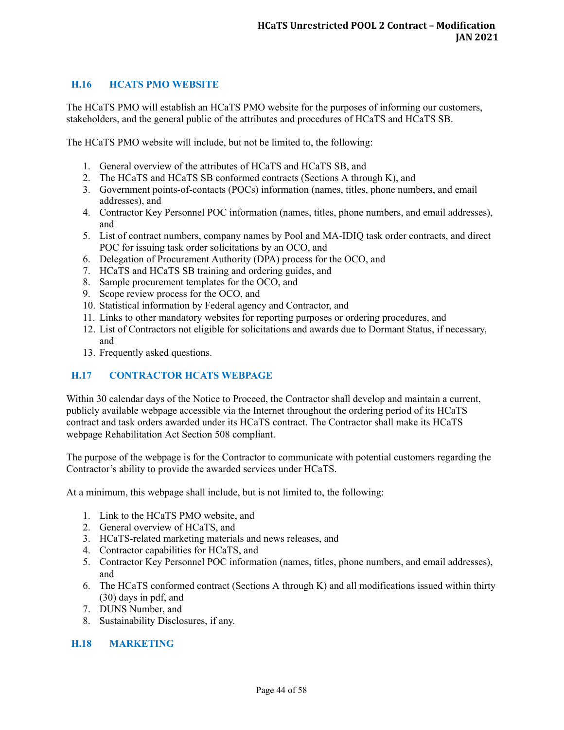## H.16 HCATS PMO WEBSITE

The HCaTS PMO will establish an HCaTS PMO website for the purposes of informing our customers, stakeholders, and the general public of the attributes and procedures of HCaTS and HCaTS SB.

The HCaTS PMO website will include, but not be limited to, the following:

1. General overview of the attributes of HCaTS and HCaTS SB, and
2. The HCaTS and HCaTS SB conformed contracts (Sections A through K), and
3. Government points-of-contacts (POCs) information (names, titles, phone numbers, and email addresses), and
4. Contractor Key Personnel POC information (names, titles, phone numbers, and email addresses), and
5. List of contract numbers, company names by Pool and MA-IDIQ task order contracts, and direct POC for issuing task order solicitations by an OCO, and
6. Delegation of Procurement Authority (DPA) process for the OCO, and
7. HCaTS and HCaTS SB training and ordering guides, and
8. Sample procurement templates for the OCO, and
9. Scope review process for the OCO, and
10. Statistical information by Federal agency and Contractor, and
11. Links to other mandatory websites for reporting purposes or ordering procedures, and
12. List of Contractors not eligible for solicitations and awards due to Dormant Status, if necessary, and
13. Frequently asked questions.

## H.17 CONTRACTOR HCATS WEBPAGE

Within 30 calendar days of the Notice to Proceed, the Contractor shall develop and maintain a current, publicly available webpage accessible via the Internet throughout the ordering period of its HCaTS contract and task orders awarded under its HCaTS contract. The Contractor shall make its HCaTS webpage Rehabilitation Act Section 508 compliant.

The purpose of the webpage is for the Contractor to communicate with potential customers regarding the Contractor's ability to provide the awarded services under HCaTS.

At a minimum, this webpage shall include, but is not limited to, the following:

1. Link to the HCaTS PMO website, and
2. General overview of HCaTS, and
3. HCaTS-related marketing materials and news releases, and
4. Contractor capabilities for HCaTS, and
5. Contractor Key Personnel POC information (names, titles, phone numbers, and email addresses), and
6. The HCaTS conformed contract (Sections A through K) and all modifications issued within thirty (30) days in pdf, and
7. DUNS Number, and
8. Sustainability Disclosures, if any.

## H.18 MARKETING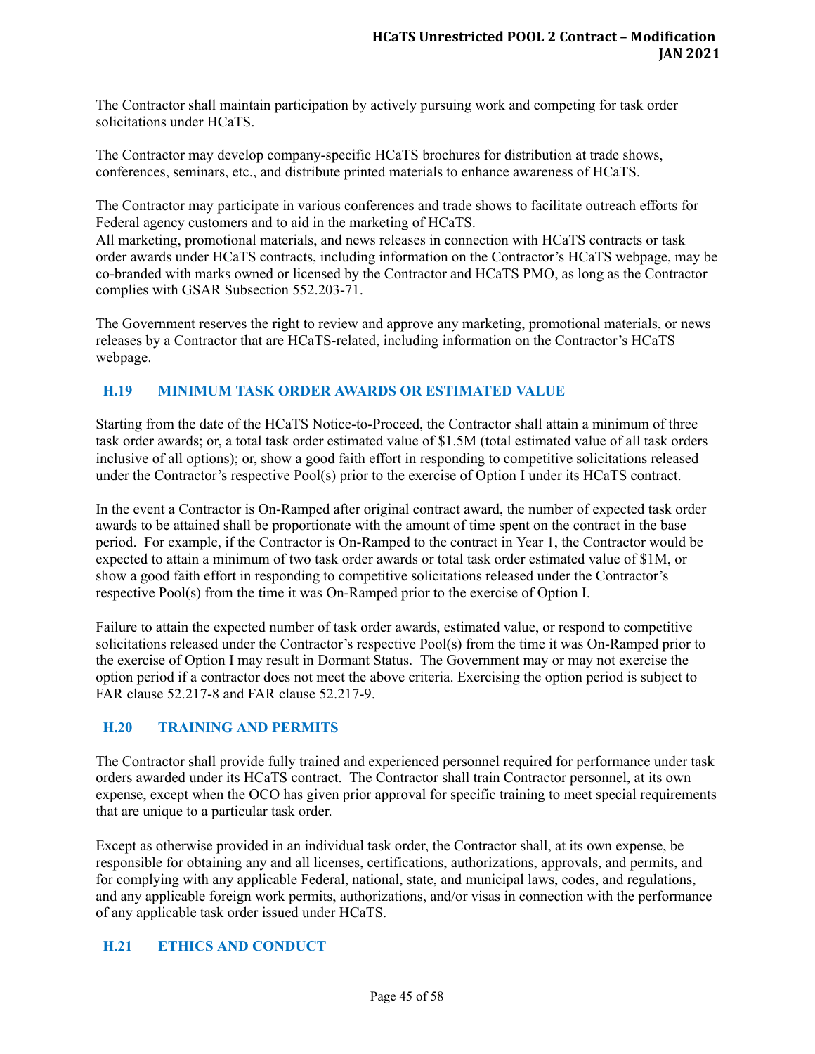The Contractor shall maintain participation by actively pursuing work and competing for task order solicitations under HCaTS.

The Contractor may develop company-specific HCaTS brochures for distribution at trade shows, conferences, seminars, etc., and distribute printed materials to enhance awareness of HCaTS.

The Contractor may participate in various conferences and trade shows to facilitate outreach efforts for Federal agency customers and to aid in the marketing of HCaTS.
All marketing, promotional materials, and news releases in connection with HCaTS contracts or task order awards under HCaTS contracts, including information on the Contractor's HCaTS webpage, may be co-branded with marks owned or licensed by the Contractor and HCaTS PMO, as long as the Contractor complies with GSAR Subsection 552.203-71.

The Government reserves the right to review and approve any marketing, promotional materials, or news releases by a Contractor that are HCaTS-related, including information on the Contractor's HCaTS webpage.

## H.19 MINIMUM TASK ORDER AWARDS OR ESTIMATED VALUE

Starting from the date of the HCaTS Notice-to-Proceed, the Contractor shall attain a minimum of three task order awards; or, a total task order estimated value of $1.5M (total estimated value of all task orders inclusive of all options); or, show a good faith effort in responding to competitive solicitations released under the Contractor's respective Pool(s) prior to the exercise of Option I under its HCaTS contract.

In the event a Contractor is On-Ramped after original contract award, the number of expected task order awards to be attained shall be proportionate with the amount of time spent on the contract in the base period. For example, if the Contractor is On-Ramped to the contract in Year 1, the Contractor would be expected to attain a minimum of two task order awards or total task order estimated value of $1M, or show a good faith effort in responding to competitive solicitations released under the Contractor's respective Pool(s) from the time it was On-Ramped prior to the exercise of Option I.

Failure to attain the expected number of task order awards, estimated value, or respond to competitive solicitations released under the Contractor's respective Pool(s) from the time it was On-Ramped prior to the exercise of Option I may result in Dormant Status. The Government may or may not exercise the option period if a contractor does not meet the above criteria. Exercising the option period is subject to FAR clause 52.217-8 and FAR clause 52.217-9.

## H.20 TRAINING AND PERMITS

The Contractor shall provide fully trained and experienced personnel required for performance under task orders awarded under its HCaTS contract. The Contractor shall train Contractor personnel, at its own expense, except when the OCO has given prior approval for specific training to meet special requirements that are unique to a particular task order.

Except as otherwise provided in an individual task order, the Contractor shall, at its own expense, be responsible for obtaining any and all licenses, certifications, authorizations, approvals, and permits, and for complying with any applicable Federal, national, state, and municipal laws, codes, and regulations, and any applicable foreign work permits, authorizations, and/or visas in connection with the performance of any applicable task order issued under HCaTS.

## H.21 ETHICS AND CONDUCT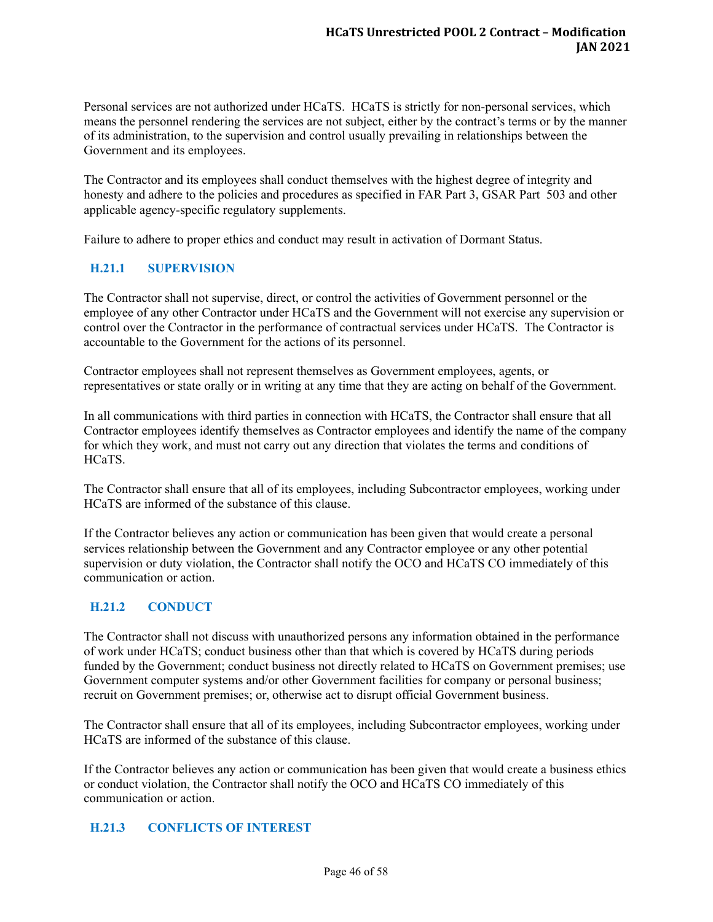Personal services are not authorized under HCaTS. HCaTS is strictly for non-personal services, which means the personnel rendering the services are not subject, either by the contract's terms or by the manner of its administration, to the supervision and control usually prevailing in relationships between the Government and its employees.

The Contractor and its employees shall conduct themselves with the highest degree of integrity and honesty and adhere to the policies and procedures as specified in FAR Part 3, GSAR Part 503 and other applicable agency-specific regulatory supplements.

Failure to adhere to proper ethics and conduct may result in activation of Dormant Status.

### H.21.1 SUPERVISION

The Contractor shall not supervise, direct, or control the activities of Government personnel or the employee of any other Contractor under HCaTS and the Government will not exercise any supervision or control over the Contractor in the performance of contractual services under HCaTS. The Contractor is accountable to the Government for the actions of its personnel.

Contractor employees shall not represent themselves as Government employees, agents, or representatives or state orally or in writing at any time that they are acting on behalf of the Government.

In all communications with third parties in connection with HCaTS, the Contractor shall ensure that all Contractor employees identify themselves as Contractor employees and identify the name of the company for which they work, and must not carry out any direction that violates the terms and conditions of HCaTS.

The Contractor shall ensure that all of its employees, including Subcontractor employees, working under HCaTS are informed of the substance of this clause.

If the Contractor believes any action or communication has been given that would create a personal services relationship between the Government and any Contractor employee or any other potential supervision or duty violation, the Contractor shall notify the OCO and HCaTS CO immediately of this communication or action.

### H.21.2 CONDUCT

The Contractor shall not discuss with unauthorized persons any information obtained in the performance of work under HCaTS; conduct business other than that which is covered by HCaTS during periods funded by the Government; conduct business not directly related to HCaTS on Government premises; use Government computer systems and/or other Government facilities for company or personal business; recruit on Government premises; or, otherwise act to disrupt official Government business.

The Contractor shall ensure that all of its employees, including Subcontractor employees, working under HCaTS are informed of the substance of this clause.

If the Contractor believes any action or communication has been given that would create a business ethics or conduct violation, the Contractor shall notify the OCO and HCaTS CO immediately of this communication or action.

### H.21.3 CONFLICTS OF INTEREST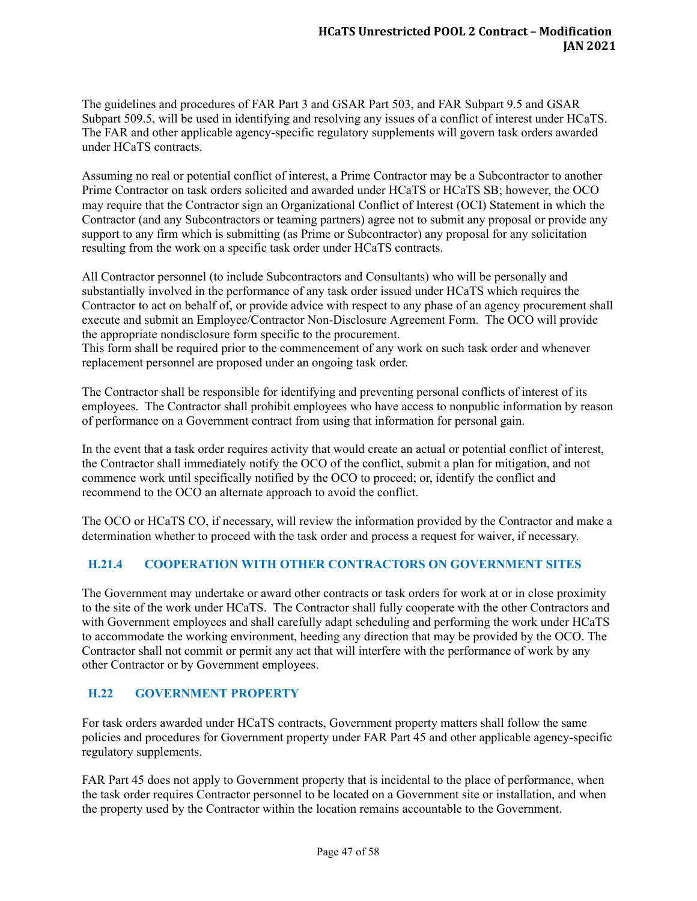The guidelines and procedures of FAR Part 3 and GSAR Part 503, and FAR Subpart 9.5 and GSAR Subpart 509.5, will be used in identifying and resolving any issues of a conflict of interest under HCaTS. The FAR and other applicable agency-specific regulatory supplements will govern task orders awarded under HCaTS contracts.

Assuming no real or potential conflict of interest, a Prime Contractor may be a Subcontractor to another Prime Contractor on task orders solicited and awarded under HCaTS or HCaTS SB; however, the OCO may require that the Contractor sign an Organizational Conflict of Interest (OCI) Statement in which the Contractor (and any Subcontractors or teaming partners) agree not to submit any proposal or provide any support to any firm which is submitting (as Prime or Subcontractor) any proposal for any solicitation resulting from the work on a specific task order under HCaTS contracts.

All Contractor personnel (to include Subcontractors and Consultants) who will be personally and substantially involved in the performance of any task order issued under HCaTS which requires the Contractor to act on behalf of, or provide advice with respect to any phase of an agency procurement shall execute and submit an Employee/Contractor Non-Disclosure Agreement Form. The OCO will provide the appropriate nondisclosure form specific to the procurement.
This form shall be required prior to the commencement of any work on such task order and whenever replacement personnel are proposed under an ongoing task order.

The Contractor shall be responsible for identifying and preventing personal conflicts of interest of its employees. The Contractor shall prohibit employees who have access to nonpublic information by reason of performance on a Government contract from using that information for personal gain.

In the event that a task order requires activity that would create an actual or potential conflict of interest, the Contractor shall immediately notify the OCO of the conflict, submit a plan for mitigation, and not commence work until specifically notified by the OCO to proceed; or, identify the conflict and recommend to the OCO an alternate approach to avoid the conflict.

The OCO or HCaTS CO, if necessary, will review the information provided by the Contractor and make a determination whether to proceed with the task order and process a request for waiver, if necessary.

### H.21.4 COOPERATION WITH OTHER CONTRACTORS ON GOVERNMENT SITES

The Government may undertake or award other contracts or task orders for work at or in close proximity to the site of the work under HCaTS. The Contractor shall fully cooperate with the other Contractors and with Government employees and shall carefully adapt scheduling and performing the work under HCaTS to accommodate the working environment, heeding any direction that may be provided by the OCO. The Contractor shall not commit or permit any act that will interfere with the performance of work by any other Contractor or by Government employees.

## H.22 GOVERNMENT PROPERTY

For task orders awarded under HCaTS contracts, Government property matters shall follow the same policies and procedures for Government property under FAR Part 45 and other applicable agency-specific regulatory supplements.

FAR Part 45 does not apply to Government property that is incidental to the place of performance, when the task order requires Contractor personnel to be located on a Government site or installation, and when the property used by the Contractor within the location remains accountable to the Government.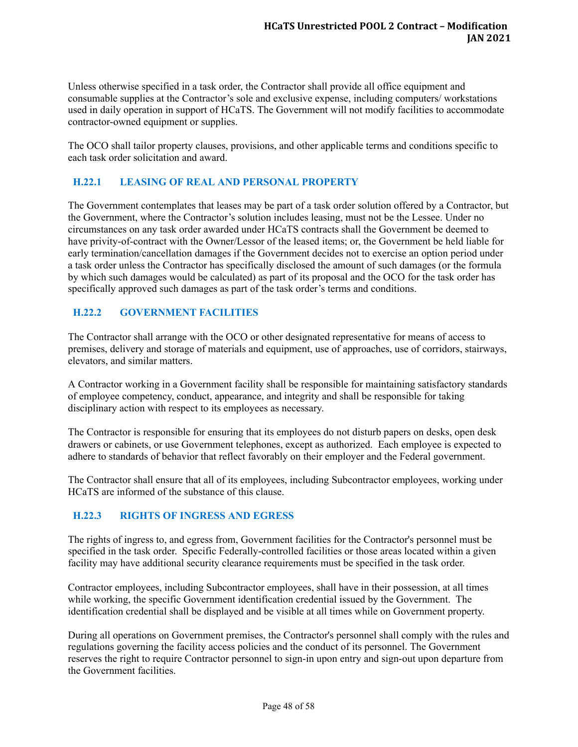Unless otherwise specified in a task order, the Contractor shall provide all office equipment and consumable supplies at the Contractor's sole and exclusive expense, including computers/ workstations used in daily operation in support of HCaTS. The Government will not modify facilities to accommodate contractor-owned equipment or supplies.

The OCO shall tailor property clauses, provisions, and other applicable terms and conditions specific to each task order solicitation and award.

### H.22.1 LEASING OF REAL AND PERSONAL PROPERTY

The Government contemplates that leases may be part of a task order solution offered by a Contractor, but the Government, where the Contractor's solution includes leasing, must not be the Lessee. Under no circumstances on any task order awarded under HCaTS contracts shall the Government be deemed to have privity-of-contract with the Owner/Lessor of the leased items; or, the Government be held liable for early termination/cancellation damages if the Government decides not to exercise an option period under a task order unless the Contractor has specifically disclosed the amount of such damages (or the formula by which such damages would be calculated) as part of its proposal and the OCO for the task order has specifically approved such damages as part of the task order's terms and conditions.

### H.22.2 GOVERNMENT FACILITIES

The Contractor shall arrange with the OCO or other designated representative for means of access to premises, delivery and storage of materials and equipment, use of approaches, use of corridors, stairways, elevators, and similar matters.

A Contractor working in a Government facility shall be responsible for maintaining satisfactory standards of employee competency, conduct, appearance, and integrity and shall be responsible for taking disciplinary action with respect to its employees as necessary.

The Contractor is responsible for ensuring that its employees do not disturb papers on desks, open desk drawers or cabinets, or use Government telephones, except as authorized. Each employee is expected to adhere to standards of behavior that reflect favorably on their employer and the Federal government.

The Contractor shall ensure that all of its employees, including Subcontractor employees, working under HCaTS are informed of the substance of this clause.

### H.22.3 RIGHTS OF INGRESS AND EGRESS

The rights of ingress to, and egress from, Government facilities for the Contractor's personnel must be specified in the task order. Specific Federally-controlled facilities or those areas located within a given facility may have additional security clearance requirements must be specified in the task order.

Contractor employees, including Subcontractor employees, shall have in their possession, at all times while working, the specific Government identification credential issued by the Government. The identification credential shall be displayed and be visible at all times while on Government property.

During all operations on Government premises, the Contractor's personnel shall comply with the rules and regulations governing the facility access policies and the conduct of its personnel. The Government reserves the right to require Contractor personnel to sign-in upon entry and sign-out upon departure from the Government facilities.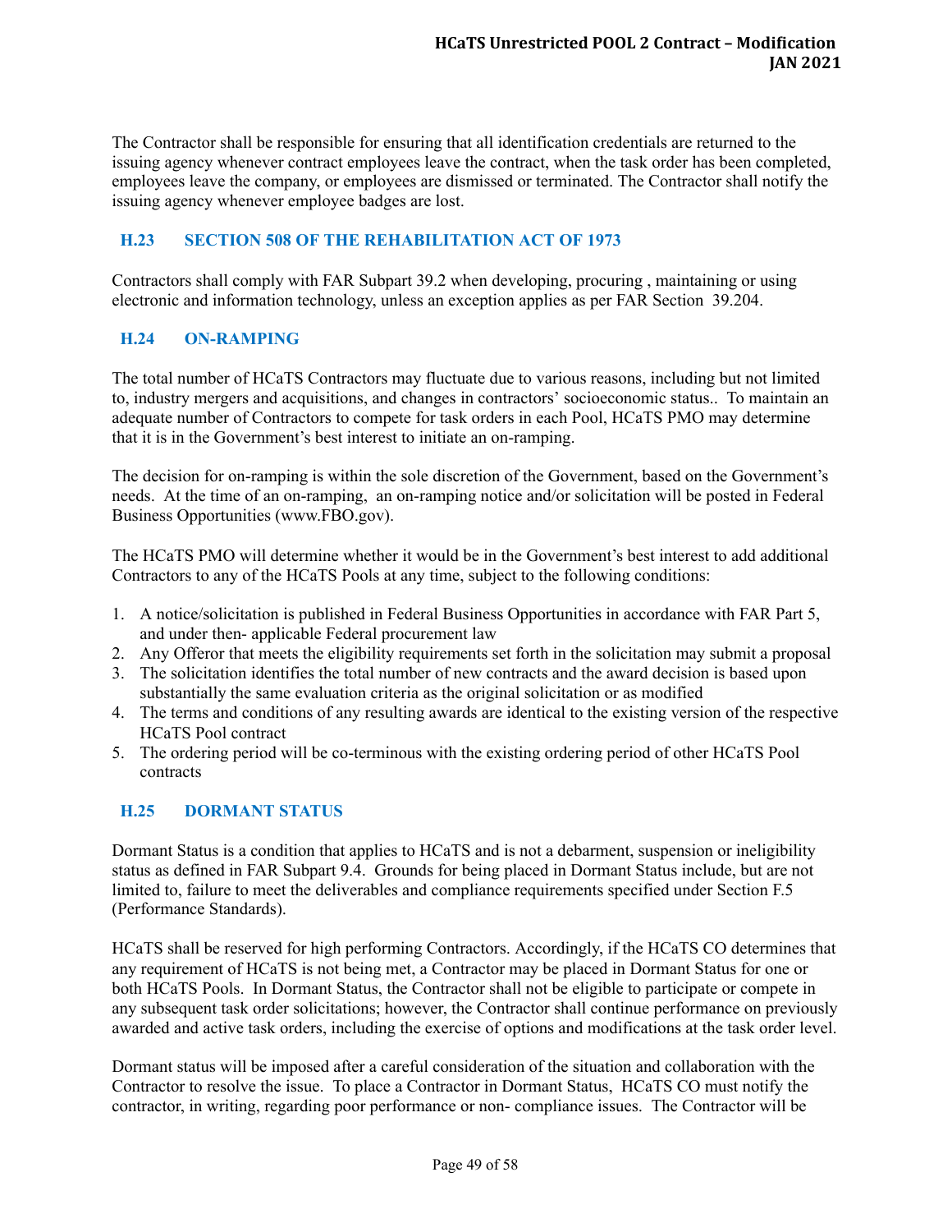The Contractor shall be responsible for ensuring that all identification credentials are returned to the issuing agency whenever contract employees leave the contract, when the task order has been completed, employees leave the company, or employees are dismissed or terminated. The Contractor shall notify the issuing agency whenever employee badges are lost.

## H.23 SECTION 508 OF THE REHABILITATION ACT OF 1973

Contractors shall comply with FAR Subpart 39.2 when developing, procuring , maintaining or using electronic and information technology, unless an exception applies as per FAR Section 39.204.

## H.24 ON-RAMPING

The total number of HCaTS Contractors may fluctuate due to various reasons, including but not limited to, industry mergers and acquisitions, and changes in contractors' socioeconomic status.. To maintain an adequate number of Contractors to compete for task orders in each Pool, HCaTS PMO may determine that it is in the Government's best interest to initiate an on-ramping.

The decision for on-ramping is within the sole discretion of the Government, based on the Government's needs. At the time of an on-ramping, an on-ramping notice and/or solicitation will be posted in Federal Business Opportunities (www.FBO.gov).

The HCaTS PMO will determine whether it would be in the Government's best interest to add additional Contractors to any of the HCaTS Pools at any time, subject to the following conditions:

1. A notice/solicitation is published in Federal Business Opportunities in accordance with FAR Part 5, and under then- applicable Federal procurement law
2. Any Offeror that meets the eligibility requirements set forth in the solicitation may submit a proposal
3. The solicitation identifies the total number of new contracts and the award decision is based upon substantially the same evaluation criteria as the original solicitation or as modified
4. The terms and conditions of any resulting awards are identical to the existing version of the respective HCaTS Pool contract
5. The ordering period will be co-terminous with the existing ordering period of other HCaTS Pool contracts

## H.25 DORMANT STATUS

Dormant Status is a condition that applies to HCaTS and is not a debarment, suspension or ineligibility status as defined in FAR Subpart 9.4. Grounds for being placed in Dormant Status include, but are not limited to, failure to meet the deliverables and compliance requirements specified under Section F.5 (Performance Standards).

HCaTS shall be reserved for high performing Contractors. Accordingly, if the HCaTS CO determines that any requirement of HCaTS is not being met, a Contractor may be placed in Dormant Status for one or both HCaTS Pools. In Dormant Status, the Contractor shall not be eligible to participate or compete in any subsequent task order solicitations; however, the Contractor shall continue performance on previously awarded and active task orders, including the exercise of options and modifications at the task order level.

Dormant status will be imposed after a careful consideration of the situation and collaboration with the Contractor to resolve the issue. To place a Contractor in Dormant Status, HCaTS CO must notify the contractor, in writing, regarding poor performance or non- compliance issues. The Contractor will be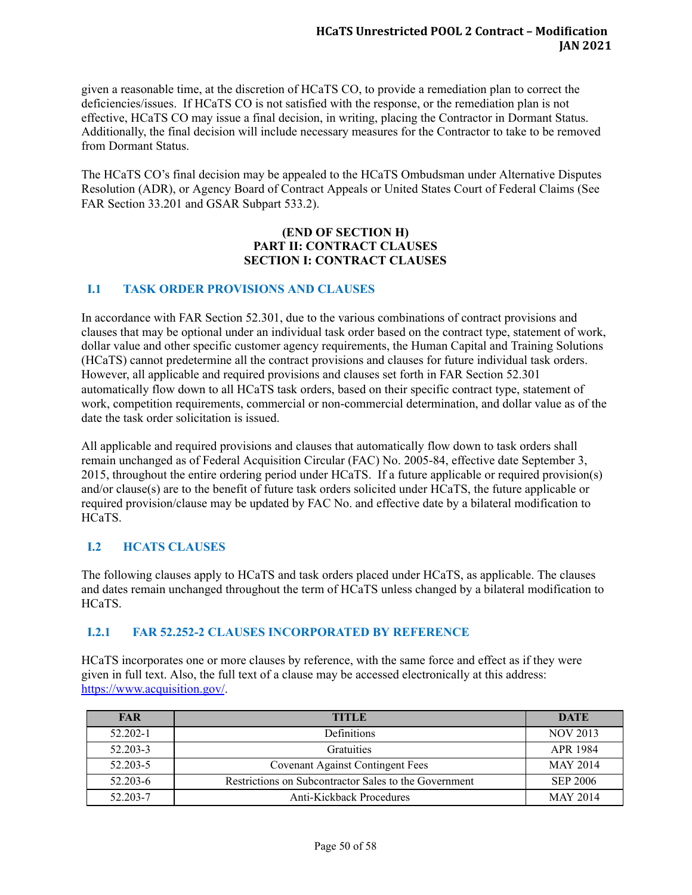given a reasonable time, at the discretion of HCaTS CO, to provide a remediation plan to correct the deficiencies/issues. If HCaTS CO is not satisfied with the response, or the remediation plan is not effective, HCaTS CO may issue a final decision, in writing, placing the Contractor in Dormant Status. Additionally, the final decision will include necessary measures for the Contractor to take to be removed from Dormant Status.

The HCaTS CO's final decision may be appealed to the HCaTS Ombudsman under Alternative Disputes Resolution (ADR), or Agency Board of Contract Appeals or United States Court of Federal Claims (See FAR Section 33.201 and GSAR Subpart 533.2).

**(END OF SECTION H)**
**PART II: CONTRACT CLAUSES**
**SECTION I: CONTRACT CLAUSES**

## I.1 TASK ORDER PROVISIONS AND CLAUSES

In accordance with FAR Section 52.301, due to the various combinations of contract provisions and clauses that may be optional under an individual task order based on the contract type, statement of work, dollar value and other specific customer agency requirements, the Human Capital and Training Solutions (HCaTS) cannot predetermine all the contract provisions and clauses for future individual task orders. However, all applicable and required provisions and clauses set forth in FAR Section 52.301 automatically flow down to all HCaTS task orders, based on their specific contract type, statement of work, competition requirements, commercial or non-commercial determination, and dollar value as of the date the task order solicitation is issued.

All applicable and required provisions and clauses that automatically flow down to task orders shall remain unchanged as of Federal Acquisition Circular (FAC) No. 2005-84, effective date September 3, 2015, throughout the entire ordering period under HCaTS. If a future applicable or required provision(s) and/or clause(s) are to the benefit of future task orders solicited under HCaTS, the future applicable or required provision/clause may be updated by FAC No. and effective date by a bilateral modification to HCaTS.

## I.2 HCATS CLAUSES

The following clauses apply to HCaTS and task orders placed under HCaTS, as applicable. The clauses and dates remain unchanged throughout the term of HCaTS unless changed by a bilateral modification to HCaTS.

### I.2.1 FAR 52.252-2 CLAUSES INCORPORATED BY REFERENCE

HCaTS incorporates one or more clauses by reference, with the same force and effect as if they were given in full text. Also, the full text of a clause may be accessed electronically at this address: https://www.acquisition.gov/.

| FAR | TITLE | DATE |
|---|---|---|
| 52.202-1 | Definitions | NOV 2013 |
| 52.203-3 | Gratuities | APR 1984 |
| 52.203-5 | Covenant Against Contingent Fees | MAY 2014 |
| 52.203-6 | Restrictions on Subcontractor Sales to the Government | SEP 2006 |
| 52.203-7 | Anti-Kickback Procedures | MAY 2014 |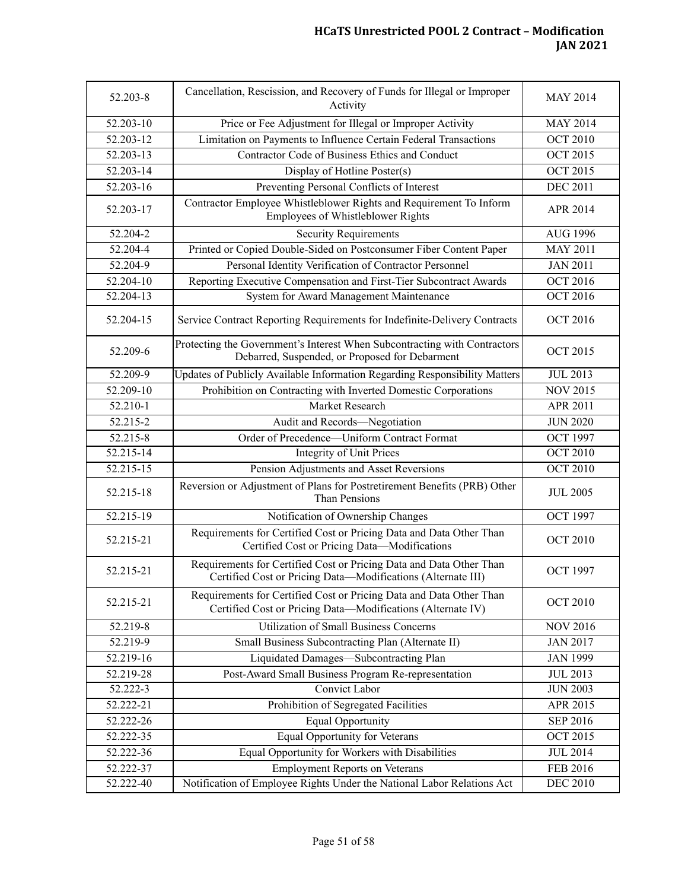| 52.203-8 | Cancellation, Rescission, and Recovery of Funds for Illegal or Improper Activity | MAY 2014 |
|---|---|---|
| 52.203-10 | Price or Fee Adjustment for Illegal or Improper Activity | MAY 2014 |
| 52.203-12 | Limitation on Payments to Influence Certain Federal Transactions | OCT 2010 |
| 52.203-13 | Contractor Code of Business Ethics and Conduct | OCT 2015 |
| 52.203-14 | Display of Hotline Poster(s) | OCT 2015 |
| 52.203-16 | Preventing Personal Conflicts of Interest | DEC 2011 |
| 52.203-17 | Contractor Employee Whistleblower Rights and Requirement To Inform Employees of Whistleblower Rights | APR 2014 |
| 52.204-2 | Security Requirements | AUG 1996 |
| 52.204-4 | Printed or Copied Double-Sided on Postconsumer Fiber Content Paper | MAY 2011 |
| 52.204-9 | Personal Identity Verification of Contractor Personnel | JAN 2011 |
| 52.204-10 | Reporting Executive Compensation and First-Tier Subcontract Awards | OCT 2016 |
| 52.204-13 | System for Award Management Maintenance | OCT 2016 |
| 52.204-15 | Service Contract Reporting Requirements for Indefinite-Delivery Contracts | OCT 2016 |
| 52.209-6 | Protecting the Government's Interest When Subcontracting with Contractors Debarred, Suspended, or Proposed for Debarment | OCT 2015 |
| 52.209-9 | Updates of Publicly Available Information Regarding Responsibility Matters | JUL 2013 |
| 52.209-10 | Prohibition on Contracting with Inverted Domestic Corporations | NOV 2015 |
| 52.210-1 | Market Research | APR 2011 |
| 52.215-2 | Audit and Records—Negotiation | JUN 2020 |
| 52.215-8 | Order of Precedence—Uniform Contract Format | OCT 1997 |
| 52.215-14 | Integrity of Unit Prices | OCT 2010 |
| 52.215-15 | Pension Adjustments and Asset Reversions | OCT 2010 |
| 52.215-18 | Reversion or Adjustment of Plans for Postretirement Benefits (PRB) Other Than Pensions | JUL 2005 |
| 52.215-19 | Notification of Ownership Changes | OCT 1997 |
| 52.215-21 | Requirements for Certified Cost or Pricing Data and Data Other Than Certified Cost or Pricing Data—Modifications | OCT 2010 |
| 52.215-21 | Requirements for Certified Cost or Pricing Data and Data Other Than Certified Cost or Pricing Data—Modifications (Alternate III) | OCT 1997 |
| 52.215-21 | Requirements for Certified Cost or Pricing Data and Data Other Than Certified Cost or Pricing Data—Modifications (Alternate IV) | OCT 2010 |
| 52.219-8 | Utilization of Small Business Concerns | NOV 2016 |
| 52.219-9 | Small Business Subcontracting Plan (Alternate II) | JAN 2017 |
| 52.219-16 | Liquidated Damages—Subcontracting Plan | JAN 1999 |
| 52.219-28 | Post-Award Small Business Program Re-representation | JUL 2013 |
| 52.222-3 | Convict Labor | JUN 2003 |
| 52.222-21 | Prohibition of Segregated Facilities | APR 2015 |
| 52.222-26 | Equal Opportunity | SEP 2016 |
| 52.222-35 | Equal Opportunity for Veterans | OCT 2015 |
| 52.222-36 | Equal Opportunity for Workers with Disabilities | JUL 2014 |
| 52.222-37 | Employment Reports on Veterans | FEB 2016 |
| 52.222-40 | Notification of Employee Rights Under the National Labor Relations Act | DEC 2010 |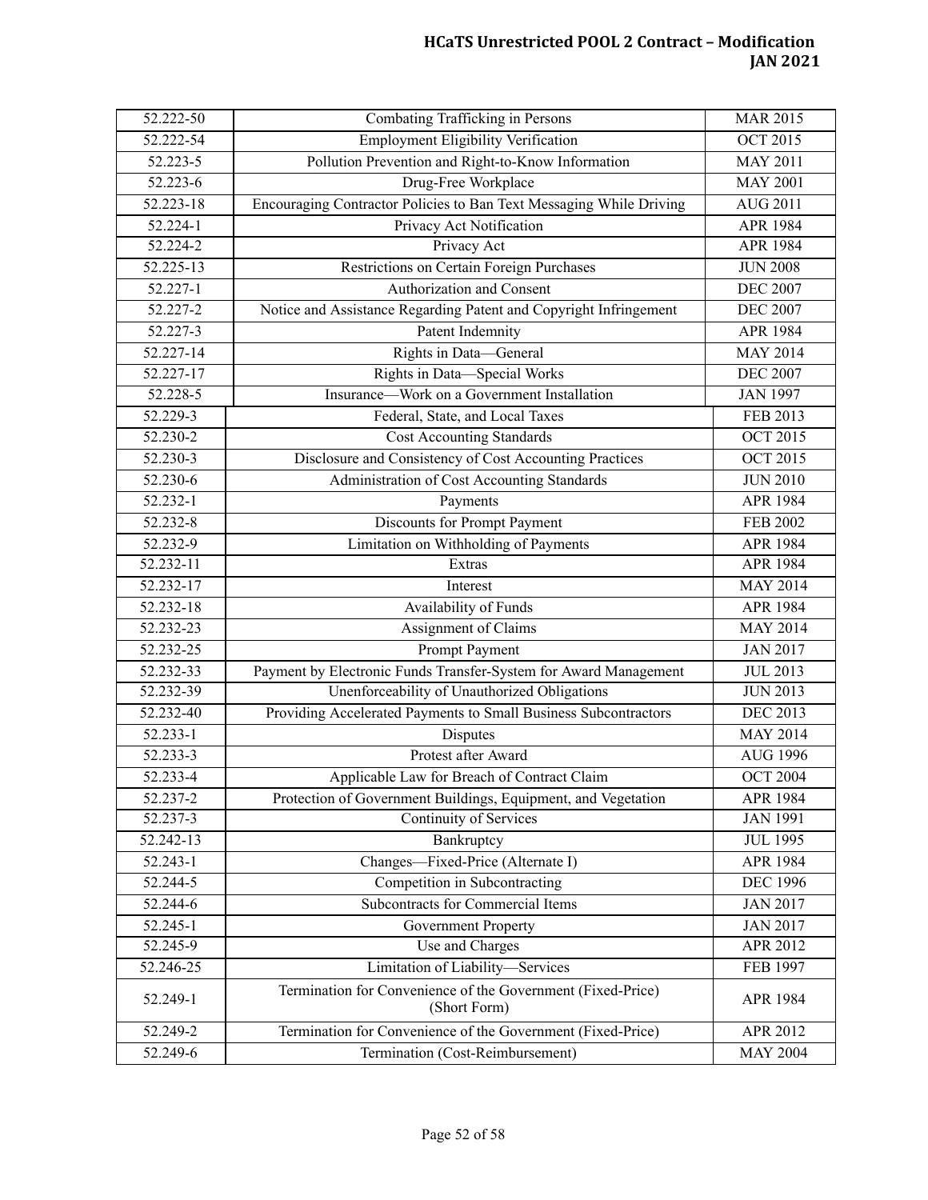| 52.222-50 | Combating Trafficking in Persons | MAR 2015 |
|---|---|---|
| 52.222-54 | Employment Eligibility Verification | OCT 2015 |
| 52.223-5 | Pollution Prevention and Right-to-Know Information | MAY 2011 |
| 52.223-6 | Drug-Free Workplace | MAY 2001 |
| 52.223-18 | Encouraging Contractor Policies to Ban Text Messaging While Driving | AUG 2011 |
| 52.224-1 | Privacy Act Notification | APR 1984 |
| 52.224-2 | Privacy Act | APR 1984 |
| 52.225-13 | Restrictions on Certain Foreign Purchases | JUN 2008 |
| 52.227-1 | Authorization and Consent | DEC 2007 |
| 52.227-2 | Notice and Assistance Regarding Patent and Copyright Infringement | DEC 2007 |
| 52.227-3 | Patent Indemnity | APR 1984 |
| 52.227-14 | Rights in Data—General | MAY 2014 |
| 52.227-17 | Rights in Data—Special Works | DEC 2007 |
| 52.228-5 | Insurance—Work on a Government Installation | JAN 1997 |
| 52.229-3 | Federal, State, and Local Taxes | FEB 2013 |
| 52.230-2 | Cost Accounting Standards | OCT 2015 |
| 52.230-3 | Disclosure and Consistency of Cost Accounting Practices | OCT 2015 |
| 52.230-6 | Administration of Cost Accounting Standards | JUN 2010 |
| 52.232-1 | Payments | APR 1984 |
| 52.232-8 | Discounts for Prompt Payment | FEB 2002 |
| 52.232-9 | Limitation on Withholding of Payments | APR 1984 |
| 52.232-11 | Extras | APR 1984 |
| 52.232-17 | Interest | MAY 2014 |
| 52.232-18 | Availability of Funds | APR 1984 |
| 52.232-23 | Assignment of Claims | MAY 2014 |
| 52.232-25 | Prompt Payment | JAN 2017 |
| 52.232-33 | Payment by Electronic Funds Transfer-System for Award Management | JUL 2013 |
| 52.232-39 | Unenforceability of Unauthorized Obligations | JUN 2013 |
| 52.232-40 | Providing Accelerated Payments to Small Business Subcontractors | DEC 2013 |
| 52.233-1 | Disputes | MAY 2014 |
| 52.233-3 | Protest after Award | AUG 1996 |
| 52.233-4 | Applicable Law for Breach of Contract Claim | OCT 2004 |
| 52.237-2 | Protection of Government Buildings, Equipment, and Vegetation | APR 1984 |
| 52.237-3 | Continuity of Services | JAN 1991 |
| 52.242-13 | Bankruptcy | JUL 1995 |
| 52.243-1 | Changes—Fixed-Price (Alternate I) | APR 1984 |
| 52.244-5 | Competition in Subcontracting | DEC 1996 |
| 52.244-6 | Subcontracts for Commercial Items | JAN 2017 |
| 52.245-1 | Government Property | JAN 2017 |
| 52.245-9 | Use and Charges | APR 2012 |
| 52.246-25 | Limitation of Liability—Services | FEB 1997 |
| 52.249-1 | Termination for Convenience of the Government (Fixed-Price) (Short Form) | APR 1984 |
| 52.249-2 | Termination for Convenience of the Government (Fixed-Price) | APR 2012 |
| 52.249-6 | Termination (Cost-Reimbursement) | MAY 2004 |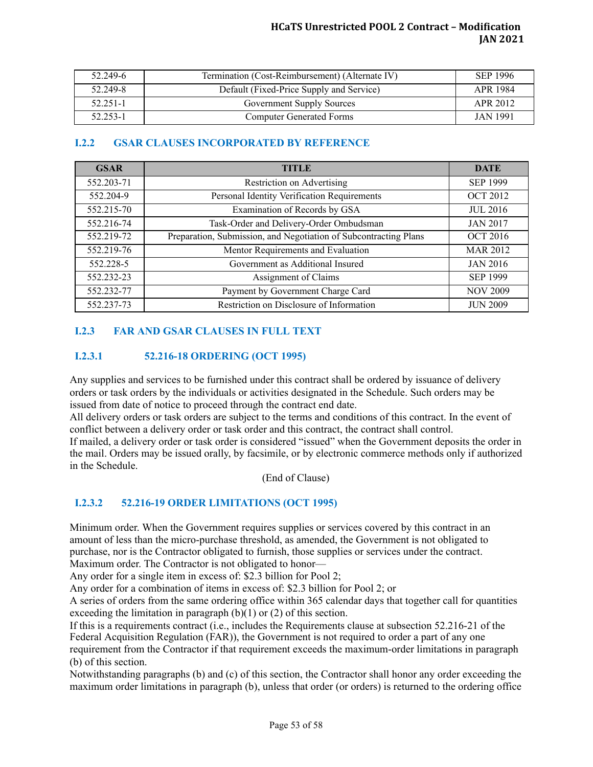| 52.249-6 | Termination (Cost-Reimbursement) (Alternate IV) | SEP 1996 |
|---|---|---|
| 52.249-8 | Default (Fixed-Price Supply and Service) | APR 1984 |
| 52.251-1 | Government Supply Sources | APR 2012 |
| 52.253-1 | Computer Generated Forms | JAN 1991 |

### I.2.2 GSAR CLAUSES INCORPORATED BY REFERENCE

| GSAR | TITLE | DATE |
|---|---|---|
| 552.203-71 | Restriction on Advertising | SEP 1999 |
| 552.204-9 | Personal Identity Verification Requirements | OCT 2012 |
| 552.215-70 | Examination of Records by GSA | JUL 2016 |
| 552.216-74 | Task-Order and Delivery-Order Ombudsman | JAN 2017 |
| 552.219-72 | Preparation, Submission, and Negotiation of Subcontracting Plans | OCT 2016 |
| 552.219-76 | Mentor Requirements and Evaluation | MAR 2012 |
| 552.228-5 | Government as Additional Insured | JAN 2016 |
| 552.232-23 | Assignment of Claims | SEP 1999 |
| 552.232-77 | Payment by Government Charge Card | NOV 2009 |
| 552.237-73 | Restriction on Disclosure of Information | JUN 2009 |

### I.2.3 FAR AND GSAR CLAUSES IN FULL TEXT

#### I.2.3.1 52.216-18 ORDERING (OCT 1995)

Any supplies and services to be furnished under this contract shall be ordered by issuance of delivery orders or task orders by the individuals or activities designated in the Schedule. Such orders may be issued from date of notice to proceed through the contract end date.

All delivery orders or task orders are subject to the terms and conditions of this contract. In the event of conflict between a delivery order or task order and this contract, the contract shall control.

If mailed, a delivery order or task order is considered "issued" when the Government deposits the order in the mail. Orders may be issued orally, by facsimile, or by electronic commerce methods only if authorized in the Schedule.

(End of Clause)

#### I.2.3.2 52.216-19 ORDER LIMITATIONS (OCT 1995)

Minimum order. When the Government requires supplies or services covered by this contract in an amount of less than the micro-purchase threshold, as amended, the Government is not obligated to purchase, nor is the Contractor obligated to furnish, those supplies or services under the contract.

Maximum order. The Contractor is not obligated to honor—

Any order for a single item in excess of: $2.3 billion for Pool 2;

Any order for a combination of items in excess of: $2.3 billion for Pool 2; or

A series of orders from the same ordering office within 365 calendar days that together call for quantities exceeding the limitation in paragraph (b)(1) or (2) of this section.

If this is a requirements contract (i.e., includes the Requirements clause at subsection 52.216-21 of the Federal Acquisition Regulation (FAR)), the Government is not required to order a part of any one requirement from the Contractor if that requirement exceeds the maximum-order limitations in paragraph (b) of this section.

Notwithstanding paragraphs (b) and (c) of this section, the Contractor shall honor any order exceeding the maximum order limitations in paragraph (b), unless that order (or orders) is returned to the ordering office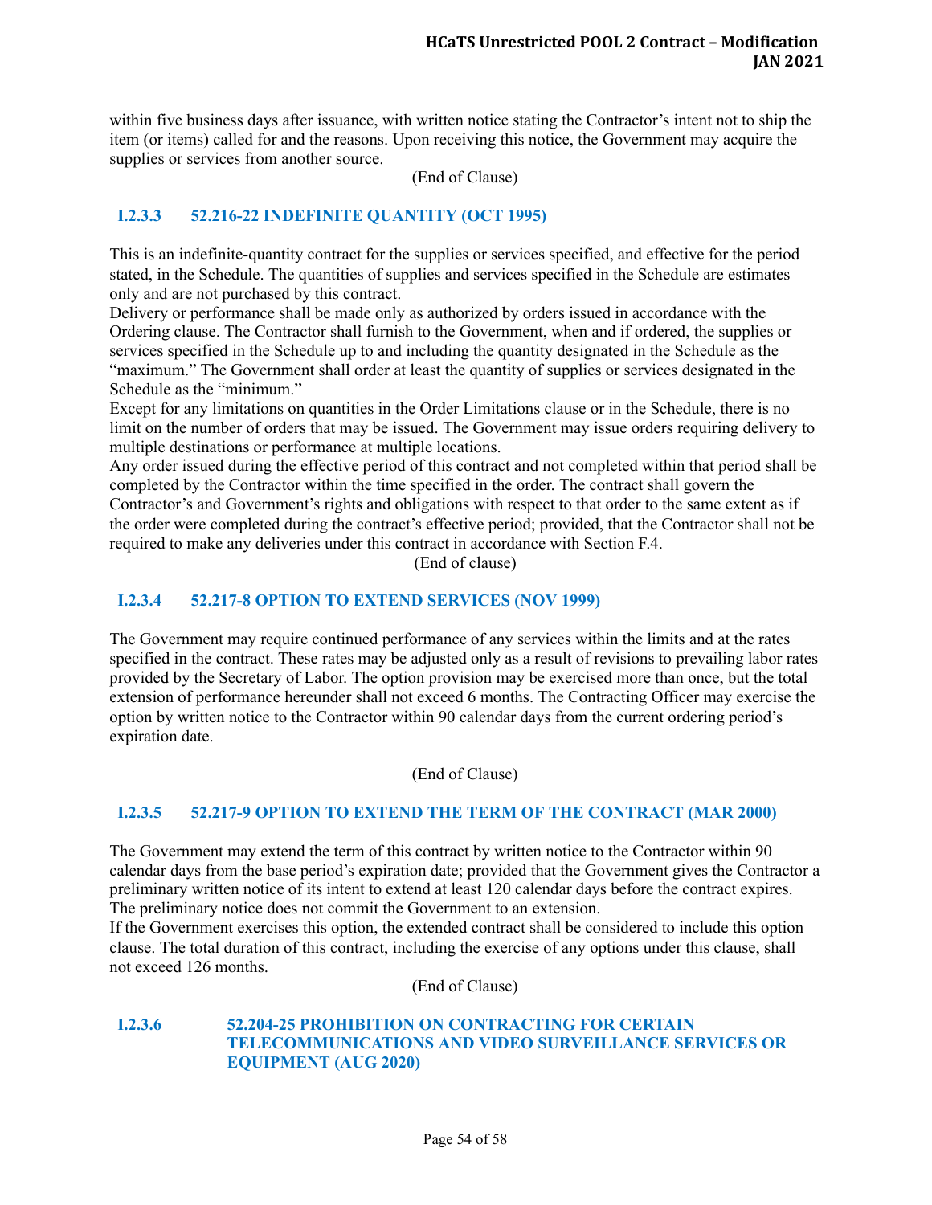within five business days after issuance, with written notice stating the Contractor's intent not to ship the item (or items) called for and the reasons. Upon receiving this notice, the Government may acquire the supplies or services from another source.

(End of Clause)

### I.2.3.3 52.216-22 INDEFINITE QUANTITY (OCT 1995)

This is an indefinite-quantity contract for the supplies or services specified, and effective for the period stated, in the Schedule. The quantities of supplies and services specified in the Schedule are estimates only and are not purchased by this contract.

Delivery or performance shall be made only as authorized by orders issued in accordance with the Ordering clause. The Contractor shall furnish to the Government, when and if ordered, the supplies or services specified in the Schedule up to and including the quantity designated in the Schedule as the "maximum." The Government shall order at least the quantity of supplies or services designated in the Schedule as the "minimum."

Except for any limitations on quantities in the Order Limitations clause or in the Schedule, there is no limit on the number of orders that may be issued. The Government may issue orders requiring delivery to multiple destinations or performance at multiple locations.

Any order issued during the effective period of this contract and not completed within that period shall be completed by the Contractor within the time specified in the order. The contract shall govern the Contractor's and Government's rights and obligations with respect to that order to the same extent as if the order were completed during the contract's effective period; provided, that the Contractor shall not be required to make any deliveries under this contract in accordance with Section F.4.

(End of clause)

### I.2.3.4 52.217-8 OPTION TO EXTEND SERVICES (NOV 1999)

The Government may require continued performance of any services within the limits and at the rates specified in the contract. These rates may be adjusted only as a result of revisions to prevailing labor rates provided by the Secretary of Labor. The option provision may be exercised more than once, but the total extension of performance hereunder shall not exceed 6 months. The Contracting Officer may exercise the option by written notice to the Contractor within 90 calendar days from the current ordering period's expiration date.

(End of Clause)

### I.2.3.5 52.217-9 OPTION TO EXTEND THE TERM OF THE CONTRACT (MAR 2000)

The Government may extend the term of this contract by written notice to the Contractor within 90 calendar days from the base period's expiration date; provided that the Government gives the Contractor a preliminary written notice of its intent to extend at least 120 calendar days before the contract expires. The preliminary notice does not commit the Government to an extension.

If the Government exercises this option, the extended contract shall be considered to include this option clause. The total duration of this contract, including the exercise of any options under this clause, shall not exceed 126 months.

(End of Clause)

### I.2.3.6 52.204-25 PROHIBITION ON CONTRACTING FOR CERTAIN TELECOMMUNICATIONS AND VIDEO SURVEILLANCE SERVICES OR EQUIPMENT (AUG 2020)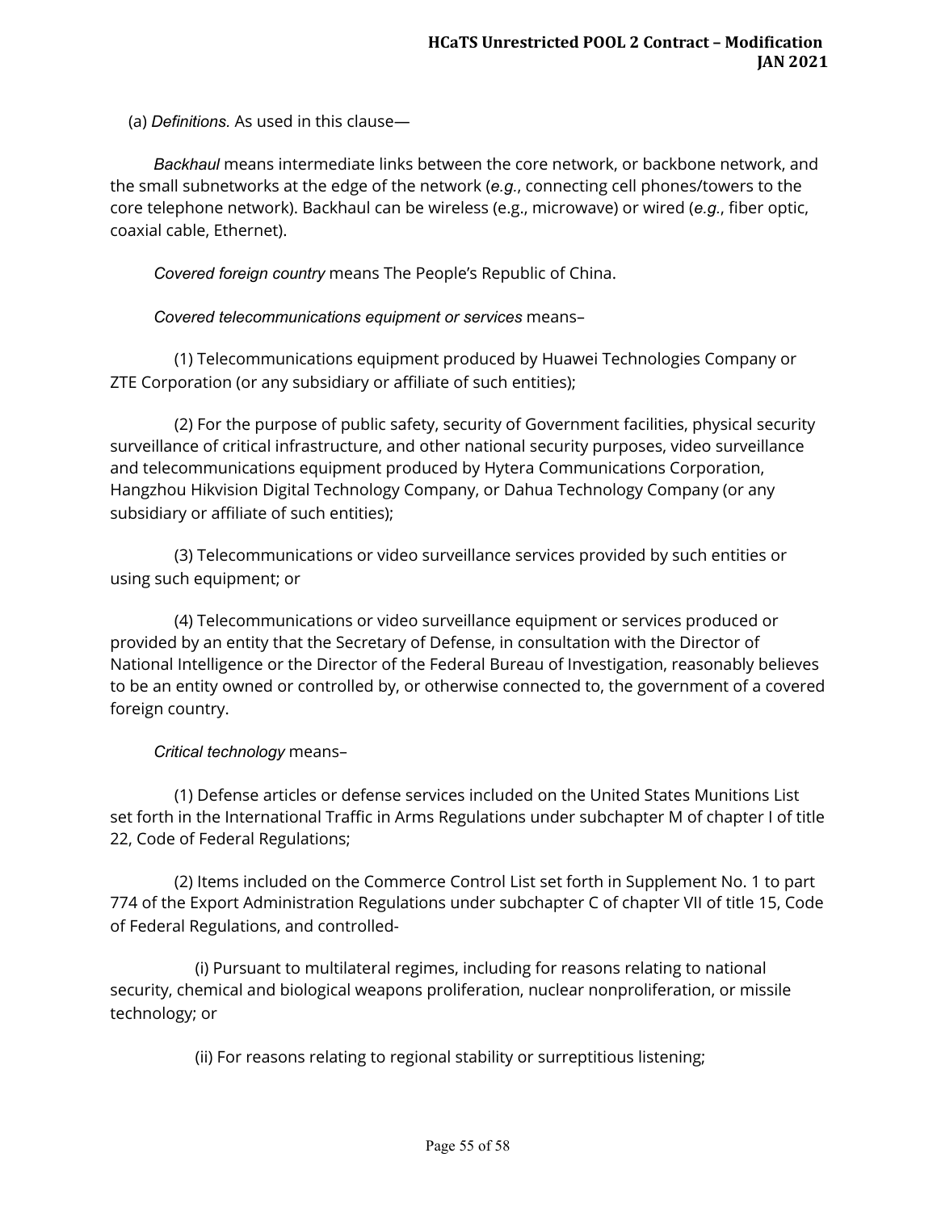(a) *Definitions.* As used in this clause—

*Backhaul* means intermediate links between the core network, or backbone network, and the small subnetworks at the edge of the network (*e.g.*, connecting cell phones/towers to the core telephone network). Backhaul can be wireless (e.g., microwave) or wired (*e.g.*, fiber optic, coaxial cable, Ethernet).

*Covered foreign country* means The People's Republic of China.

*Covered telecommunications equipment or services* means–

(1) Telecommunications equipment produced by Huawei Technologies Company or ZTE Corporation (or any subsidiary or affiliate of such entities);

(2) For the purpose of public safety, security of Government facilities, physical security surveillance of critical infrastructure, and other national security purposes, video surveillance and telecommunications equipment produced by Hytera Communications Corporation, Hangzhou Hikvision Digital Technology Company, or Dahua Technology Company (or any subsidiary or affiliate of such entities);

(3) Telecommunications or video surveillance services provided by such entities or using such equipment; or

(4) Telecommunications or video surveillance equipment or services produced or provided by an entity that the Secretary of Defense, in consultation with the Director of National Intelligence or the Director of the Federal Bureau of Investigation, reasonably believes to be an entity owned or controlled by, or otherwise connected to, the government of a covered foreign country.

*Critical technology* means–

(1) Defense articles or defense services included on the United States Munitions List set forth in the International Traffic in Arms Regulations under subchapter M of chapter I of title 22, Code of Federal Regulations;

(2) Items included on the Commerce Control List set forth in Supplement No. 1 to part 774 of the Export Administration Regulations under subchapter C of chapter VII of title 15, Code of Federal Regulations, and controlled-

(i) Pursuant to multilateral regimes, including for reasons relating to national security, chemical and biological weapons proliferation, nuclear nonproliferation, or missile technology; or

(ii) For reasons relating to regional stability or surreptitious listening;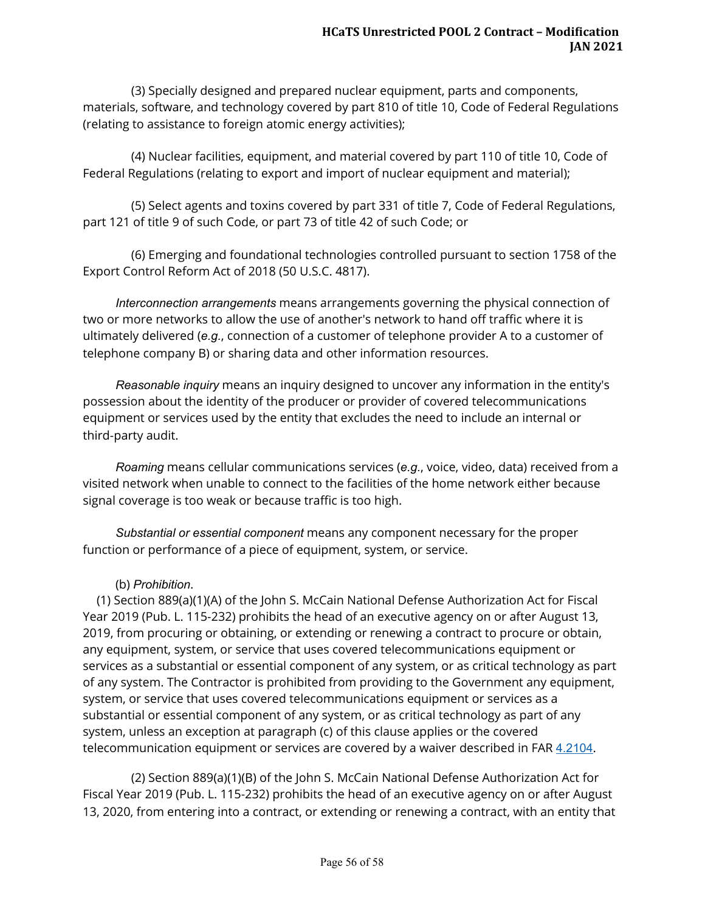(3) Specially designed and prepared nuclear equipment, parts and components, materials, software, and technology covered by part 810 of title 10, Code of Federal Regulations (relating to assistance to foreign atomic energy activities);

(4) Nuclear facilities, equipment, and material covered by part 110 of title 10, Code of Federal Regulations (relating to export and import of nuclear equipment and material);

(5) Select agents and toxins covered by part 331 of title 7, Code of Federal Regulations, part 121 of title 9 of such Code, or part 73 of title 42 of such Code; or

(6) Emerging and foundational technologies controlled pursuant to section 1758 of the Export Control Reform Act of 2018 (50 U.S.C. 4817).

*Interconnection arrangements* means arrangements governing the physical connection of two or more networks to allow the use of another's network to hand off traffic where it is ultimately delivered (*e.g.*, connection of a customer of telephone provider A to a customer of telephone company B) or sharing data and other information resources.

*Reasonable inquiry* means an inquiry designed to uncover any information in the entity's possession about the identity of the producer or provider of covered telecommunications equipment or services used by the entity that excludes the need to include an internal or third-party audit.

*Roaming* means cellular communications services (*e.g.*, voice, video, data) received from a visited network when unable to connect to the facilities of the home network either because signal coverage is too weak or because traffic is too high.

*Substantial or essential component* means any component necessary for the proper function or performance of a piece of equipment, system, or service.

(b) *Prohibition*.

(1) Section 889(a)(1)(A) of the John S. McCain National Defense Authorization Act for Fiscal Year 2019 (Pub. L. 115-232) prohibits the head of an executive agency on or after August 13, 2019, from procuring or obtaining, or extending or renewing a contract to procure or obtain, any equipment, system, or service that uses covered telecommunications equipment or services as a substantial or essential component of any system, or as critical technology as part of any system. The Contractor is prohibited from providing to the Government any equipment, system, or service that uses covered telecommunications equipment or services as a substantial or essential component of any system, or as critical technology as part of any system, unless an exception at paragraph (c) of this clause applies or the covered telecommunication equipment or services are covered by a waiver described in FAR 4.2104.

(2) Section 889(a)(1)(B) of the John S. McCain National Defense Authorization Act for Fiscal Year 2019 (Pub. L. 115-232) prohibits the head of an executive agency on or after August 13, 2020, from entering into a contract, or extending or renewing a contract, with an entity that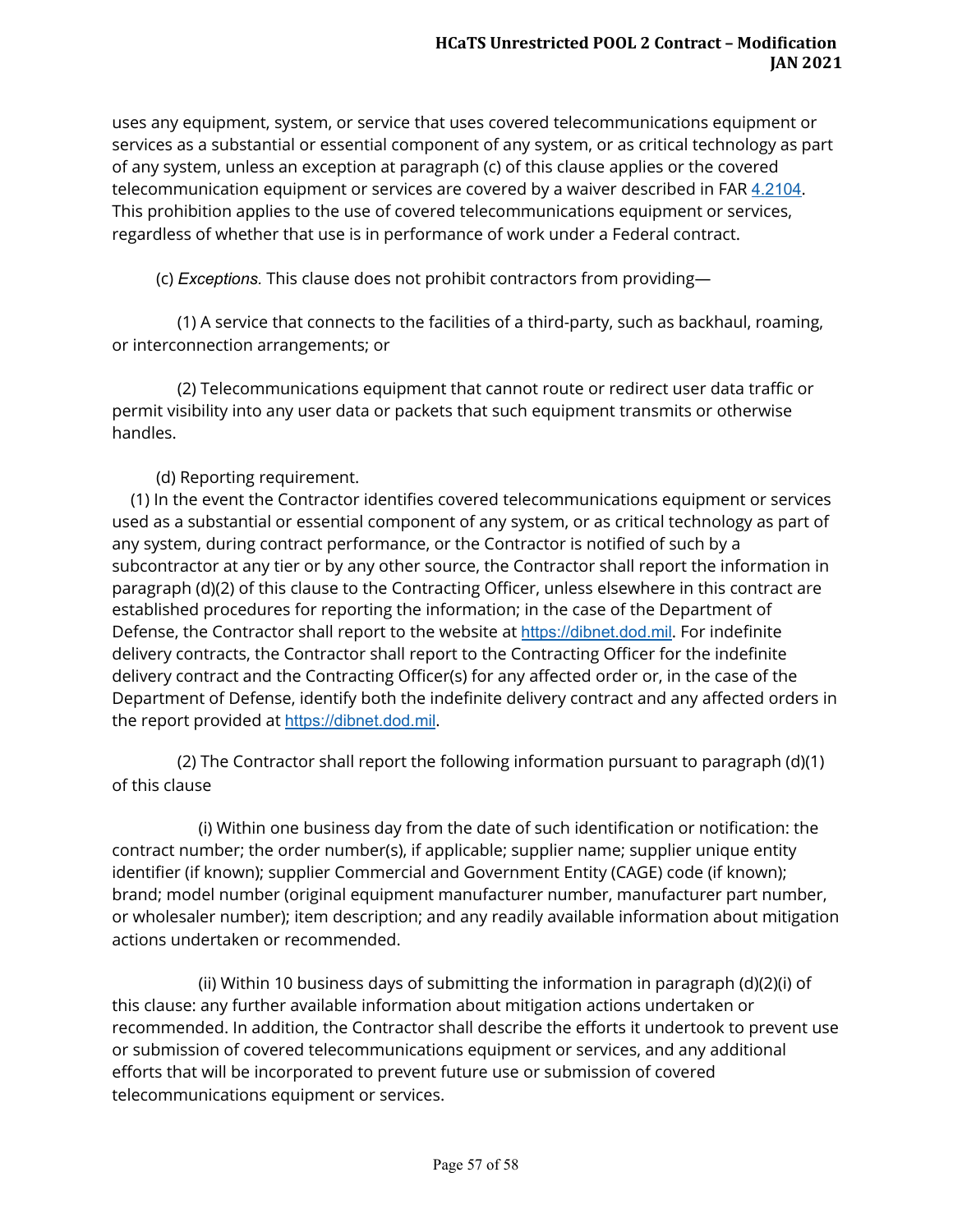uses any equipment, system, or service that uses covered telecommunications equipment or services as a substantial or essential component of any system, or as critical technology as part of any system, unless an exception at paragraph (c) of this clause applies or the covered telecommunication equipment or services are covered by a waiver described in FAR 4.2104. This prohibition applies to the use of covered telecommunications equipment or services, regardless of whether that use is in performance of work under a Federal contract.

(c) *Exceptions.* This clause does not prohibit contractors from providing—

(1) A service that connects to the facilities of a third-party, such as backhaul, roaming, or interconnection arrangements; or

(2) Telecommunications equipment that cannot route or redirect user data traffic or permit visibility into any user data or packets that such equipment transmits or otherwise handles.

(d) Reporting requirement.

(1) In the event the Contractor identifies covered telecommunications equipment or services used as a substantial or essential component of any system, or as critical technology as part of any system, during contract performance, or the Contractor is notified of such by a subcontractor at any tier or by any other source, the Contractor shall report the information in paragraph (d)(2) of this clause to the Contracting Officer, unless elsewhere in this contract are established procedures for reporting the information; in the case of the Department of Defense, the Contractor shall report to the website at https://dibnet.dod.mil. For indefinite delivery contracts, the Contractor shall report to the Contracting Officer for the indefinite delivery contract and the Contracting Officer(s) for any affected order or, in the case of the Department of Defense, identify both the indefinite delivery contract and any affected orders in the report provided at https://dibnet.dod.mil.

(2) The Contractor shall report the following information pursuant to paragraph (d)(1) of this clause

(i) Within one business day from the date of such identification or notification: the contract number; the order number(s), if applicable; supplier name; supplier unique entity identifier (if known); supplier Commercial and Government Entity (CAGE) code (if known); brand; model number (original equipment manufacturer number, manufacturer part number, or wholesaler number); item description; and any readily available information about mitigation actions undertaken or recommended.

(ii) Within 10 business days of submitting the information in paragraph (d)(2)(i) of this clause: any further available information about mitigation actions undertaken or recommended. In addition, the Contractor shall describe the efforts it undertook to prevent use or submission of covered telecommunications equipment or services, and any additional efforts that will be incorporated to prevent future use or submission of covered telecommunications equipment or services.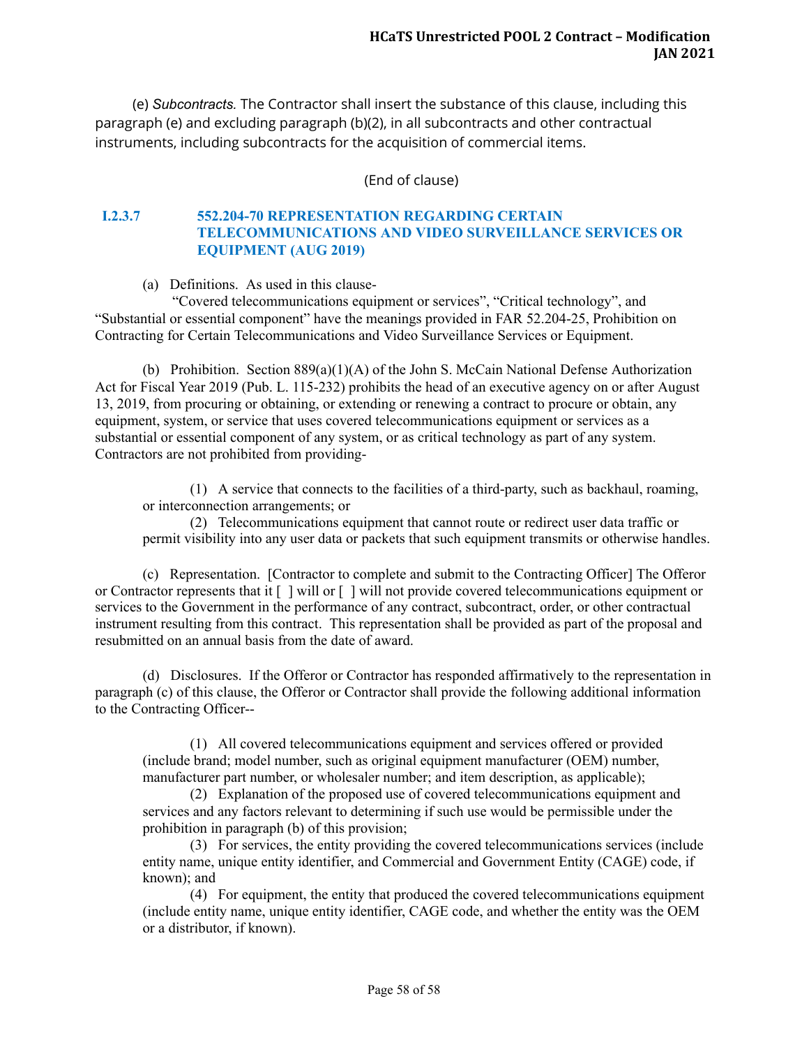(e) *Subcontracts.* The Contractor shall insert the substance of this clause, including this paragraph (e) and excluding paragraph (b)(2), in all subcontracts and other contractual instruments, including subcontracts for the acquisition of commercial items.

(End of clause)

### I.2.3.7 552.204-70 REPRESENTATION REGARDING CERTAIN TELECOMMUNICATIONS AND VIDEO SURVEILLANCE SERVICES OR EQUIPMENT (AUG 2019)

(a) Definitions. As used in this clause-

"Covered telecommunications equipment or services", "Critical technology", and "Substantial or essential component" have the meanings provided in FAR 52.204-25, Prohibition on Contracting for Certain Telecommunications and Video Surveillance Services or Equipment.

(b) Prohibition. Section 889(a)(1)(A) of the John S. McCain National Defense Authorization Act for Fiscal Year 2019 (Pub. L. 115-232) prohibits the head of an executive agency on or after August 13, 2019, from procuring or obtaining, or extending or renewing a contract to procure or obtain, any equipment, system, or service that uses covered telecommunications equipment or services as a substantial or essential component of any system, or as critical technology as part of any system. Contractors are not prohibited from providing-

(1) A service that connects to the facilities of a third-party, such as backhaul, roaming, or interconnection arrangements; or

(2) Telecommunications equipment that cannot route or redirect user data traffic or permit visibility into any user data or packets that such equipment transmits or otherwise handles.

(c) Representation. [Contractor to complete and submit to the Contracting Officer] The Offeror or Contractor represents that it [ ] will or [ ] will not provide covered telecommunications equipment or services to the Government in the performance of any contract, subcontract, order, or other contractual instrument resulting from this contract. This representation shall be provided as part of the proposal and resubmitted on an annual basis from the date of award.

(d) Disclosures. If the Offeror or Contractor has responded affirmatively to the representation in paragraph (c) of this clause, the Offeror or Contractor shall provide the following additional information to the Contracting Officer--

(1) All covered telecommunications equipment and services offered or provided (include brand; model number, such as original equipment manufacturer (OEM) number, manufacturer part number, or wholesaler number; and item description, as applicable);

(2) Explanation of the proposed use of covered telecommunications equipment and services and any factors relevant to determining if such use would be permissible under the prohibition in paragraph (b) of this provision;

(3) For services, the entity providing the covered telecommunications services (include entity name, unique entity identifier, and Commercial and Government Entity (CAGE) code, if known); and

(4) For equipment, the entity that produced the covered telecommunications equipment (include entity name, unique entity identifier, CAGE code, and whether the entity was the OEM or a distributor, if known).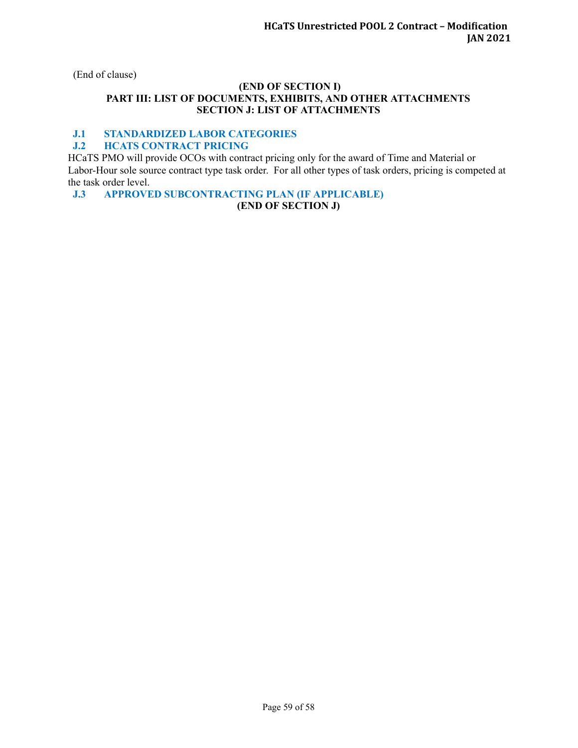(End of clause)

**(END OF SECTION I)**

**PART III: LIST OF DOCUMENTS, EXHIBITS, AND OTHER ATTACHMENTS**

**SECTION J: LIST OF ATTACHMENTS**

### J.1 STANDARDIZED LABOR CATEGORIES

### J.2 HCATS CONTRACT PRICING

HCaTS PMO will provide OCOs with contract pricing only for the award of Time and Material or Labor-Hour sole source contract type task order. For all other types of task orders, pricing is competed at the task order level.

### J.3 APPROVED SUBCONTRACTING PLAN (IF APPLICABLE)

**(END OF SECTION J)**